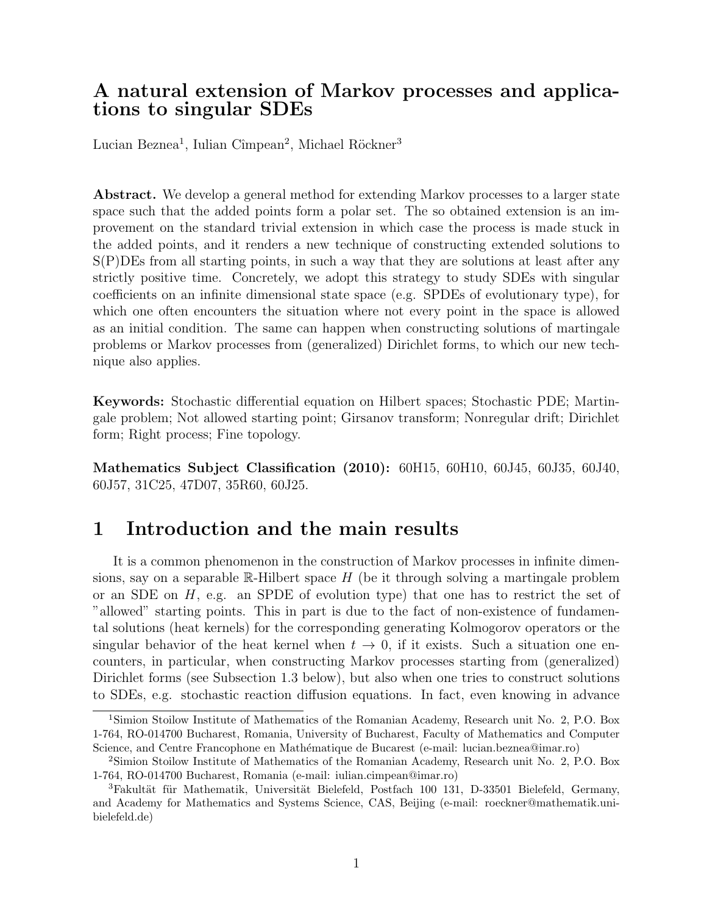# A natural extension of Markov processes and applications to singular SDEs

Lucian Beznea[1], Iulian Cîmpean[2], Michael Röckner[3]

**Abstract.** We develop a general method for extending Markov processes to a larger state space such that the added points form a polar set. The so obtained extension is an improvement on the standard trivial extension in which case the process is made stuck in the added points, and it renders a new technique of constructing extended solutions to S(P)DEs from all starting points, in such a way that they are solutions at least after any strictly positive time. Concretely, we adopt this strategy to study SDEs with singular coefficients on an infinite dimensional state space (e.g. SPDEs of evolutionary type), for which one often encounters the situation where not every point in the space is allowed as an initial condition. The same can happen when constructing solutions of martingale problems or Markov processes from (generalized) Dirichlet forms, to which our new technique also applies.

**Keywords:** Stochastic differential equation on Hilbert spaces; Stochastic PDE; Martingale problem; Not allowed starting point; Girsanov transform; Nonregular drift; Dirichlet form; Right process; Fine topology.

**Mathematics Subject Classification (2010):** 60H15, 60H10, 60J45, 60J35, 60J40, 60J57, 31C25, 47D07, 35R60, 60J25.

## 1 Introduction and the main results

It is a common phenomenon in the construction of Markov processes in infinite dimensions, say on a separable $\mathbb{R}$-Hilbert space $H$ (be it through solving a martingale problem or an SDE on $H$, e.g. an SPDE of evolution type) that one has to restrict the set of "allowed" starting points. This in part is due to the fact of non-existence of fundamental solutions (heat kernels) for the corresponding generating Kolmogorov operators or the singular behavior of the heat kernel when $t \to 0$, if it exists. Such a situation one encounters, in particular, when constructing Markov processes starting from (generalized) Dirichlet forms (see Subsection 1.3 below), but also when one tries to construct solutions to SDEs, e.g. stochastic reaction diffusion equations. In fact, even knowing in advance

---

[1]Simion Stoilow Institute of Mathematics of the Romanian Academy, Research unit No. 2, P.O. Box 1-764, RO-014700 Bucharest, Romania, University of Bucharest, Faculty of Mathematics and Computer Science, and Centre Francophone en Mathématique de Bucarest (e-mail: lucian.beznea@imar.ro)

[2]Simion Stoilow Institute of Mathematics of the Romanian Academy, Research unit No. 2, P.O. Box 1-764, RO-014700 Bucharest, Romania (e-mail: iulian.cimpean@imar.ro)

[3]Fakultät für Mathematik, Universität Bielefeld, Postfach 100 131, D-33501 Bielefeld, Germany, and Academy for Mathematics and Systems Science, CAS, Beijing (e-mail: roeckner@mathematik.uni-bielefeld.de)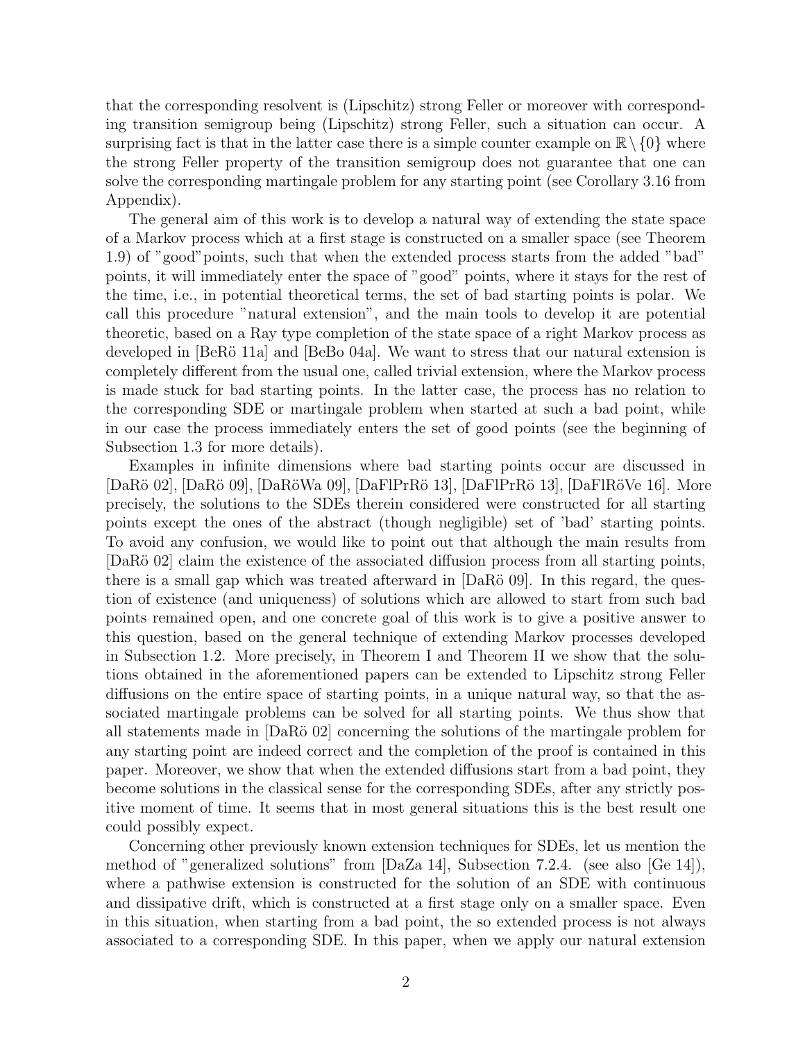that the corresponding resolvent is (Lipschitz) strong Feller or moreover with corresponding transition semigroup being (Lipschitz) strong Feller, such a situation can occur. A surprising fact is that in the latter case there is a simple counter example on $\mathbb{R} \setminus \{0\}$ where the strong Feller property of the transition semigroup does not guarantee that one can solve the corresponding martingale problem for any starting point (see Corollary 3.16 from Appendix).

The general aim of this work is to develop a natural way of extending the state space of a Markov process which at a first stage is constructed on a smaller space (see Theorem 1.9) of "good"points, such that when the extended process starts from the added "bad" points, it will immediately enter the space of "good" points, where it stays for the rest of the time, i.e., in potential theoretical terms, the set of bad starting points is polar. We call this procedure "natural extension", and the main tools to develop it are potential theoretic, based on a Ray type completion of the state space of a right Markov process as developed in [BeRö 11a] and [BeBo 04a]. We want to stress that our natural extension is completely different from the usual one, called trivial extension, where the Markov process is made stuck for bad starting points. In the latter case, the process has no relation to the corresponding SDE or martingale problem when started at such a bad point, while in our case the process immediately enters the set of good points (see the beginning of Subsection 1.3 for more details).

Examples in infinite dimensions where bad starting points occur are discussed in [DaRö 02], [DaRö 09], [DaRöWa 09], [DaFlPrRö 13], [DaFlPrRö 13], [DaFlRöVe 16]. More precisely, the solutions to the SDEs therein considered were constructed for all starting points except the ones of the abstract (though negligible) set of 'bad' starting points. To avoid any confusion, we would like to point out that although the main results from [DaRö 02] claim the existence of the associated diffusion process from all starting points, there is a small gap which was treated afterward in [DaRö 09]. In this regard, the question of existence (and uniqueness) of solutions which are allowed to start from such bad points remained open, and one concrete goal of this work is to give a positive answer to this question, based on the general technique of extending Markov processes developed in Subsection 1.2. More precisely, in Theorem I and Theorem II we show that the solutions obtained in the aforementioned papers can be extended to Lipschitz strong Feller diffusions on the entire space of starting points, in a unique natural way, so that the associated martingale problems can be solved for all starting points. We thus show that all statements made in [DaRö 02] concerning the solutions of the martingale problem for any starting point are indeed correct and the completion of the proof is contained in this paper. Moreover, we show that when the extended diffusions start from a bad point, they become solutions in the classical sense for the corresponding SDEs, after any strictly positive moment of time. It seems that in most general situations this is the best result one could possibly expect.

Concerning other previously known extension techniques for SDEs, let us mention the method of "generalized solutions" from [DaZa 14], Subsection 7.2.4. (see also [Ge 14]), where a pathwise extension is constructed for the solution of an SDE with continuous and dissipative drift, which is constructed at a first stage only on a smaller space. Even in this situation, when starting from a bad point, the so extended process is not always associated to a corresponding SDE. In this paper, when we apply our natural extension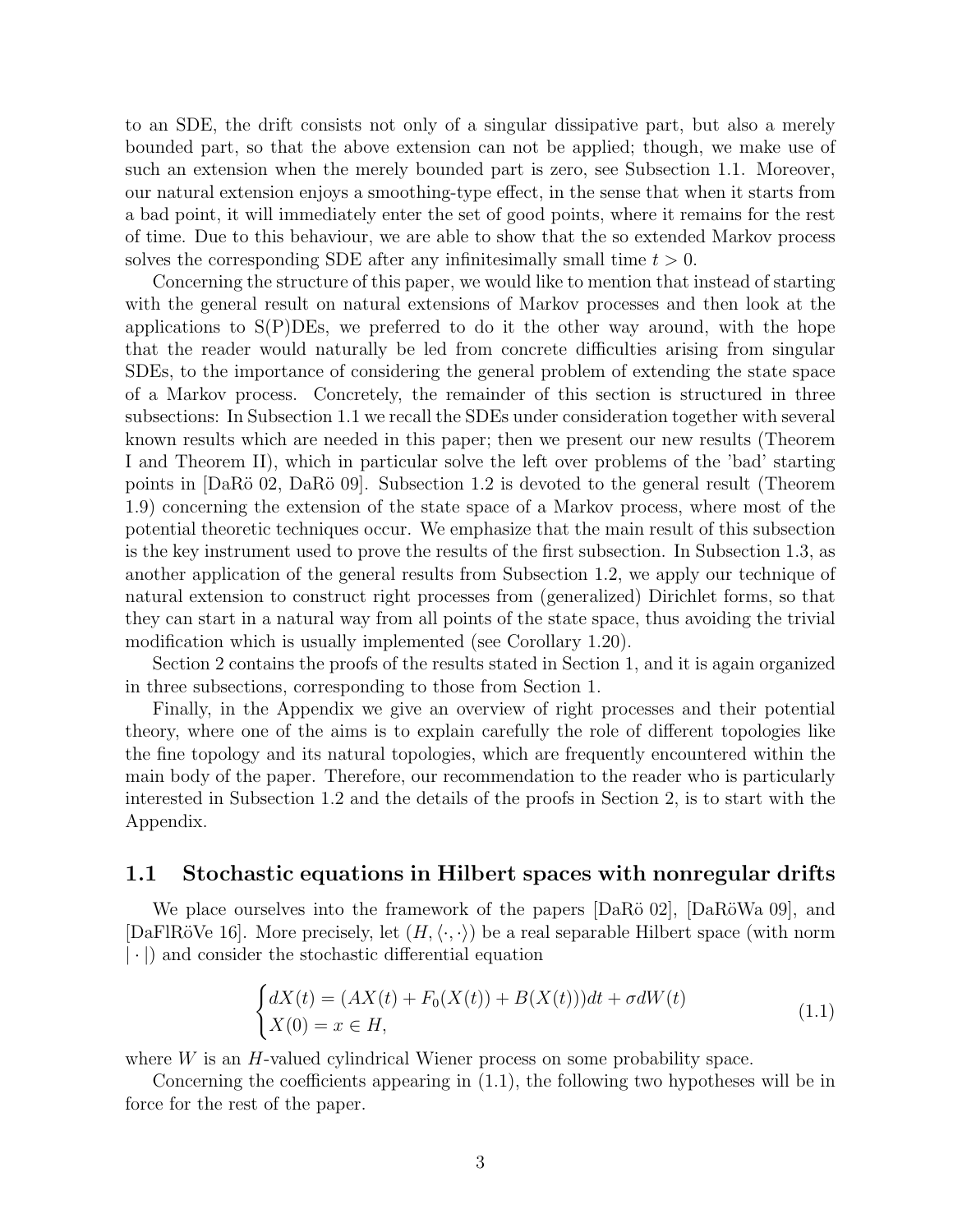to an SDE, the drift consists not only of a singular dissipative part, but also a merely bounded part, so that the above extension can not be applied; though, we make use of such an extension when the merely bounded part is zero, see Subsection 1.1. Moreover, our natural extension enjoys a smoothing-type effect, in the sense that when it starts from a bad point, it will immediately enter the set of good points, where it remains for the rest of time. Due to this behaviour, we are able to show that the so extended Markov process solves the corresponding SDE after any infinitesimally small time $t > 0$.

Concerning the structure of this paper, we would like to mention that instead of starting with the general result on natural extensions of Markov processes and then look at the applications to S(P)DEs, we preferred to do it the other way around, with the hope that the reader would naturally be led from concrete difficulties arising from singular SDEs, to the importance of considering the general problem of extending the state space of a Markov process. Concretely, the remainder of this section is structured in three subsections: In Subsection 1.1 we recall the SDEs under consideration together with several known results which are needed in this paper; then we present our new results (Theorem I and Theorem II), which in particular solve the left over problems of the 'bad' starting points in [DaRö 02, DaRö 09]. Subsection 1.2 is devoted to the general result (Theorem 1.9) concerning the extension of the state space of a Markov process, where most of the potential theoretic techniques occur. We emphasize that the main result of this subsection is the key instrument used to prove the results of the first subsection. In Subsection 1.3, as another application of the general results from Subsection 1.2, we apply our technique of natural extension to construct right processes from (generalized) Dirichlet forms, so that they can start in a natural way from all points of the state space, thus avoiding the trivial modification which is usually implemented (see Corollary 1.20).

Section 2 contains the proofs of the results stated in Section 1, and it is again organized in three subsections, corresponding to those from Section 1.

Finally, in the Appendix we give an overview of right processes and their potential theory, where one of the aims is to explain carefully the role of different topologies like the fine topology and its natural topologies, which are frequently encountered within the main body of the paper. Therefore, our recommendation to the reader who is particularly interested in Subsection 1.2 and the details of the proofs in Section 2, is to start with the Appendix.

### 1.1 Stochastic equations in Hilbert spaces with nonregular drifts

We place ourselves into the framework of the papers [DaRö 02], [DaRöWa 09], and [DaFlRöVe 16]. More precisely, let $(H, \langle \cdot, \cdot \rangle)$ be a real separable Hilbert space (with norm $|\cdot|$) and consider the stochastic differential equation

$$\begin{cases} dX(t) = (AX(t) + F_0(X(t)) + B(X(t)))dt + \sigma dW(t) \\ X(0) = x \in H, \end{cases} \tag{1.1}$$

where $W$ is an $H$-valued cylindrical Wiener process on some probability space.

Concerning the coefficients appearing in (1.1), the following two hypotheses will be in force for the rest of the paper.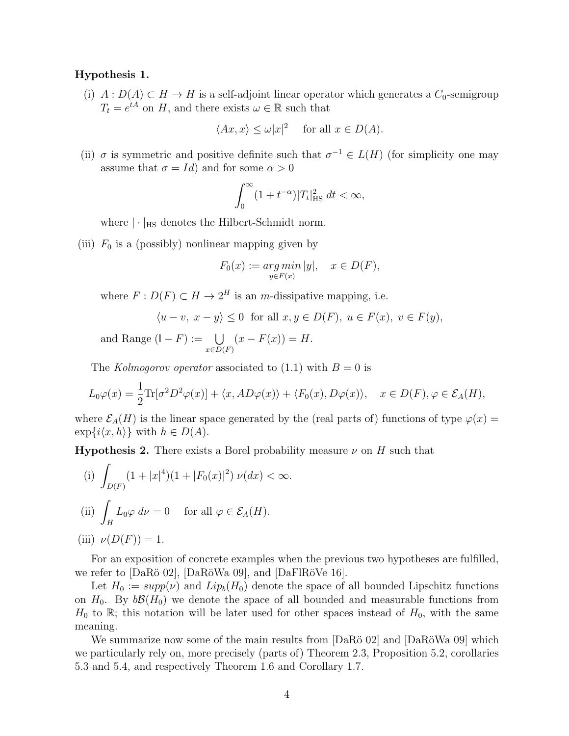**Hypothesis 1.**

(i) $A : D(A) \subset H \to H$ is a self-adjoint linear operator which generates a $C_0$-semigroup $T_t = e^{tA}$ on $H$, and there exists $\omega \in \mathbb{R}$ such that

$$\langle Ax, x\rangle \leq \omega |x|^2 \quad \text{for all } x \in D(A).$$

(ii) $\sigma$ is symmetric and positive definite such that $\sigma^{-1} \in L(H)$ (for simplicity one may assume that $\sigma = Id$) and for some $\alpha > 0$

$$\int_0^\infty (1 + t^{-\alpha})|T_t|_{\text{HS}}^2 \, dt < \infty,$$

where $|\cdot|_{\text{HS}}$ denotes the Hilbert-Schmidt norm.

(iii) $F_0$ is a (possibly) nonlinear mapping given by

$$F_0(x) := \underset{y \in F(x)}{arg\,min}\, |y|, \quad x \in D(F),$$

where $F : D(F) \subset H \to 2^H$ is an $m$-dissipative mapping, i.e.

$$\langle u - v,\ x - y\rangle \leq 0 \ \text{ for all } x, y \in D(F),\ u \in F(x),\ v \in F(y),$$

and Range $(\mathsf{I} - F) := \bigcup_{x \in D(F)} (x - F(x)) = H$.

The *Kolmogorov operator* associated to (1.1) with $B = 0$ is

$$L_0\varphi(x) = \frac{1}{2}\text{Tr}[\sigma^2 D^2\varphi(x)] + \langle x, AD\varphi(x)\rangle + \langle F_0(x), D\varphi(x)\rangle, \quad x \in D(F), \varphi \in \mathcal{E}_A(H),$$

where $\mathcal{E}_A(H)$ is the linear space generated by the (real parts of) functions of type $\varphi(x) = \exp\{i\langle x, h\rangle\}$ with $h \in D(A)$.

**Hypothesis 2.** There exists a Borel probability measure $\nu$ on $H$ such that

(i) $\displaystyle\int_{D(F)} (1 + |x|^4)(1 + |F_0(x)|^2)\, \nu(dx) < \infty.$

(ii) $\displaystyle\int_H L_0\varphi \, d\nu = 0 \quad$ for all $\varphi \in \mathcal{E}_A(H)$.

(iii) $\nu(D(F)) = 1$.

For an exposition of concrete examples when the previous two hypotheses are fulfilled, we refer to [DaRö 02], [DaRöWa 09], and [DaFlRöVe 16].

Let $H_0 := supp(\nu)$ and $Lip_b(H_0)$ denote the space of all bounded Lipschitz functions on $H_0$. By $b\mathcal{B}(H_0)$ we denote the space of all bounded and measurable functions from $H_0$ to $\mathbb{R}$; this notation will be later used for other spaces instead of $H_0$, with the same meaning.

We summarize now some of the main results from [DaRö 02] and [DaRöWa 09] which we particularly rely on, more precisely (parts of) Theorem 2.3, Proposition 5.2, corollaries 5.3 and 5.4, and respectively Theorem 1.6 and Corollary 1.7.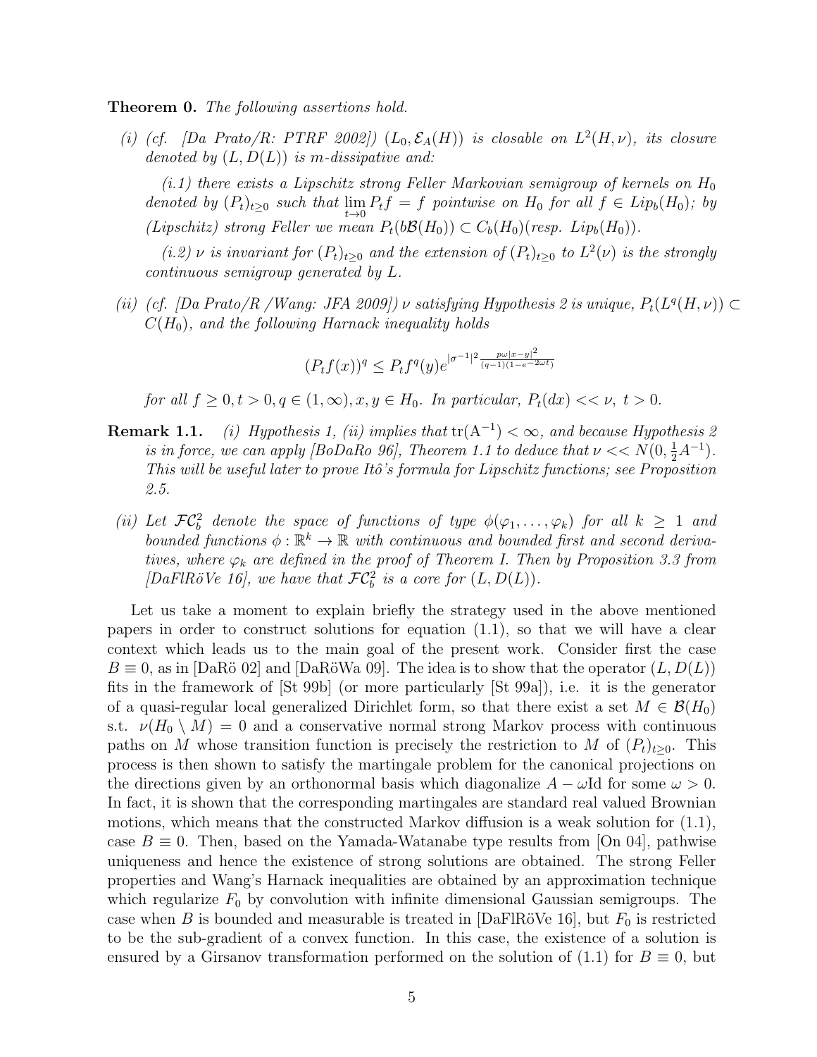**Theorem 0.** *The following assertions hold.*

*(i) (cf. [Da Prato/R: PTRF 2002]) $(L_0, \mathcal{E}_A(H))$ is closable on $L^2(H,\nu)$, its closure denoted by $(L, D(L))$ is m-dissipative and:*

*(i.1) there exists a Lipschitz strong Feller Markovian semigroup of kernels on $H_0$ denoted by $(P_t)_{t\geq 0}$ such that $\lim_{t\to 0} P_t f = f$ pointwise on $H_0$ for all $f \in Lip_b(H_0)$; by (Lipschitz) strong Feller we mean $P_t(b\mathcal{B}(H_0)) \subset C_b(H_0)$(resp. $Lip_b(H_0)$).*

*(i.2) $\nu$ is invariant for $(P_t)_{t\geq 0}$ and the extension of $(P_t)_{t\geq 0}$ to $L^2(\nu)$ is the strongly continuous semigroup generated by $L$.*

*(ii) (cf. [Da Prato/R /Wang: JFA 2009]) $\nu$ satisfying Hypothesis 2 is unique, $P_t(L^q(H,\nu)) \subset C(H_0)$, and the following Harnack inequality holds*

$$(P_t f(x))^q \leq P_t f^q(y) e^{|\sigma^{-1}|^2 \frac{p\omega|x-y|^2}{(q-1)(1-e^{-2\omega t})}}$$

*for all $f \geq 0, t > 0, q \in (1,\infty), x, y \in H_0$. In particular, $P_t(dx) << \nu,\ t > 0$.*

**Remark 1.1.** *(i) Hypothesis 1, (ii) implies that $\operatorname{tr}(A^{-1}) < \infty$, and because Hypothesis 2 is in force, we can apply [BoDaRo 96], Theorem 1.1 to deduce that $\nu << N(0, \frac{1}{2}A^{-1})$. This will be useful later to prove Itô's formula for Lipschitz functions; see Proposition 2.5.*

*(ii) Let $\mathcal{FC}_b^2$ denote the space of functions of type $\phi(\varphi_1, \ldots, \varphi_k)$ for all $k \geq 1$ and bounded functions $\phi : \mathbb{R}^k \to \mathbb{R}$ with continuous and bounded first and second derivatives, where $\varphi_k$ are defined in the proof of Theorem I. Then by Proposition 3.3 from [DaFlRöVe 16], we have that $\mathcal{FC}_b^2$ is a core for $(L, D(L))$.*

Let us take a moment to explain briefly the strategy used in the above mentioned papers in order to construct solutions for equation (1.1), so that we will have a clear context which leads us to the main goal of the present work. Consider first the case $B \equiv 0$, as in [DaRö 02] and [DaRöWa 09]. The idea is to show that the operator $(L, D(L))$ fits in the framework of [St 99b] (or more particularly [St 99a]), i.e. it is the generator of a quasi-regular local generalized Dirichlet form, so that there exist a set $M \in \mathcal{B}(H_0)$ s.t. $\nu(H_0 \setminus M) = 0$ and a conservative normal strong Markov process with continuous paths on $M$ whose transition function is precisely the restriction to $M$ of $(P_t)_{t\geq 0}$. This process is then shown to satisfy the martingale problem for the canonical projections on the directions given by an orthonormal basis which diagonalize $A - \omega\mathrm{Id}$ for some $\omega > 0$. In fact, it is shown that the corresponding martingales are standard real valued Brownian motions, which means that the constructed Markov diffusion is a weak solution for (1.1), case $B \equiv 0$. Then, based on the Yamada-Watanabe type results from [On 04], pathwise uniqueness and hence the existence of strong solutions are obtained. The strong Feller properties and Wang's Harnack inequalities are obtained by an approximation technique which regularize $F_0$ by convolution with infinite dimensional Gaussian semigroups. The case when $B$ is bounded and measurable is treated in [DaFlRöVe 16], but $F_0$ is restricted to be the sub-gradient of a convex function. In this case, the existence of a solution is ensured by a Girsanov transformation performed on the solution of (1.1) for $B \equiv 0$, but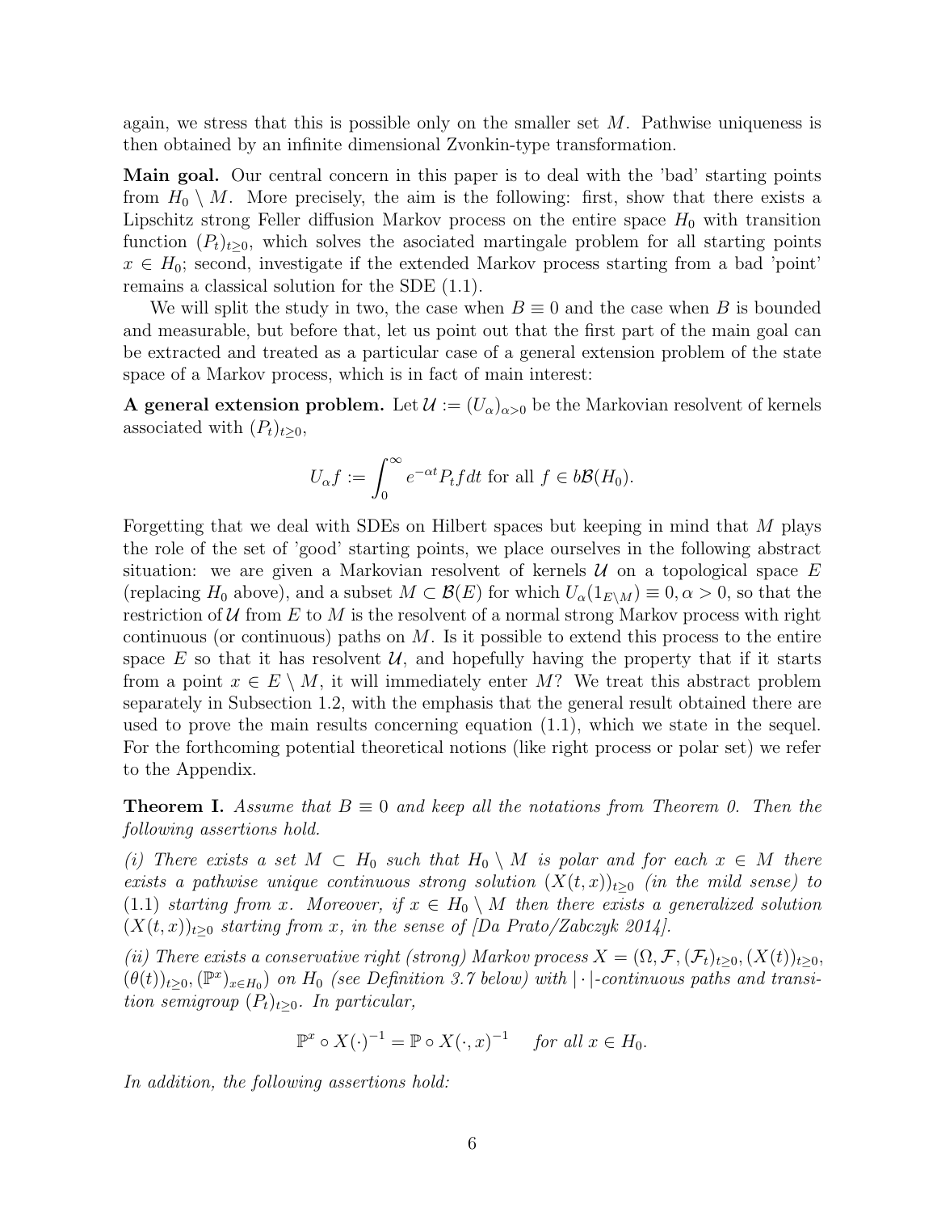again, we stress that this is possible only on the smaller set $M$. Pathwise uniqueness is then obtained by an infinite dimensional Zvonkin-type transformation.

**Main goal.** Our central concern in this paper is to deal with the 'bad' starting points from $H_0 \setminus M$. More precisely, the aim is the following: first, show that there exists a Lipschitz strong Feller diffusion Markov process on the entire space $H_0$ with transition function $(P_t)_{t\geq 0}$, which solves the asociated martingale problem for all starting points $x \in H_0$; second, investigate if the extended Markov process starting from a bad 'point' remains a classical solution for the SDE (1.1).

We will split the study in two, the case when $B \equiv 0$ and the case when $B$ is bounded and measurable, but before that, let us point out that the first part of the main goal can be extracted and treated as a particular case of a general extension problem of the state space of a Markov process, which is in fact of main interest:

**A general extension problem.** Let $\mathcal{U} := (U_\alpha)_{\alpha>0}$ be the Markovian resolvent of kernels associated with $(P_t)_{t\geq 0}$,

$$U_\alpha f := \int_0^\infty e^{-\alpha t} P_t f dt \text{ for all } f \in b\mathcal{B}(H_0).$$

Forgetting that we deal with SDEs on Hilbert spaces but keeping in mind that $M$ plays the role of the set of 'good' starting points, we place ourselves in the following abstract situation: we are given a Markovian resolvent of kernels $\mathcal{U}$ on a topological space $E$ (replacing $H_0$ above), and a subset $M \subset \mathcal{B}(E)$ for which $U_\alpha(1_{E\setminus M}) \equiv 0, \alpha > 0$, so that the restriction of $\mathcal{U}$ from $E$ to $M$ is the resolvent of a normal strong Markov process with right continuous (or continuous) paths on $M$. Is it possible to extend this process to the entire space $E$ so that it has resolvent $\mathcal{U}$, and hopefully having the property that if it starts from a point $x \in E \setminus M$, it will immediately enter $M$? We treat this abstract problem separately in Subsection 1.2, with the emphasis that the general result obtained there are used to prove the main results concerning equation (1.1), which we state in the sequel. For the forthcoming potential theoretical notions (like right process or polar set) we refer to the Appendix.

**Theorem I.** *Assume that $B \equiv 0$ and keep all the notations from Theorem 0. Then the following assertions hold.*

*(i) There exists a set $M \subset H_0$ such that $H_0 \setminus M$ is polar and for each $x \in M$ there exists a pathwise unique continuous strong solution $(X(t,x))_{t\geq 0}$ (in the mild sense) to (1.1) starting from $x$. Moreover, if $x \in H_0 \setminus M$ then there exists a generalized solution $(X(t,x))_{t\geq 0}$ starting from $x$, in the sense of [Da Prato/Zabczyk 2014].*

*(ii) There exists a conservative right (strong) Markov process $X = (\Omega, \mathcal{F}, (\mathcal{F}_t)_{t\geq 0}, (X(t))_{t\geq 0}, (\theta(t))_{t\geq 0}, (\mathbb{P}^x)_{x\in H_0})$ on $H_0$ (see Definition 3.7 below) with $|\cdot|$-continuous paths and transition semigroup $(P_t)_{t\geq 0}$. In particular,*

$$\mathbb{P}^x \circ X(\cdot)^{-1} = \mathbb{P} \circ X(\cdot, x)^{-1} \quad \text{for all } x \in H_0.$$

*In addition, the following assertions hold:*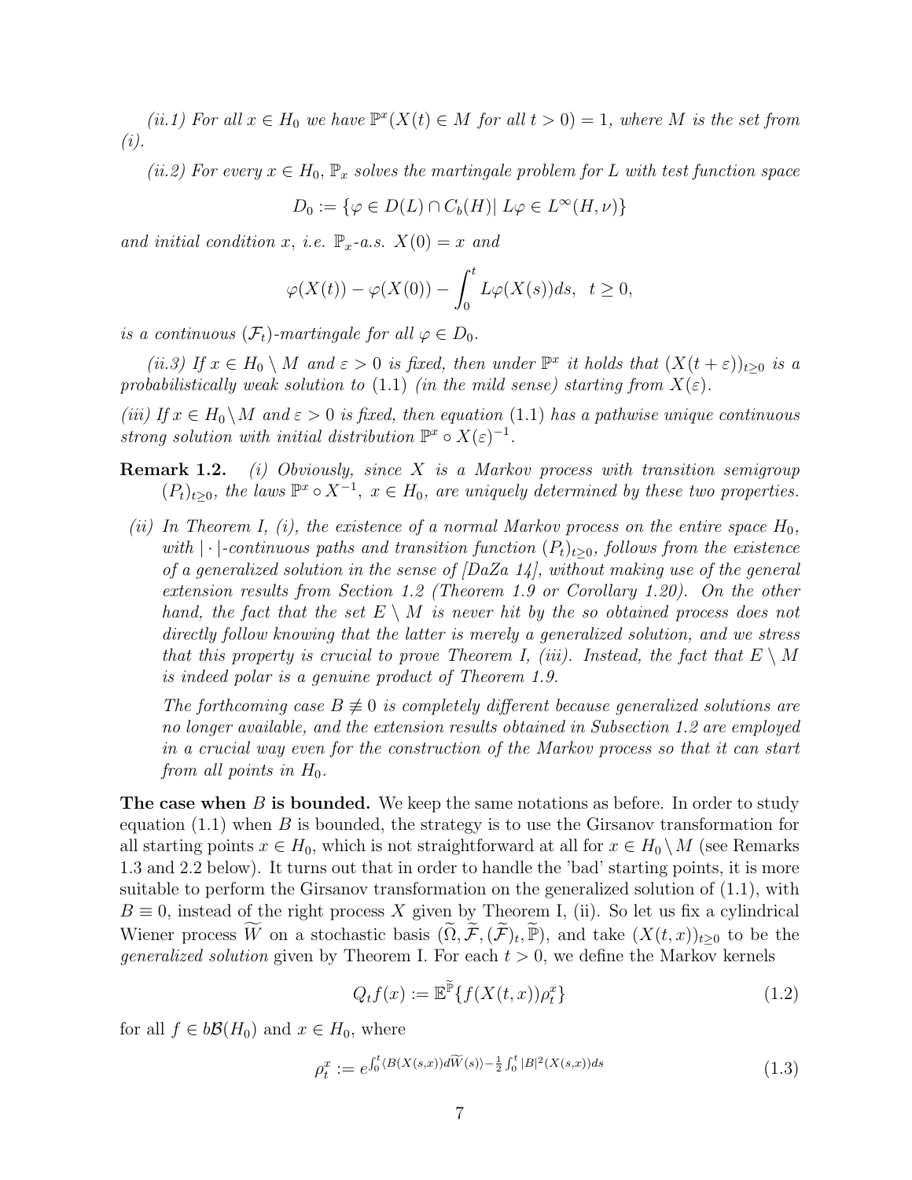*(ii.1) For all $x \in H_0$ we have $\mathbb{P}^x(X(t) \in M$ for all $t > 0) = 1$, where $M$ is the set from (i).*

*(ii.2) For every $x \in H_0$, $\mathbb{P}_x$ solves the martingale problem for $L$ with test function space*

$$D_0 := \{\varphi \in D(L) \cap C_b(H) | \ L\varphi \in L^\infty(H, \nu)\}$$

*and initial condition $x$, i.e. $\mathbb{P}_x$-a.s. $X(0) = x$ and*

$$\varphi(X(t)) - \varphi(X(0)) - \int_0^t L\varphi(X(s))ds, \ \ t \geq 0,$$

*is a continuous $(\mathcal{F}_t)$-martingale for all $\varphi \in D_0$.*

*(ii.3) If $x \in H_0 \setminus M$ and $\varepsilon > 0$ is fixed, then under $\mathbb{P}^x$ it holds that $(X(t+\varepsilon))_{t\geq 0}$ is a probabilistically weak solution to (1.1) (in the mild sense) starting from $X(\varepsilon)$.*

*(iii) If $x \in H_0 \setminus M$ and $\varepsilon > 0$ is fixed, then equation (1.1) has a pathwise unique continuous strong solution with initial distribution $\mathbb{P}^x \circ X(\varepsilon)^{-1}$.*

**Remark 1.2.** *(i) Obviously, since $X$ is a Markov process with transition semigroup $(P_t)_{t\geq 0}$, the laws $\mathbb{P}^x \circ X^{-1}$, $x \in H_0$, are uniquely determined by these two properties.*

*(ii) In Theorem I, (i), the existence of a normal Markov process on the entire space $H_0$, with $|\cdot|$-continuous paths and transition function $(P_t)_{t\geq 0}$, follows from the existence of a generalized solution in the sense of [DaZa 14], without making use of the general extension results from Section 1.2 (Theorem 1.9 or Corollary 1.20). On the other hand, the fact that the set $E \setminus M$ is never hit by the so obtained process does not directly follow knowing that the latter is merely a generalized solution, and we stress that this property is crucial to prove Theorem I, (iii). Instead, the fact that $E \setminus M$ is indeed polar is a genuine product of Theorem 1.9.*

*The forthcoming case $B \not\equiv 0$ is completely different because generalized solutions are no longer available, and the extension results obtained in Subsection 1.2 are employed in a crucial way even for the construction of the Markov process so that it can start from all points in $H_0$.*

**The case when $B$ is bounded.** We keep the same notations as before. In order to study equation (1.1) when $B$ is bounded, the strategy is to use the Girsanov transformation for all starting points $x \in H_0$, which is not straightforward at all for $x \in H_0 \setminus M$ (see Remarks 1.3 and 2.2 below). It turns out that in order to handle the 'bad' starting points, it is more suitable to perform the Girsanov transformation on the generalized solution of (1.1), with $B \equiv 0$, instead of the right process $X$ given by Theorem I, (ii). So let us fix a cylindrical Wiener process $\widetilde{W}$ on a stochastic basis $(\widetilde{\Omega}, \widetilde{\mathcal{F}}, (\widetilde{\mathcal{F}})_t, \widetilde{\mathbb{P}})$, and take $(X(t,x))_{t\geq 0}$ to be the *generalized solution* given by Theorem I. For each $t > 0$, we define the Markov kernels

$$Q_t f(x) := \mathbb{E}^{\widetilde{\mathbb{P}}}\{f(X(t,x))\rho_t^x\} \tag{1.2}$$

for all $f \in b\mathcal{B}(H_0)$ and $x \in H_0$, where

$$\rho_t^x := e^{\int_0^t \langle B(X(s,x))d\widetilde{W}(s)\rangle - \frac{1}{2}\int_0^t |B|^2(X(s,x))ds} \tag{1.3}$$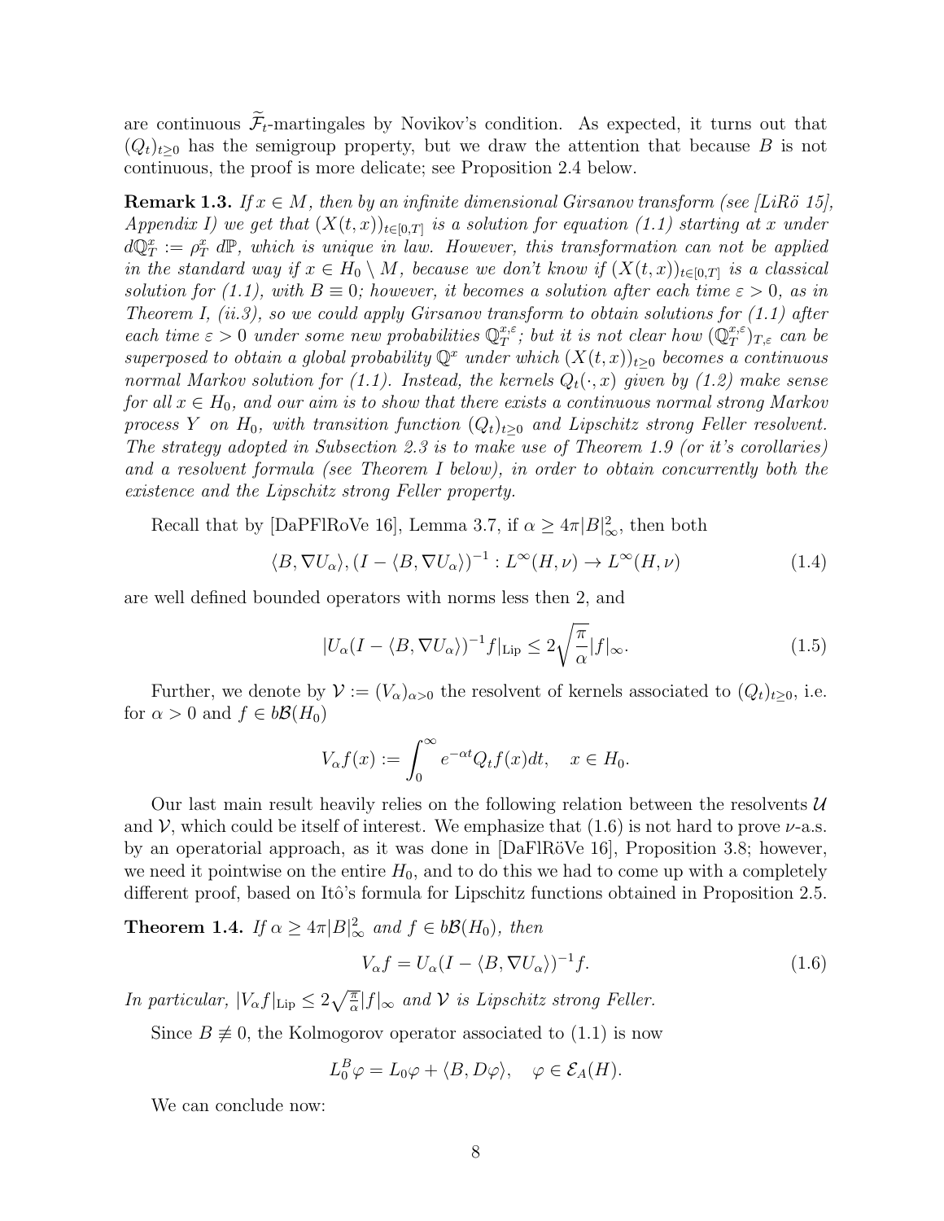are continuous $\widetilde{\mathcal{F}}_t$-martingales by Novikov's condition. As expected, it turns out that $(Q_t)_{t\geq 0}$ has the semigroup property, but we draw the attention that because $B$ is not continuous, the proof is more delicate; see Proposition 2.4 below.

**Remark 1.3.** *If $x \in M$, then by an infinite dimensional Girsanov transform (see [LiRö 15], Appendix I) we get that $(X(t,x))_{t\in[0,T]}$ is a solution for equation (1.1) starting at $x$ under $d\mathbb{Q}_T^x := \rho_T^x \, d\mathbb{P}$, which is unique in law. However, this transformation can not be applied in the standard way if $x \in H_0 \setminus M$, because we don't know if $(X(t,x))_{t\in[0,T]}$ is a classical solution for (1.1), with $B \equiv 0$; however, it becomes a solution after each time $\varepsilon > 0$, as in Theorem I, (ii.3), so we could apply Girsanov transform to obtain solutions for (1.1) after each time $\varepsilon > 0$ under some new probabilities $\mathbb{Q}_T^{x,\varepsilon}$; but it is not clear how $(\mathbb{Q}_T^{x,\varepsilon})_{T,\varepsilon}$ can be superposed to obtain a global probability $\mathbb{Q}^x$ under which $(X(t,x))_{t\geq 0}$ becomes a continuous normal Markov solution for (1.1). Instead, the kernels $Q_t(\cdot, x)$ given by (1.2) make sense for all $x \in H_0$, and our aim is to show that there exists a continuous normal strong Markov process $Y$ on $H_0$, with transition function $(Q_t)_{t\geq 0}$ and Lipschitz strong Feller resolvent. The strategy adopted in Subsection 2.3 is to make use of Theorem 1.9 (or it's corollaries) and a resolvent formula (see Theorem I below), in order to obtain concurrently both the existence and the Lipschitz strong Feller property.*

Recall that by [DaPFlRoVe 16], Lemma 3.7, if $\alpha \geq 4\pi |B|_\infty^2$, then both

$$\langle B, \nabla U_\alpha \rangle, (I - \langle B, \nabla U_\alpha \rangle)^{-1} : L^\infty(H, \nu) \to L^\infty(H, \nu) \tag{1.4}$$

are well defined bounded operators with norms less then 2, and

$$|U_\alpha (I - \langle B, \nabla U_\alpha \rangle)^{-1} f|_{\text{Lip}} \leq 2\sqrt{\frac{\pi}{\alpha}} |f|_\infty. \tag{1.5}$$

Further, we denote by $\mathcal{V} := (V_\alpha)_{\alpha>0}$ the resolvent of kernels associated to $(Q_t)_{t\geq 0}$, i.e. for $\alpha > 0$ and $f \in b\mathcal{B}(H_0)$

$$V_\alpha f(x) := \int_0^\infty e^{-\alpha t} Q_t f(x) dt, \quad x \in H_0.$$

Our last main result heavily relies on the following relation between the resolvents $\mathcal{U}$ and $\mathcal{V}$, which could be itself of interest. We emphasize that (1.6) is not hard to prove $\nu$-a.s. by an operatorial approach, as it was done in [DaFlRöVe 16], Proposition 3.8; however, we need it pointwise on the entire $H_0$, and to do this we had to come up with a completely different proof, based on Itô's formula for Lipschitz functions obtained in Proposition 2.5.

**Theorem 1.4.** *If $\alpha \geq 4\pi |B|_\infty^2$ and $f \in b\mathcal{B}(H_0)$, then*

$$V_\alpha f = U_\alpha (I - \langle B, \nabla U_\alpha \rangle)^{-1} f. \tag{1.6}$$

*In particular, $|V_\alpha f|_{\text{Lip}} \leq 2\sqrt{\frac{\pi}{\alpha}} |f|_\infty$ and $\mathcal{V}$ is Lipschitz strong Feller.*

Since $B \not\equiv 0$, the Kolmogorov operator associated to (1.1) is now

$$L_0^B \varphi = L_0 \varphi + \langle B, D\varphi \rangle, \quad \varphi \in \mathcal{E}_A(H).$$

We can conclude now: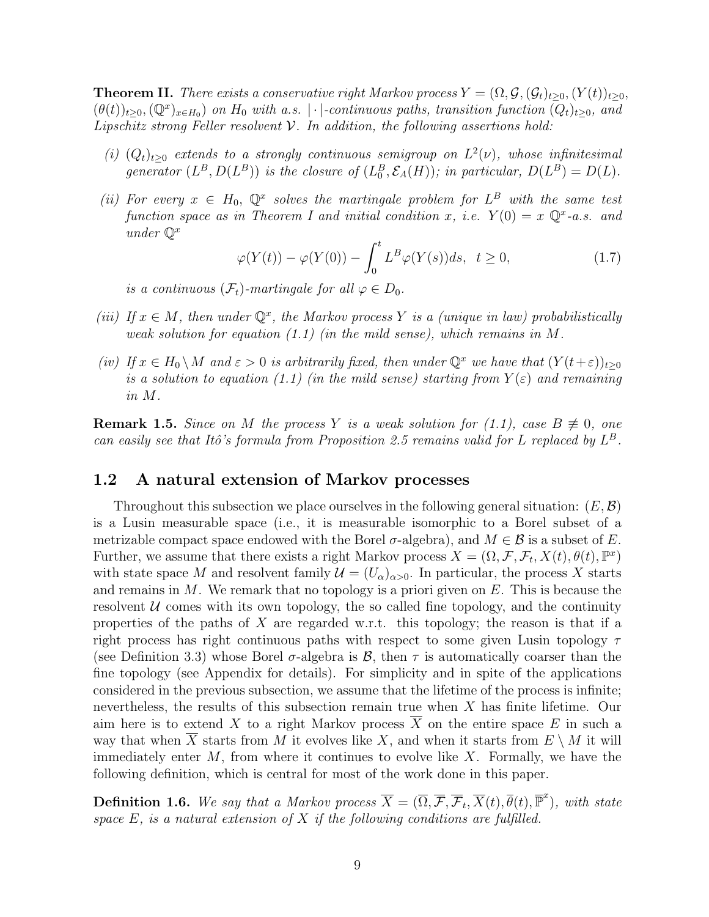**Theorem II.** *There exists a conservative right Markov process $Y = (\Omega, \mathcal{G}, (\mathcal{G}_t)_{t\geq 0}, (Y(t))_{t\geq 0}, (\theta(t))_{t\geq 0}, (\mathbb{Q}^x)_{x\in H_0})$ on $H_0$ with a.s. $|\cdot|$-continuous paths, transition function $(Q_t)_{t\geq 0}$, and Lipschitz strong Feller resolvent $\mathcal{V}$. In addition, the following assertions hold:*

*(i) $(Q_t)_{t\geq 0}$ extends to a strongly continuous semigroup on $L^2(\nu)$, whose infinitesimal generator $(L^B, D(L^B))$ is the closure of $(L_0^B, \mathcal{E}_A(H))$; in particular, $D(L^B) = D(L)$.*

*(ii) For every $x \in H_0$, $\mathbb{Q}^x$ solves the martingale problem for $L^B$ with the same test function space as in Theorem I and initial condition $x$, i.e. $Y(0) = x$ $\mathbb{Q}^x$-a.s. and under $\mathbb{Q}^x$*

$$\varphi(Y(t)) - \varphi(Y(0)) - \int_0^t L^B\varphi(Y(s))ds, \ \ t \geq 0, \tag{1.7}$$

*is a continuous $(\mathcal{F}_t)$-martingale for all $\varphi \in D_0$.*

*(iii) If $x \in M$, then under $\mathbb{Q}^x$, the Markov process $Y$ is a (unique in law) probabilistically weak solution for equation (1.1) (in the mild sense), which remains in $M$.*

*(iv) If $x \in H_0 \setminus M$ and $\varepsilon > 0$ is arbitrarily fixed, then under $\mathbb{Q}^x$ we have that $(Y(t+\varepsilon))_{t\geq 0}$ is a solution to equation (1.1) (in the mild sense) starting from $Y(\varepsilon)$ and remaining in $M$.*

**Remark 1.5.** *Since on $M$ the process $Y$ is a weak solution for (1.1), case $B \not\equiv 0$, one can easily see that Itô's formula from Proposition 2.5 remains valid for $L$ replaced by $L^B$.*

## 1.2 A natural extension of Markov processes

Throughout this subsection we place ourselves in the following general situation: $(E, \mathcal{B})$ is a Lusin measurable space (i.e., it is measurable isomorphic to a Borel subset of a metrizable compact space endowed with the Borel $\sigma$-algebra), and $M \in \mathcal{B}$ is a subset of $E$. Further, we assume that there exists a right Markov process $X = (\Omega, \mathcal{F}, \mathcal{F}_t, X(t), \theta(t), \mathbb{P}^x)$ with state space $M$ and resolvent family $\mathcal{U} = (U_\alpha)_{\alpha>0}$. In particular, the process $X$ starts and remains in $M$. We remark that no topology is a priori given on $E$. This is because the resolvent $\mathcal{U}$ comes with its own topology, the so called fine topology, and the continuity properties of the paths of $X$ are regarded w.r.t. this topology; the reason is that if a right process has right continuous paths with respect to some given Lusin topology $\tau$ (see Definition 3.3) whose Borel $\sigma$-algebra is $\mathcal{B}$, then $\tau$ is automatically coarser than the fine topology (see Appendix for details). For simplicity and in spite of the applications considered in the previous subsection, we assume that the lifetime of the process is infinite; nevertheless, the results of this subsection remain true when $X$ has finite lifetime. Our aim here is to extend $X$ to a right Markov process $\overline{X}$ on the entire space $E$ in such a way that when $\overline{X}$ starts from $M$ it evolves like $X$, and when it starts from $E \setminus M$ it will immediately enter $M$, from where it continues to evolve like $X$. Formally, we have the following definition, which is central for most of the work done in this paper.

**Definition 1.6.** *We say that a Markov process $\overline{X} = (\overline{\Omega}, \overline{\mathcal{F}}, \overline{\mathcal{F}}_t, \overline{X}(t), \overline{\theta}(t), \overline{\mathbb{P}}^x)$, with state space $E$, is a natural extension of $X$ if the following conditions are fulfilled.*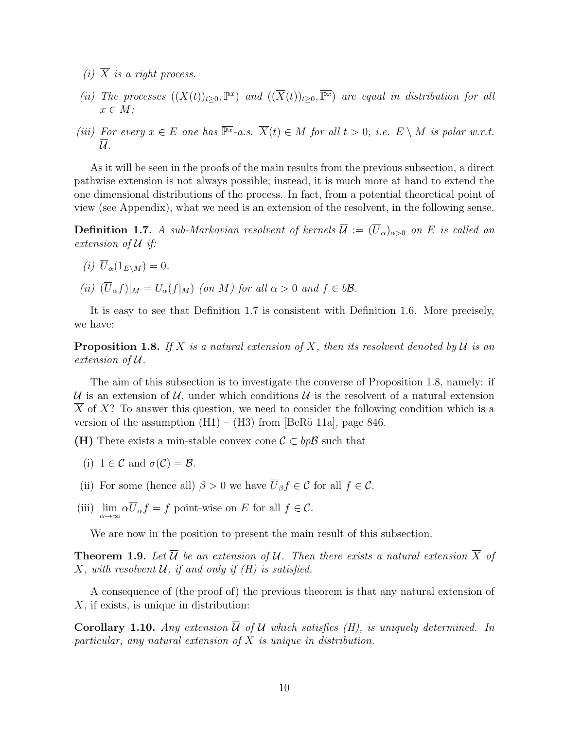*(i) $\overline{X}$ is a right process.*

*(ii) The processes $((X(t))_{t\geq 0}, \mathbb{P}^x)$ and $((\overline{X}(t))_{t\geq 0}, \overline{\mathbb{P}^x})$ are equal in distribution for all $x \in M$;*

*(iii) For every $x \in E$ one has $\overline{\mathbb{P}^x}$-a.s. $\overline{X}(t) \in M$ for all $t > 0$, i.e. $E \setminus M$ is polar w.r.t. $\overline{\mathcal{U}}$.*

As it will be seen in the proofs of the main results from the previous subsection, a direct pathwise extension is not always possible; instead, it is much more at hand to extend the one dimensional distributions of the process. In fact, from a potential theoretical point of view (see Appendix), what we need is an extension of the resolvent, in the following sense.

**Definition 1.7.** *A sub-Markovian resolvent of kernels $\overline{\mathcal{U}} := (\overline{U}_\alpha)_{\alpha>0}$ on $E$ is called an extension of $\mathcal{U}$ if:*

*(i) $\overline{U}_\alpha(1_{E\setminus M}) = 0$.*

*(ii) $(\overline{U}_\alpha f)|_M = U_\alpha(f|_M)$ (on $M$) for all $\alpha > 0$ and $f \in b\mathcal{B}$.*

It is easy to see that Definition 1.7 is consistent with Definition 1.6. More precisely, we have:

**Proposition 1.8.** *If $\overline{X}$ is a natural extension of $X$, then its resolvent denoted by $\overline{\mathcal{U}}$ is an extension of $\mathcal{U}$.*

The aim of this subsection is to investigate the converse of Proposition 1.8, namely: if $\overline{\mathcal{U}}$ is an extension of $\mathcal{U}$, under which conditions $\overline{\mathcal{U}}$ is the resolvent of a natural extension $\overline{X}$ of $X$? To answer this question, we need to consider the following condition which is a version of the assumption (H1) – (H3) from [BeRö 11a], page 846.

**(H)** There exists a min-stable convex cone $\mathcal{C} \subset bp\mathcal{B}$ such that

(i) $1 \in \mathcal{C}$ and $\sigma(\mathcal{C}) = \mathcal{B}$.

(ii) For some (hence all) $\beta > 0$ we have $\overline{U}_\beta f \in \mathcal{C}$ for all $f \in \mathcal{C}$.

(iii) $\lim\limits_{\alpha\to\infty} \alpha\overline{U}_\alpha f = f$ point-wise on $E$ for all $f \in \mathcal{C}$.

We are now in the position to present the main result of this subsection.

**Theorem 1.9.** *Let $\overline{\mathcal{U}}$ be an extension of $\mathcal{U}$. Then there exists a natural extension $\overline{X}$ of $X$, with resolvent $\overline{\mathcal{U}}$, if and only if (H) is satisfied.*

A consequence of (the proof of) the previous theorem is that any natural extension of $X$, if exists, is unique in distribution:

**Corollary 1.10.** *Any extension $\overline{\mathcal{U}}$ of $\mathcal{U}$ which satisfies (H), is uniquely determined. In particular, any natural extension of $X$ is unique in distribution.*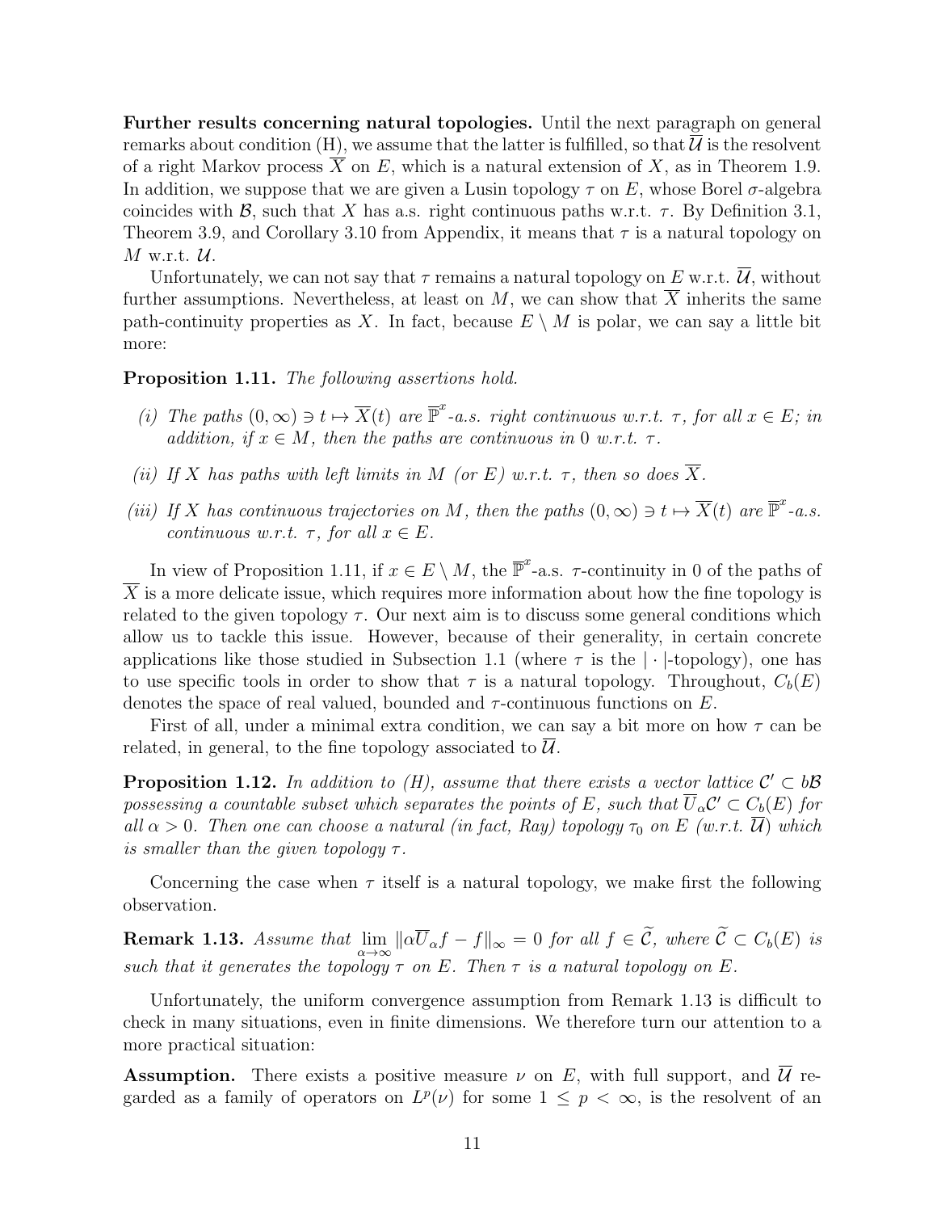**Further results concerning natural topologies.** Until the next paragraph on general remarks about condition (H), we assume that the latter is fulfilled, so that $\overline{\mathcal{U}}$ is the resolvent of a right Markov process $\overline{X}$ on $E$, which is a natural extension of $X$, as in Theorem 1.9. In addition, we suppose that we are given a Lusin topology $\tau$ on $E$, whose Borel $\sigma$-algebra coincides with $\mathcal{B}$, such that $X$ has a.s. right continuous paths w.r.t. $\tau$. By Definition 3.1, Theorem 3.9, and Corollary 3.10 from Appendix, it means that $\tau$ is a natural topology on $M$ w.r.t. $\mathcal{U}$.

Unfortunately, we can not say that $\tau$ remains a natural topology on $E$ w.r.t. $\overline{\mathcal{U}}$, without further assumptions. Nevertheless, at least on $M$, we can show that $\overline{X}$ inherits the same path-continuity properties as $X$. In fact, because $E \setminus M$ is polar, we can say a little bit more:

**Proposition 1.11.** *The following assertions hold.*

*(i) The paths $(0, \infty) \ni t \mapsto \overline{X}(t)$ are $\overline{\mathbb{P}}^x$-a.s. right continuous w.r.t. $\tau$, for all $x \in E$; in addition, if $x \in M$, then the paths are continuous in 0 w.r.t. $\tau$.*

*(ii) If $X$ has paths with left limits in $M$ (or $E$) w.r.t. $\tau$, then so does $\overline{X}$.*

*(iii) If $X$ has continuous trajectories on $M$, then the paths $(0, \infty) \ni t \mapsto \overline{X}(t)$ are $\overline{\mathbb{P}}^x$-a.s. continuous w.r.t. $\tau$, for all $x \in E$.*

In view of Proposition 1.11, if $x \in E \setminus M$, the $\overline{\mathbb{P}}^x$-a.s. $\tau$-continuity in 0 of the paths of $\overline{X}$ is a more delicate issue, which requires more information about how the fine topology is related to the given topology $\tau$. Our next aim is to discuss some general conditions which allow us to tackle this issue. However, because of their generality, in certain concrete applications like those studied in Subsection 1.1 (where $\tau$ is the $|\cdot|$-topology), one has to use specific tools in order to show that $\tau$ is a natural topology. Throughout, $C_b(E)$ denotes the space of real valued, bounded and $\tau$-continuous functions on $E$.

First of all, under a minimal extra condition, we can say a bit more on how $\tau$ can be related, in general, to the fine topology associated to $\overline{\mathcal{U}}$.

**Proposition 1.12.** *In addition to (H), assume that there exists a vector lattice $\mathcal{C}' \subset b\mathcal{B}$ possessing a countable subset which separates the points of $E$, such that $\overline{U}_\alpha \mathcal{C}' \subset C_b(E)$ for all $\alpha > 0$. Then one can choose a natural (in fact, Ray) topology $\tau_0$ on $E$ (w.r.t. $\overline{\mathcal{U}}$) which is smaller than the given topology $\tau$.*

Concerning the case when $\tau$ itself is a natural topology, we make first the following observation.

**Remark 1.13.** *Assume that $\lim\limits_{\alpha \to \infty} \|\alpha \overline{U}_\alpha f - f\|_\infty = 0$ for all $f \in \widetilde{\mathcal{C}}$, where $\widetilde{\mathcal{C}} \subset C_b(E)$ is such that it generates the topology $\tau$ on $E$. Then $\tau$ is a natural topology on $E$.*

Unfortunately, the uniform convergence assumption from Remark 1.13 is difficult to check in many situations, even in finite dimensions. We therefore turn our attention to a more practical situation:

**Assumption.** There exists a positive measure $\nu$ on $E$, with full support, and $\overline{\mathcal{U}}$ regarded as a family of operators on $L^p(\nu)$ for some $1 \leq p < \infty$, is the resolvent of an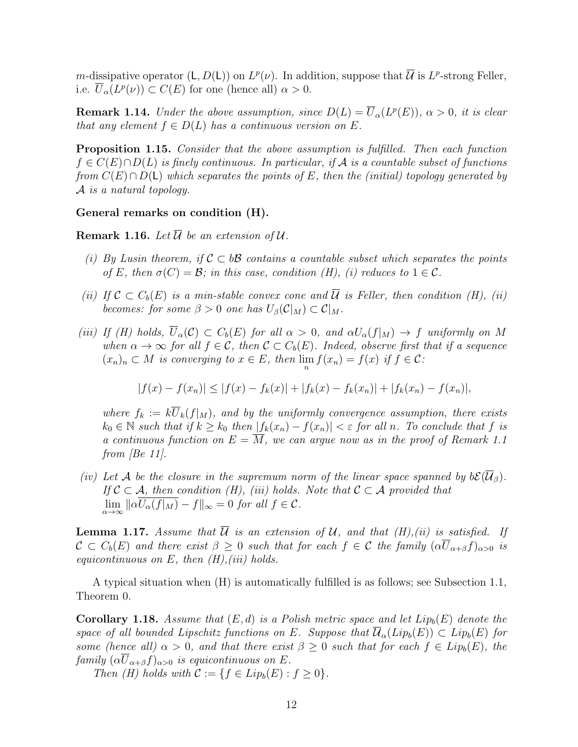$m$-dissipative operator $(\mathsf{L}, D(\mathsf{L}))$ on $L^p(\nu)$. In addition, suppose that $\overline{\mathcal{U}}$ is $L^p$-strong Feller, i.e. $\overline{U}_\alpha(L^p(\nu)) \subset C(E)$ for one (hence all) $\alpha > 0$.

**Remark 1.14.** *Under the above assumption, since $D(L) = \overline{U}_\alpha(L^p(E))$, $\alpha > 0$, it is clear that any element $f \in D(L)$ has a continuous version on $E$.*

**Proposition 1.15.** *Consider that the above assumption is fulfilled. Then each function $f \in C(E) \cap D(L)$ is finely continuous. In particular, if $\mathcal{A}$ is a countable subset of functions from $C(E) \cap D(\mathsf{L})$ which separates the points of $E$, then the (initial) topology generated by $\mathcal{A}$ is a natural topology.*

**General remarks on condition (H).**

**Remark 1.16.** *Let $\overline{\mathcal{U}}$ be an extension of $\mathcal{U}$.*

*(i) By Lusin theorem, if $\mathcal{C} \subset b\mathcal{B}$ contains a countable subset which separates the points of $E$, then $\sigma(C) = \mathcal{B}$; in this case, condition (H), (i) reduces to $1 \in \mathcal{C}$.*

*(ii) If $\mathcal{C} \subset C_b(E)$ is a min-stable convex cone and $\overline{\mathcal{U}}$ is Feller, then condition (H), (ii) becomes: for some $\beta > 0$ one has $U_\beta(\mathcal{C}|_M) \subset \mathcal{C}|_M$.*

*(iii) If (H) holds, $\overline{U}_\alpha(\mathcal{C}) \subset C_b(E)$ for all $\alpha > 0$, and $\alpha U_\alpha(f|_M) \to f$ uniformly on $M$ when $\alpha \to \infty$ for all $f \in \mathcal{C}$, then $\mathcal{C} \subset C_b(E)$. Indeed, observe first that if a sequence $(x_n)_n \subset M$ is converging to $x \in E$, then $\lim_n f(x_n) = f(x)$ if $f \in \mathcal{C}$:*

$$|f(x) - f(x_n)| \leq |f(x) - f_k(x)| + |f_k(x) - f_k(x_n)| + |f_k(x_n) - f(x_n)|,$$

*where $f_k := k\overline{U}_k(f|_M)$, and by the uniformly convergence assumption, there exists $k_0 \in \mathbb{N}$ such that if $k \geq k_0$ then $|f_k(x_n) - f(x_n)| < \varepsilon$ for all $n$. To conclude that $f$ is a continuous function on $E = \overline{M}$, we can argue now as in the proof of Remark 1.1 from [Be 11].*

*(iv) Let $\mathcal{A}$ be the closure in the supremum norm of the linear space spanned by $b\mathcal{E}(\overline{\mathcal{U}}_\beta)$. If $\mathcal{C} \subset \mathcal{A}$, then condition (H), (iii) holds. Note that $\mathcal{C} \subset \mathcal{A}$ provided that $\lim_{\alpha\to\infty} \|\alpha\overline{U_\alpha(f|_M)} - f\|_\infty = 0$ for all $f \in \mathcal{C}$.*

**Lemma 1.17.** *Assume that $\overline{\mathcal{U}}$ is an extension of $\mathcal{U}$, and that (H),(ii) is satisfied. If $\mathcal{C} \subset C_b(E)$ and there exist $\beta \geq 0$ such that for each $f \in \mathcal{C}$ the family $(\alpha\overline{U}_{\alpha+\beta}f)_{\alpha>0}$ is equicontinuous on $E$, then (H),(iii) holds.*

A typical situation when (H) is automatically fulfilled is as follows; see Subsection 1.1, Theorem 0.

**Corollary 1.18.** *Assume that $(E, d)$ is a Polish metric space and let $Lip_b(E)$ denote the space of all bounded Lipschitz functions on $E$. Suppose that $\overline{\mathcal{U}}_\alpha(Lip_b(E)) \subset Lip_b(E)$ for some (hence all) $\alpha > 0$, and that there exist $\beta \geq 0$ such that for each $f \in Lip_b(E)$, the family $(\alpha\overline{U}_{\alpha+\beta}f)_{\alpha>0}$ is equicontinuous on $E$.*

*Then (H) holds with $\mathcal{C} := \{f \in Lip_b(E) : f \geq 0\}$.*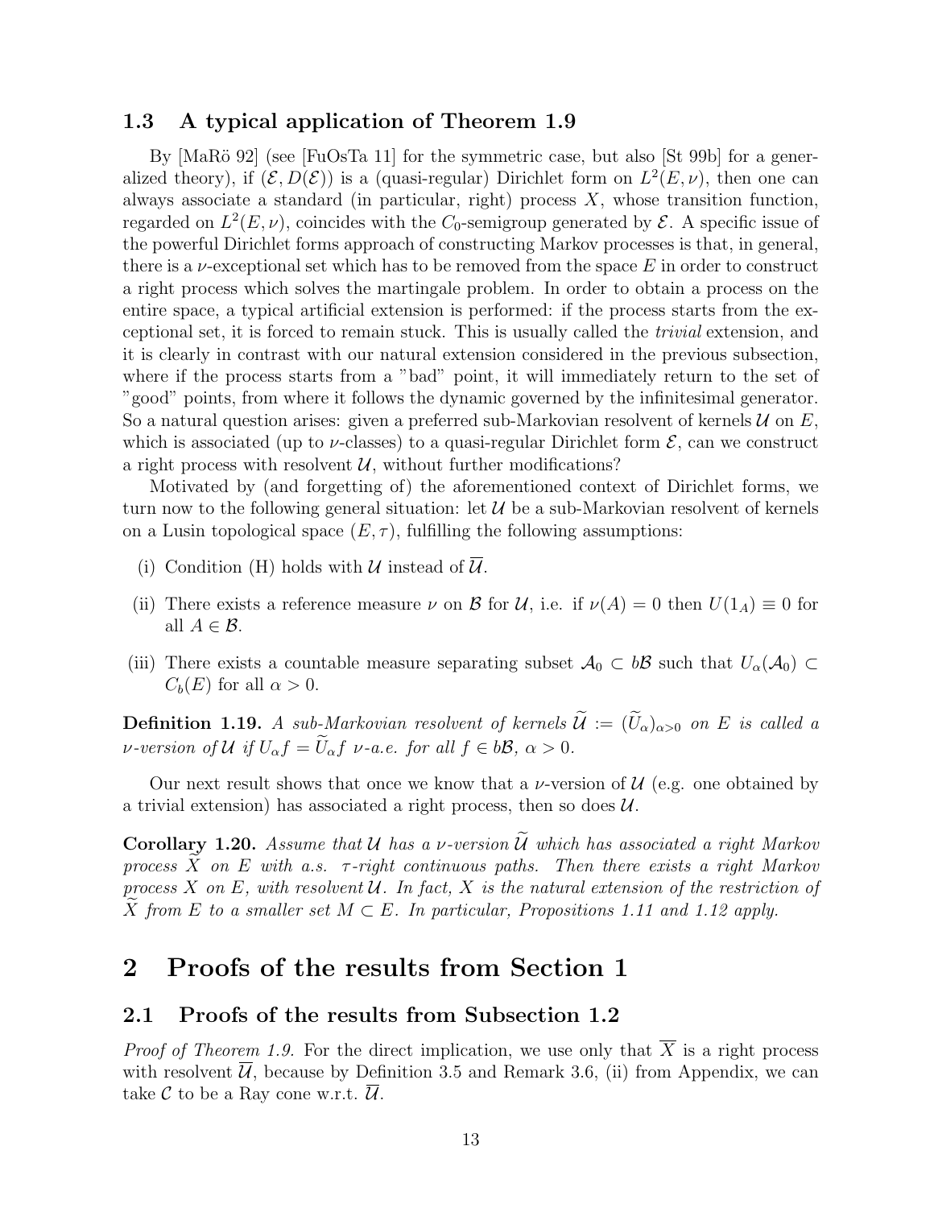### 1.3 A typical application of Theorem 1.9

By [MaRö 92] (see [FuOsTa 11] for the symmetric case, but also [St 99b] for a generalized theory), if $(\mathcal{E}, D(\mathcal{E}))$ is a (quasi-regular) Dirichlet form on $L^2(E,\nu)$, then one can always associate a standard (in particular, right) process $X$, whose transition function, regarded on $L^2(E,\nu)$, coincides with the $C_0$-semigroup generated by $\mathcal{E}$. A specific issue of the powerful Dirichlet forms approach of constructing Markov processes is that, in general, there is a $\nu$-exceptional set which has to be removed from the space $E$ in order to construct a right process which solves the martingale problem. In order to obtain a process on the entire space, a typical artificial extension is performed: if the process starts from the exceptional set, it is forced to remain stuck. This is usually called the *trivial* extension, and it is clearly in contrast with our natural extension considered in the previous subsection, where if the process starts from a "bad" point, it will immediately return to the set of "good" points, from where it follows the dynamic governed by the infinitesimal generator. So a natural question arises: given a preferred sub-Markovian resolvent of kernels $\mathcal{U}$ on $E$, which is associated (up to $\nu$-classes) to a quasi-regular Dirichlet form $\mathcal{E}$, can we construct a right process with resolvent $\mathcal{U}$, without further modifications?

Motivated by (and forgetting of) the aforementioned context of Dirichlet forms, we turn now to the following general situation: let $\mathcal{U}$ be a sub-Markovian resolvent of kernels on a Lusin topological space $(E,\tau)$, fulfilling the following assumptions:

(i) Condition (H) holds with $\mathcal{U}$ instead of $\overline{\mathcal{U}}$.

(ii) There exists a reference measure $\nu$ on $\mathcal{B}$ for $\mathcal{U}$, i.e. if $\nu(A)=0$ then $U(1_A)\equiv 0$ for all $A\in\mathcal{B}$.

(iii) There exists a countable measure separating subset $\mathcal{A}_0 \subset b\mathcal{B}$ such that $U_\alpha(\mathcal{A}_0)\subset C_b(E)$ for all $\alpha>0$.

**Definition 1.19.** *A sub-Markovian resolvent of kernels $\widetilde{\mathcal{U}} := (\widetilde{U}_\alpha)_{\alpha>0}$ on $E$ is called a $\nu$-version of $\mathcal{U}$ if $U_\alpha f = \widetilde{U}_\alpha f$ $\nu$-a.e. for all $f\in b\mathcal{B}$, $\alpha>0$.*

Our next result shows that once we know that a $\nu$-version of $\mathcal{U}$ (e.g. one obtained by a trivial extension) has associated a right process, then so does $\mathcal{U}$.

**Corollary 1.20.** *Assume that $\mathcal{U}$ has a $\nu$-version $\widetilde{\mathcal{U}}$ which has associated a right Markov process $\widetilde{X}$ on $E$ with a.s. $\tau$-right continuous paths. Then there exists a right Markov process $X$ on $E$, with resolvent $\mathcal{U}$. In fact, $X$ is the natural extension of the restriction of $\widetilde{X}$ from $E$ to a smaller set $M\subset E$. In particular, Propositions 1.11 and 1.12 apply.*

## 2 Proofs of the results from Section 1

### 2.1 Proofs of the results from Subsection 1.2

*Proof of Theorem 1.9.* For the direct implication, we use only that $\overline{X}$ is a right process with resolvent $\overline{\mathcal{U}}$, because by Definition 3.5 and Remark 3.6, (ii) from Appendix, we can take $\mathcal{C}$ to be a Ray cone w.r.t. $\overline{\mathcal{U}}$.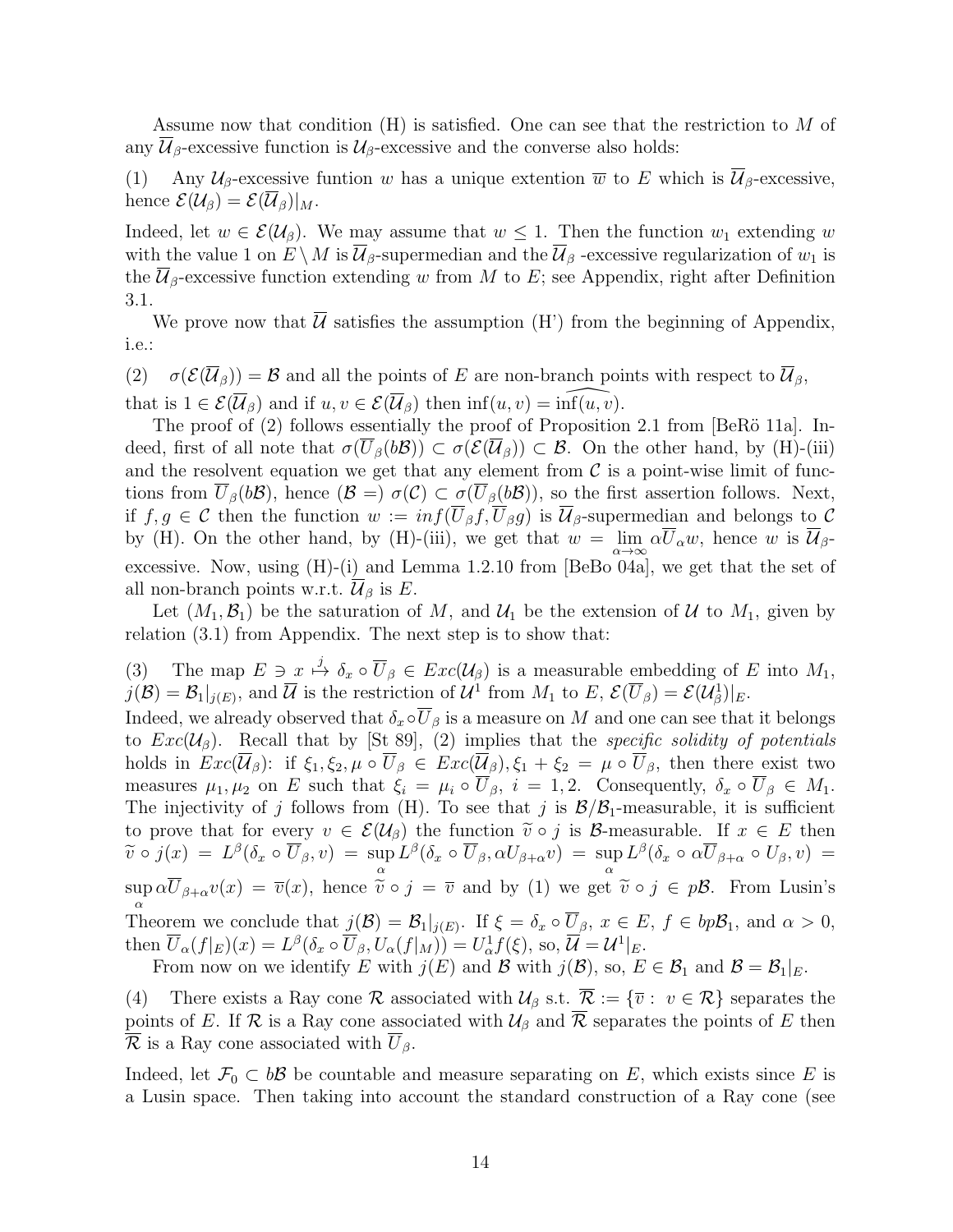Assume now that condition (H) is satisfied. One can see that the restriction to $M$ of any $\overline{\mathcal{U}}_\beta$-excessive function is $\mathcal{U}_\beta$-excessive and the converse also holds:

(1) Any $\mathcal{U}_\beta$-excessive funtion $w$ has a unique extention $\overline{w}$ to $E$ which is $\overline{\mathcal{U}}_\beta$-excessive, hence $\mathcal{E}(\mathcal{U}_\beta) = \mathcal{E}(\overline{\mathcal{U}}_\beta)|_M$.

Indeed, let $w \in \mathcal{E}(\mathcal{U}_\beta)$. We may assume that $w \leq 1$. Then the function $w_1$ extending $w$ with the value 1 on $E \setminus M$ is $\overline{\mathcal{U}}_\beta$-supermedian and the $\overline{\mathcal{U}}_\beta$ -excessive regularization of $w_1$ is the $\overline{\mathcal{U}}_\beta$-excessive function extending $w$ from $M$ to $E$; see Appendix, right after Definition 3.1.

We prove now that $\overline{\mathcal{U}}$ satisfies the assumption (H') from the beginning of Appendix, i.e.:

(2) $\sigma(\mathcal{E}(\overline{\mathcal{U}}_\beta)) = \mathcal{B}$ and all the points of $E$ are non-branch points with respect to $\overline{\mathcal{U}}_\beta$, that is $1 \in \mathcal{E}(\overline{\mathcal{U}}_\beta)$ and if $u, v \in \mathcal{E}(\overline{\mathcal{U}}_\beta)$ then $\inf(u, v) = \widehat{\inf(u, v)}$.

The proof of (2) follows essentially the proof of Proposition 2.1 from [BeRö 11a]. Indeed, first of all note that $\sigma(\overline{U}_\beta(b\mathcal{B})) \subset \sigma(\mathcal{E}(\overline{\mathcal{U}}_\beta)) \subset \mathcal{B}$. On the other hand, by (H)-(iii) and the resolvent equation we get that any element from $\mathcal{C}$ is a point-wise limit of functions from $\overline{U}_\beta(b\mathcal{B})$, hence $(\mathcal{B} =)\ \sigma(\mathcal{C}) \subset \sigma(\overline{U}_\beta(b\mathcal{B}))$, so the first assertion follows. Next, if $f, g \in \mathcal{C}$ then the function $w := inf(\overline{U}_\beta f, \overline{U}_\beta g)$ is $\overline{\mathcal{U}}_\beta$-supermedian and belongs to $\mathcal{C}$ by (H). On the other hand, by (H)-(iii), we get that $w = \lim\limits_{\alpha\to\infty} \alpha \overline{U}_\alpha w$, hence $w$ is $\overline{\mathcal{U}}_\beta$-excessive. Now, using (H)-(i) and Lemma 1.2.10 from [BeBo 04a], we get that the set of all non-branch points w.r.t. $\overline{\mathcal{U}}_\beta$ is $E$.

Let $(M_1, \mathcal{B}_1)$ be the saturation of $M$, and $\mathcal{U}_1$ be the extension of $\mathcal{U}$ to $M_1$, given by relation (3.1) from Appendix. The next step is to show that:

(3) The map $E \ni x \overset{j}{\mapsto} \delta_x \circ \overline{U}_\beta \in Exc(\mathcal{U}_\beta)$ is a measurable embedding of $E$ into $M_1$, $j(\mathcal{B}) = \mathcal{B}_1|_{j(E)}$, and $\overline{\mathcal{U}}$ is the restriction of $\mathcal{U}^1$ from $M_1$ to $E$, $\mathcal{E}(\overline{U}_\beta) = \mathcal{E}(\mathcal{U}^1_\beta)|_E$.

Indeed, we already observed that $\delta_x \circ \overline{U}_\beta$ is a measure on $M$ and one can see that it belongs to $Exc(\mathcal{U}_\beta)$. Recall that by [St 89], (2) implies that the *specific solidity of potentials* holds in $Exc(\overline{\mathcal{U}}_\beta)$: if $\xi_1, \xi_2, \mu \circ \overline{U}_\beta \in Exc(\overline{\mathcal{U}}_\beta), \xi_1 + \xi_2 = \mu \circ \overline{U}_\beta$, then there exist two measures $\mu_1, \mu_2$ on $E$ such that $\xi_i = \mu_i \circ \overline{U}_\beta$, $i = 1, 2$. Consequently, $\delta_x \circ \overline{U}_\beta \in M_1$. The injectivity of $j$ follows from (H). To see that $j$ is $\mathcal{B}/\mathcal{B}_1$-measurable, it is sufficient to prove that for every $v \in \mathcal{E}(\mathcal{U}_\beta)$ the function $\widetilde{v} \circ j$ is $\mathcal{B}$-measurable. If $x \in E$ then $\widetilde{v} \circ j(x) = L^\beta(\delta_x \circ \overline{U}_\beta, v) = \sup\limits_\alpha L^\beta(\delta_x \circ \overline{U}_\beta, \alpha U_{\beta+\alpha} v) = \sup\limits_\alpha L^\beta(\delta_x \circ \alpha \overline{U}_{\beta+\alpha} \circ U_\beta, v) = \sup\limits_\alpha \alpha \overline{U}_{\beta+\alpha} v(x) = \overline{v}(x)$, hence $\widetilde{v} \circ j = \overline{v}$ and by (1) we get $\widetilde{v} \circ j \in p\mathcal{B}$. From Lusin's Theorem we conclude that $j(\mathcal{B}) = \mathcal{B}_1|_{j(E)}$. If $\xi = \delta_x \circ \overline{U}_\beta$, $x \in E$, $f \in bp\mathcal{B}_1$, and $\alpha > 0$, then $\overline{U}_\alpha(f|_E)(x) = L^\beta(\delta_x \circ \overline{U}_\beta, U_\alpha(f|_M)) = U^1_\alpha f(\xi)$, so, $\overline{\mathcal{U}} = \mathcal{U}^1|_E$.

From now on we identify $E$ with $j(E)$ and $\mathcal{B}$ with $j(\mathcal{B})$, so, $E \in \mathcal{B}_1$ and $\mathcal{B} = \mathcal{B}_1|_E$.

(4) There exists a Ray cone $\mathcal{R}$ associated with $\mathcal{U}_\beta$ s.t. $\overline{\mathcal{R}} := \{\overline{v} :\ v \in \mathcal{R}\}$ separates the points of $E$. If $\mathcal{R}$ is a Ray cone associated with $\mathcal{U}_\beta$ and $\overline{\mathcal{R}}$ separates the points of $E$ then $\overline{\mathcal{R}}$ is a Ray cone associated with $\overline{U}_\beta$.

Indeed, let $\mathcal{F}_0 \subset b\mathcal{B}$ be countable and measure separating on $E$, which exists since $E$ is a Lusin space. Then taking into account the standard construction of a Ray cone (see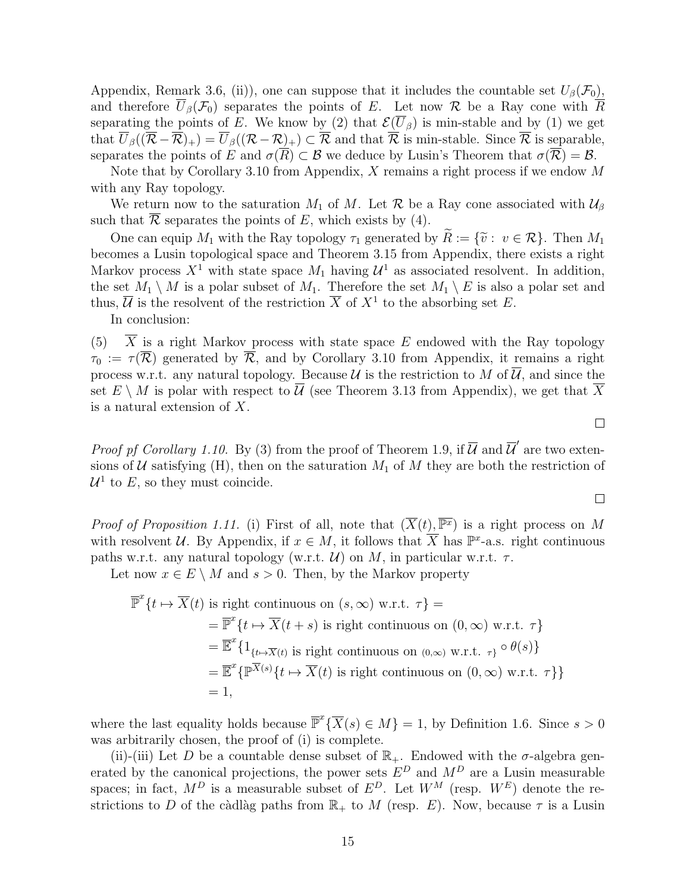Appendix, Remark 3.6, (ii)), one can suppose that it includes the countable set $U_\beta(\mathcal{F}_0)$, and therefore $\overline{U}_\beta(\mathcal{F}_0)$ separates the points of $E$. Let now $\mathcal{R}$ be a Ray cone with $\overline{R}$ separating the points of $E$. We know by (2) that $\mathcal{E}(\overline{U}_\beta)$ is min-stable and by (1) we get that $\overline{U}_\beta((\overline{\mathcal{R}}-\overline{\mathcal{R}})_+) = \overline{U}_\beta((\mathcal{R}-\mathcal{R})_+) \subset \overline{\mathcal{R}}$ and that $\overline{\mathcal{R}}$ is min-stable. Since $\overline{\mathcal{R}}$ is separable, separates the points of $E$ and $\sigma(\overline{R}) \subset \mathcal{B}$ we deduce by Lusin's Theorem that $\sigma(\overline{\mathcal{R}}) = \mathcal{B}$.

Note that by Corollary 3.10 from Appendix, $X$ remains a right process if we endow $M$ with any Ray topology.

We return now to the saturation $M_1$ of $M$. Let $\mathcal{R}$ be a Ray cone associated with $\mathcal{U}_\beta$ such that $\overline{\mathcal{R}}$ separates the points of $E$, which exists by (4).

One can equip $M_1$ with the Ray topology $\tau_1$ generated by $\widetilde{R} := \{\widetilde{v} : \ v \in \mathcal{R}\}$. Then $M_1$ becomes a Lusin topological space and Theorem 3.15 from Appendix, there exists a right Markov process $X^1$ with state space $M_1$ having $\mathcal{U}^1$ as associated resolvent. In addition, the set $M_1 \setminus M$ is a polar subset of $M_1$. Therefore the set $M_1 \setminus E$ is also a polar set and thus, $\overline{\mathcal{U}}$ is the resolvent of the restriction $\overline{X}$ of $X^1$ to the absorbing set $E$.

In conclusion:

(5) $\quad \overline{X}$ is a right Markov process with state space $E$ endowed with the Ray topology $\tau_0 := \tau(\overline{\mathcal{R}})$ generated by $\overline{\mathcal{R}}$, and by Corollary 3.10 from Appendix, it remains a right process w.r.t. any natural topology. Because $\mathcal{U}$ is the restriction to $M$ of $\overline{\mathcal{U}}$, and since the set $E \setminus M$ is polar with respect to $\overline{\mathcal{U}}$ (see Theorem 3.13 from Appendix), we get that $\overline{X}$ is a natural extension of $X$.

□

*Proof pf Corollary 1.10.* By (3) from the proof of Theorem 1.9, if $\overline{\mathcal{U}}$ and $\overline{\mathcal{U}}'$ are two extensions of $\mathcal{U}$ satisfying (H), then on the saturation $M_1$ of $M$ they are both the restriction of $\mathcal{U}^1$ to $E$, so they must coincide.

□

*Proof of Proposition 1.11.* (i) First of all, note that $(\overline{X}(t), \overline{\mathbb{P}^x})$ is a right process on $M$ with resolvent $\mathcal{U}$. By Appendix, if $x \in M$, it follows that $\overline{X}$ has $\mathbb{P}^x$-a.s. right continuous paths w.r.t. any natural topology (w.r.t. $\mathcal{U}$) on $M$, in particular w.r.t. $\tau$.

Let now $x \in E \setminus M$ and $s > 0$. Then, by the Markov property

$$
\begin{aligned}
\overline{\mathbb{P}}^x\{t \mapsto \overline{X}(t) \text{ is right continuous on } (s,\infty) \text{ w.r.t. } \tau\} &= \\
&= \overline{\mathbb{P}}^x\{t \mapsto \overline{X}(t+s) \text{ is right continuous on } (0,\infty) \text{ w.r.t. } \tau\} \\
&= \overline{\mathbb{E}}^x\{1_{\{t \mapsto \overline{X}(t) \text{ is right continuous on } (0,\infty) \text{ w.r.t. } \tau\}} \circ \theta(s)\} \\
&= \overline{\mathbb{E}}^x\{\mathbb{P}^{\overline{X}(s)}\{t \mapsto \overline{X}(t) \text{ is right continuous on } (0,\infty) \text{ w.r.t. } \tau\}\} \\
&= 1,
\end{aligned}
$$

where the last equality holds because $\overline{\mathbb{P}}^x\{\overline{X}(s) \in M\} = 1$, by Definition 1.6. Since $s > 0$ was arbitrarily chosen, the proof of (i) is complete.

(ii)-(iii) Let $D$ be a countable dense subset of $\mathbb{R}_+$. Endowed with the $\sigma$-algebra generated by the canonical projections, the power sets $E^D$ and $M^D$ are a Lusin measurable spaces; in fact, $M^D$ is a measurable subset of $E^D$. Let $W^M$ (resp. $W^E$) denote the restrictions to $D$ of the càdlàg paths from $\mathbb{R}_+$ to $M$ (resp. $E$). Now, because $\tau$ is a Lusin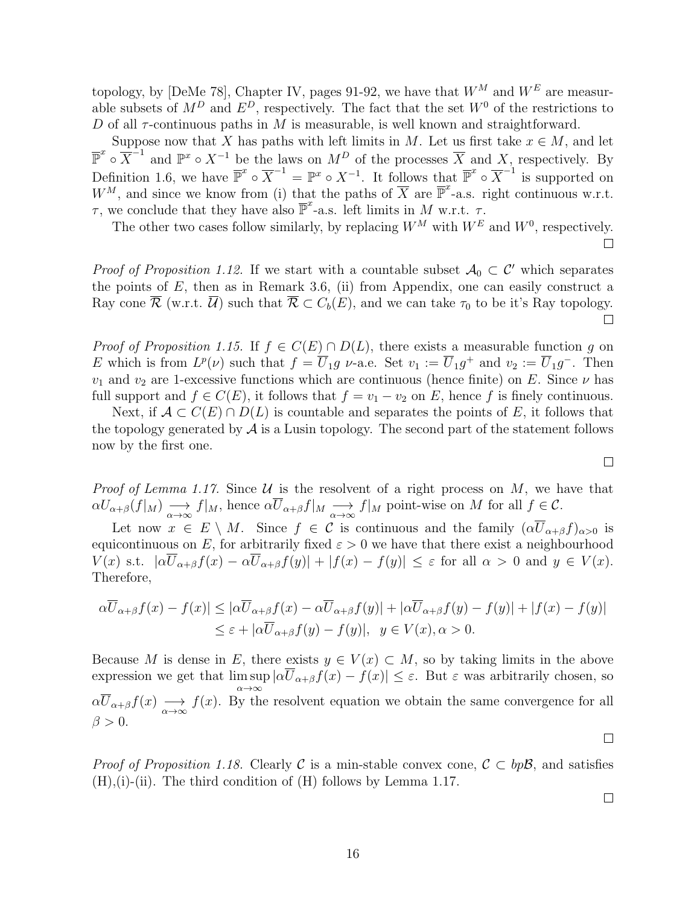topology, by [DeMe 78], Chapter IV, pages 91-92, we have that $W^M$ and $W^E$ are measurable subsets of $M^D$ and $E^D$, respectively. The fact that the set $W^0$ of the restrictions to $D$ of all $\tau$-continuous paths in $M$ is measurable, is well known and straightforward.

Suppose now that $X$ has paths with left limits in $M$. Let us first take $x \in M$, and let $\overline{\mathbb{P}}^x \circ \overline{X}^{-1}$ and $\mathbb{P}^x \circ X^{-1}$ be the laws on $M^D$ of the processes $\overline{X}$ and $X$, respectively. By Definition 1.6, we have $\overline{\mathbb{P}}^x \circ \overline{X}^{-1} = \mathbb{P}^x \circ X^{-1}$. It follows that $\overline{\mathbb{P}}^x \circ \overline{X}^{-1}$ is supported on $W^M$, and since we know from (i) that the paths of $\overline{X}$ are $\overline{\mathbb{P}}^x$-a.s. right continuous w.r.t. $\tau$, we conclude that they have also $\overline{\mathbb{P}}^x$-a.s. left limits in $M$ w.r.t. $\tau$.

The other two cases follow similarly, by replacing $W^M$ with $W^E$ and $W^0$, respectively. $\square$

*Proof of Proposition 1.12.* If we start with a countable subset $\mathcal{A}_0 \subset \mathcal{C}'$ which separates the points of $E$, then as in Remark 3.6, (ii) from Appendix, one can easily construct a Ray cone $\overline{\mathcal{R}}$ (w.r.t. $\overline{\mathcal{U}}$) such that $\overline{\mathcal{R}} \subset C_b(E)$, and we can take $\tau_0$ to be it's Ray topology. $\square$

*Proof of Proposition 1.15.* If $f \in C(E) \cap D(L)$, there exists a measurable function $g$ on $E$ which is from $L^p(\nu)$ such that $f = \overline{U}_1 g$ $\nu$-a.e. Set $v_1 := \overline{U}_1 g^+$ and $v_2 := \overline{U}_1 g^-$. Then $v_1$ and $v_2$ are 1-excessive functions which are continuous (hence finite) on $E$. Since $\nu$ has full support and $f \in C(E)$, it follows that $f = v_1 - v_2$ on $E$, hence $f$ is finely continuous.

Next, if $\mathcal{A} \subset C(E) \cap D(L)$ is countable and separates the points of $E$, it follows that the topology generated by $\mathcal{A}$ is a Lusin topology. The second part of the statement follows now by the first one. $\square$

*Proof of Lemma 1.17.* Since $\mathcal{U}$ is the resolvent of a right process on $M$, we have that $\alpha U_{\alpha+\beta}(f|_M) \underset{\alpha \to \infty}{\longrightarrow} f|_M$, hence $\alpha \overline{U}_{\alpha+\beta} f|_M \underset{\alpha \to \infty}{\longrightarrow} f|_M$ point-wise on $M$ for all $f \in \mathcal{C}$.

Let now $x \in E \setminus M$. Since $f \in \mathcal{C}$ is continuous and the family $(\alpha \overline{U}_{\alpha+\beta} f)_{\alpha > 0}$ is equicontinuous on $E$, for arbitrarily fixed $\varepsilon > 0$ we have that there exist a neighbourhood $V(x)$ s.t. $|\alpha \overline{U}_{\alpha+\beta} f(x) - \alpha \overline{U}_{\alpha+\beta} f(y)| + |f(x) - f(y)| \leq \varepsilon$ for all $\alpha > 0$ and $y \in V(x)$. Therefore,

$$
\begin{aligned}
\alpha \overline{U}_{\alpha+\beta} f(x) - f(x)| &\leq |\alpha \overline{U}_{\alpha+\beta} f(x) - \alpha \overline{U}_{\alpha+\beta} f(y)| + |\alpha \overline{U}_{\alpha+\beta} f(y) - f(y)| + |f(x) - f(y)| \\
&\leq \varepsilon + |\alpha \overline{U}_{\alpha+\beta} f(y) - f(y)|, \quad y \in V(x), \alpha > 0.
\end{aligned}
$$

Because $M$ is dense in $E$, there exists $y \in V(x) \subset M$, so by taking limits in the above expression we get that $\limsup_{\alpha \to \infty} |\alpha \overline{U}_{\alpha+\beta} f(x) - f(x)| \leq \varepsilon$. But $\varepsilon$ was arbitrarily chosen, so $\alpha \overline{U}_{\alpha+\beta} f(x) \underset{\alpha \to \infty}{\longrightarrow} f(x)$. By the resolvent equation we obtain the same convergence for all $\beta > 0$. $\square$

*Proof of Proposition 1.18.* Clearly $\mathcal{C}$ is a min-stable convex cone, $\mathcal{C} \subset bp\mathcal{B}$, and satisfies (H),(i)-(ii). The third condition of (H) follows by Lemma 1.17. $\square$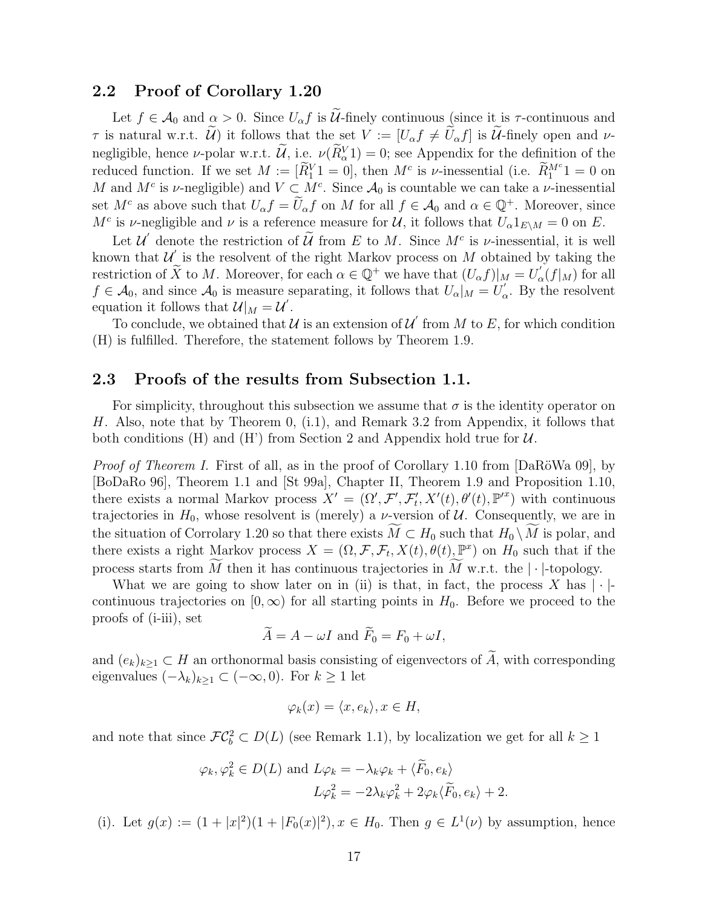## 2.2 Proof of Corollary 1.20

Let $f \in \mathcal{A}_0$ and $\alpha > 0$. Since $U_\alpha f$ is $\widetilde{\mathcal{U}}$-finely continuous (since it is $\tau$-continuous and $\tau$ is natural w.r.t. $\widetilde{\mathcal{U}}$) it follows that the set $V := [U_\alpha f \neq \widetilde{U}_\alpha f]$ is $\widetilde{\mathcal{U}}$-finely open and $\nu$-negligible, hence $\nu$-polar w.r.t. $\widetilde{\mathcal{U}}$, i.e. $\nu(\widetilde{R}^V_\alpha 1) = 0$; see Appendix for the definition of the reduced function. If we set $M := [\widetilde{R}^V_1 1 = 0]$, then $M^c$ is $\nu$-inessential (i.e. $\widetilde{R}^{M^c}_1 1 = 0$ on $M$ and $M^c$ is $\nu$-negligible) and $V \subset M^c$. Since $\mathcal{A}_0$ is countable we can take a $\nu$-inessential set $M^c$ as above such that $U_\alpha f = \widetilde{U}_\alpha f$ on $M$ for all $f \in \mathcal{A}_0$ and $\alpha \in \mathbb{Q}^+$. Moreover, since $M^c$ is $\nu$-negligible and $\nu$ is a reference measure for $\mathcal{U}$, it follows that $U_\alpha 1_{E \setminus M} = 0$ on $E$.

Let $\mathcal{U}'$ denote the restriction of $\widetilde{\mathcal{U}}$ from $E$ to $M$. Since $M^c$ is $\nu$-inessential, it is well known that $\mathcal{U}'$ is the resolvent of the right Markov process on $M$ obtained by taking the restriction of $\widetilde{X}$ to $M$. Moreover, for each $\alpha \in \mathbb{Q}^+$ we have that $(U_\alpha f)|_M = U'_\alpha(f|_M)$ for all $f \in \mathcal{A}_0$, and since $\mathcal{A}_0$ is measure separating, it follows that $U_\alpha|_M = U'_\alpha$. By the resolvent equation it follows that $\mathcal{U}|_M = \mathcal{U}'$.

To conclude, we obtained that $\mathcal{U}$ is an extension of $\mathcal{U}'$ from $M$ to $E$, for which condition (H) is fulfilled. Therefore, the statement follows by Theorem 1.9.

## 2.3 Proofs of the results from Subsection 1.1.

For simplicity, throughout this subsection we assume that $\sigma$ is the identity operator on $H$. Also, note that by Theorem 0, (i.1), and Remark 3.2 from Appendix, it follows that both conditions (H) and (H') from Section 2 and Appendix hold true for $\mathcal{U}$.

*Proof of Theorem I.* First of all, as in the proof of Corollary 1.10 from [DaRöWa 09], by [BoDaRo 96], Theorem 1.1 and [St 99a], Chapter II, Theorem 1.9 and Proposition 1.10, there exists a normal Markov process $X' = (\Omega', \mathcal{F}', \mathcal{F}'_t, X'(t), \theta'(t), \mathbb{P}'^x)$ with continuous trajectories in $H_0$, whose resolvent is (merely) a $\nu$-version of $\mathcal{U}$. Consequently, we are in the situation of Corrolary 1.20 so that there exists $\widetilde{M} \subset H_0$ such that $H_0 \setminus \widetilde{M}$ is polar, and there exists a right Markov process $X = (\Omega, \mathcal{F}, \mathcal{F}_t, X(t), \theta(t), \mathbb{P}^x)$ on $H_0$ such that if the process starts from $\widetilde{M}$ then it has continuous trajectories in $\widetilde{M}$ w.r.t. the $|\cdot|$-topology.

What we are going to show later on in (ii) is that, in fact, the process $X$ has $|\cdot|$-continuous trajectories on $[0, \infty)$ for all starting points in $H_0$. Before we proceed to the proofs of (i-iii), set

$$\widetilde{A} = A - \omega I \text{ and } \widetilde{F}_0 = F_0 + \omega I,$$

and $(e_k)_{k \geq 1} \subset H$ an orthonormal basis consisting of eigenvectors of $\widetilde{A}$, with corresponding eigenvalues $(-\lambda_k)_{k \geq 1} \subset (-\infty, 0)$. For $k \geq 1$ let

$$\varphi_k(x) = \langle x, e_k \rangle, x \in H,$$

and note that since $\mathcal{F}\mathcal{C}^2_b \subset D(L)$ (see Remark 1.1), by localization we get for all $k \geq 1$

$$\varphi_k, \varphi_k^2 \in D(L) \text{ and } L\varphi_k = -\lambda_k \varphi_k + \langle \widetilde{F}_0, e_k \rangle$$
$$L\varphi_k^2 = -2\lambda_k \varphi_k^2 + 2\varphi_k \langle \widetilde{F}_0, e_k \rangle + 2.$$

(i). Let $g(x) := (1 + |x|^2)(1 + |F_0(x)|^2), x \in H_0$. Then $g \in L^1(\nu)$ by assumption, hence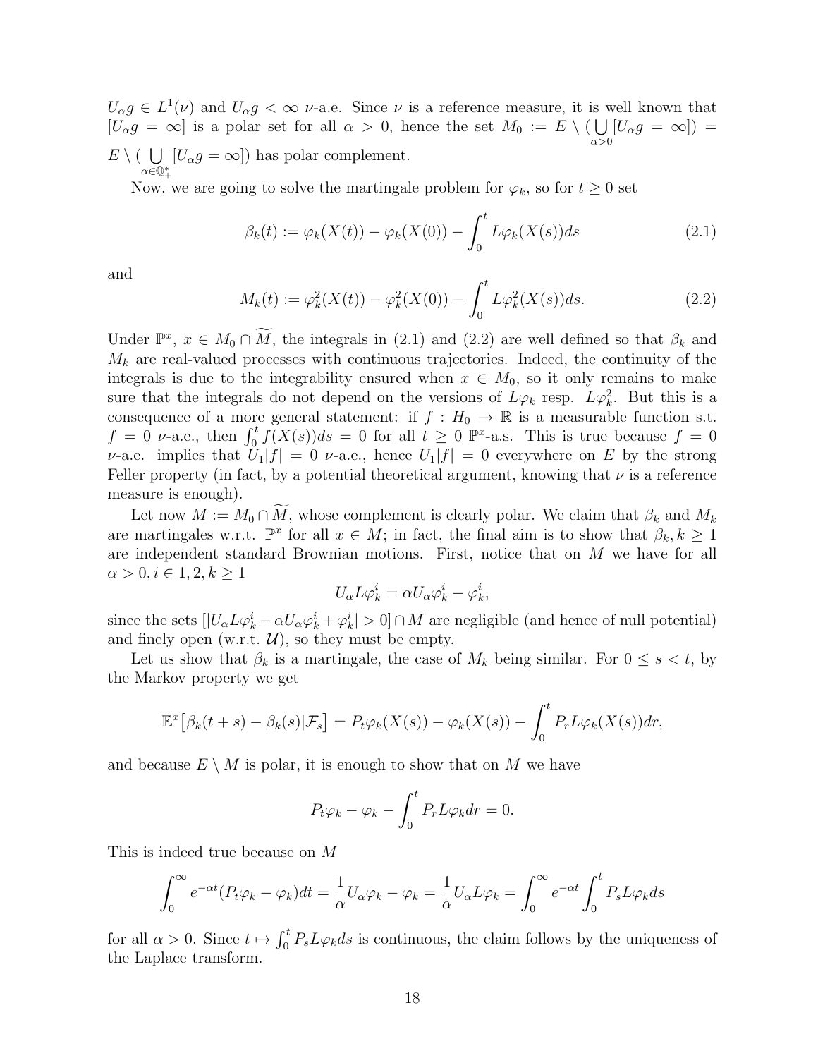$U_\alpha g \in L^1(\nu)$ and $U_\alpha g < \infty$ $\nu$-a.e. Since $\nu$ is a reference measure, it is well known that $[U_\alpha g = \infty]$ is a polar set for all $\alpha > 0$, hence the set $M_0 := E \setminus (\bigcup_{\alpha>0}[U_\alpha g = \infty]) = E \setminus (\bigcup_{\alpha\in\mathbb{Q}_+^*}[U_\alpha g = \infty])$ has polar complement.

Now, we are going to solve the martingale problem for $\varphi_k$, so for $t \geq 0$ set

$$\beta_k(t) := \varphi_k(X(t)) - \varphi_k(X(0)) - \int_0^t L\varphi_k(X(s))ds \tag{2.1}$$

and

$$M_k(t) := \varphi_k^2(X(t)) - \varphi_k^2(X(0)) - \int_0^t L\varphi_k^2(X(s))ds. \tag{2.2}$$

Under $\mathbb{P}^x$, $x \in M_0 \cap \widetilde{M}$, the integrals in (2.1) and (2.2) are well defined so that $\beta_k$ and $M_k$ are real-valued processes with continuous trajectories. Indeed, the continuity of the integrals is due to the integrability ensured when $x \in M_0$, so it only remains to make sure that the integrals do not depend on the versions of $L\varphi_k$ resp. $L\varphi_k^2$. But this is a consequence of a more general statement: if $f : H_0 \to \mathbb{R}$ is a measurable function s.t. $f = 0$ $\nu$-a.e., then $\int_0^t f(X(s))ds = 0$ for all $t \geq 0$ $\mathbb{P}^x$-a.s. This is true because $f = 0$ $\nu$-a.e. implies that $U_1|f| = 0$ $\nu$-a.e., hence $U_1|f| = 0$ everywhere on $E$ by the strong Feller property (in fact, by a potential theoretical argument, knowing that $\nu$ is a reference measure is enough).

Let now $M := M_0 \cap \widetilde{M}$, whose complement is clearly polar. We claim that $\beta_k$ and $M_k$ are martingales w.r.t. $\mathbb{P}^x$ for all $x \in M$; in fact, the final aim is to show that $\beta_k, k \geq 1$ are independent standard Brownian motions. First, notice that on $M$ we have for all $\alpha > 0, i \in 1, 2, k \geq 1$

$$U_\alpha L\varphi_k^i = \alpha U_\alpha \varphi_k^i - \varphi_k^i,$$

since the sets $[|U_\alpha L\varphi_k^i - \alpha U_\alpha \varphi_k^i + \varphi_k^i| > 0] \cap M$ are negligible (and hence of null potential) and finely open (w.r.t. $\mathcal{U}$), so they must be empty.

Let us show that $\beta_k$ is a martingale, the case of $M_k$ being similar. For $0 \leq s < t$, by the Markov property we get

$$\mathbb{E}^x\big[\beta_k(t+s) - \beta_k(s)|\mathcal{F}_s\big] = P_t\varphi_k(X(s)) - \varphi_k(X(s)) - \int_0^t P_r L\varphi_k(X(s))dr,$$

and because $E \setminus M$ is polar, it is enough to show that on $M$ we have

$$P_t\varphi_k - \varphi_k - \int_0^t P_r L\varphi_k dr = 0.$$

This is indeed true because on $M$

$$\int_0^\infty e^{-\alpha t}(P_t\varphi_k - \varphi_k)dt = \frac{1}{\alpha}U_\alpha\varphi_k - \varphi_k = \frac{1}{\alpha}U_\alpha L\varphi_k = \int_0^\infty e^{-\alpha t}\int_0^t P_s L\varphi_k ds$$

for all $\alpha > 0$. Since $t \mapsto \int_0^t P_s L\varphi_k ds$ is continuous, the claim follows by the uniqueness of the Laplace transform.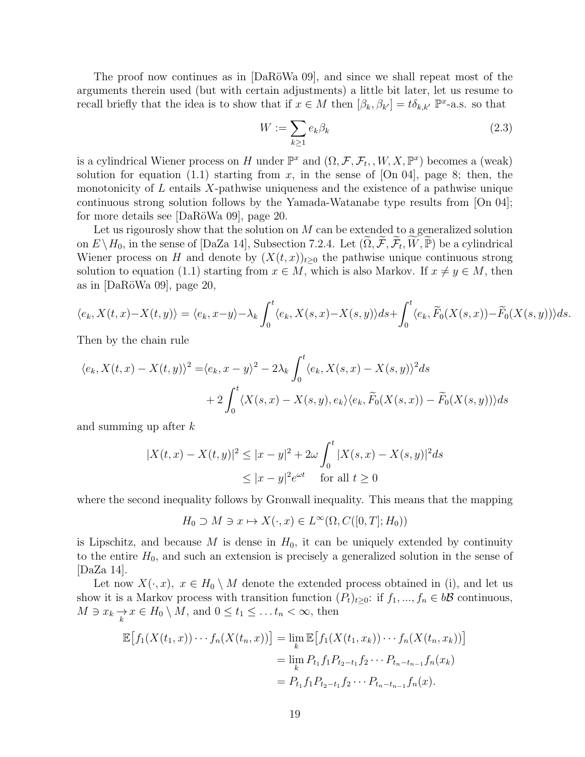The proof now continues as in [DaRöWa 09], and since we shall repeat most of the arguments therein used (but with certain adjustments) a little bit later, let us resume to recall briefly that the idea is to show that if $x \in M$ then $[\beta_k, \beta_{k'}] = t\delta_{k,k'}$ $\mathbb{P}^x$-a.s. so that

$$W := \sum_{k \geq 1} e_k \beta_k \tag{2.3}$$

is a cylindrical Wiener process on $H$ under $\mathbb{P}^x$ and $(\Omega, \mathcal{F}, \mathcal{F}_t, , W, X, \mathbb{P}^x)$ becomes a (weak) solution for equation (1.1) starting from $x$, in the sense of [On 04], page 8; then, the monotonicity of $L$ entails $X$-pathwise uniqueness and the existence of a pathwise unique continuous strong solution follows by the Yamada-Watanabe type results from [On 04]; for more details see [DaRöWa 09], page 20.

Let us rigourosly show that the solution on $M$ can be extended to a generalized solution on $E \setminus H_0$, in the sense of [DaZa 14], Subsection 7.2.4. Let $(\widetilde{\Omega}, \widetilde{\mathcal{F}}, \widetilde{\mathcal{F}}_t, \widetilde{W}, \widetilde{\mathbb{P}})$ be a cylindrical Wiener process on $H$ and denote by $(X(t,x))_{t \geq 0}$ the pathwise unique continuous strong solution to equation (1.1) starting from $x \in M$, which is also Markov. If $x \neq y \in M$, then as in [DaRöWa 09], page 20,

$$\langle e_k, X(t,x) - X(t,y) \rangle = \langle e_k, x - y \rangle - \lambda_k \int_0^t \langle e_k, X(s,x) - X(s,y) \rangle ds + \int_0^t \langle e_k, \widetilde{F}_0(X(s,x)) - \widetilde{F}_0(X(s,y)) \rangle ds.$$

Then by the chain rule

$$\begin{aligned} \langle e_k, X(t,x) - X(t,y) \rangle^2 =& \langle e_k, x - y \rangle^2 - 2\lambda_k \int_0^t \langle e_k, X(s,x) - X(s,y) \rangle^2 ds \\ &+ 2 \int_0^t \langle X(s,x) - X(s,y), e_k \rangle \langle e_k, \widetilde{F}_0(X(s,x)) - \widetilde{F}_0(X(s,y)) \rangle ds \end{aligned}$$

and summing up after $k$

$$\begin{aligned} |X(t,x) - X(t,y)|^2 &\leq |x - y|^2 + 2\omega \int_0^t |X(s,x) - X(s,y)|^2 ds \\ &\leq |x - y|^2 e^{\omega t} \quad \text{ for all } t \geq 0 \end{aligned}$$

where the second inequality follows by Gronwall inequality. This means that the mapping

$$H_0 \supset M \ni x \mapsto X(\cdot, x) \in L^\infty(\Omega, C([0,T]; H_0))$$

is Lipschitz, and because $M$ is dense in $H_0$, it can be uniquely extended by continuity to the entire $H_0$, and such an extension is precisely a generalized solution in the sense of [DaZa 14].

Let now $X(\cdot, x)$, $x \in H_0 \setminus M$ denote the extended process obtained in (i), and let us show it is a Markov process with transition function $(P_t)_{t \geq 0}$: if $f_1, ..., f_n \in b\mathcal{B}$ continuous, $M \ni x_k \underset{k}{\to} x \in H_0 \setminus M$, and $0 \leq t_1 \leq \dots t_n < \infty$, then

$$\begin{aligned} \mathbb{E}\big[f_1(X(t_1,x)) \cdots f_n(X(t_n,x))\big] &= \lim_k \mathbb{E}\big[f_1(X(t_1,x_k)) \cdots f_n(X(t_n,x_k))\big] \\ &= \lim_k P_{t_1} f_1 P_{t_2 - t_1} f_2 \cdots P_{t_n - t_{n-1}} f_n(x_k) \\ &= P_{t_1} f_1 P_{t_2 - t_1} f_2 \cdots P_{t_n - t_{n-1}} f_n(x). \end{aligned}$$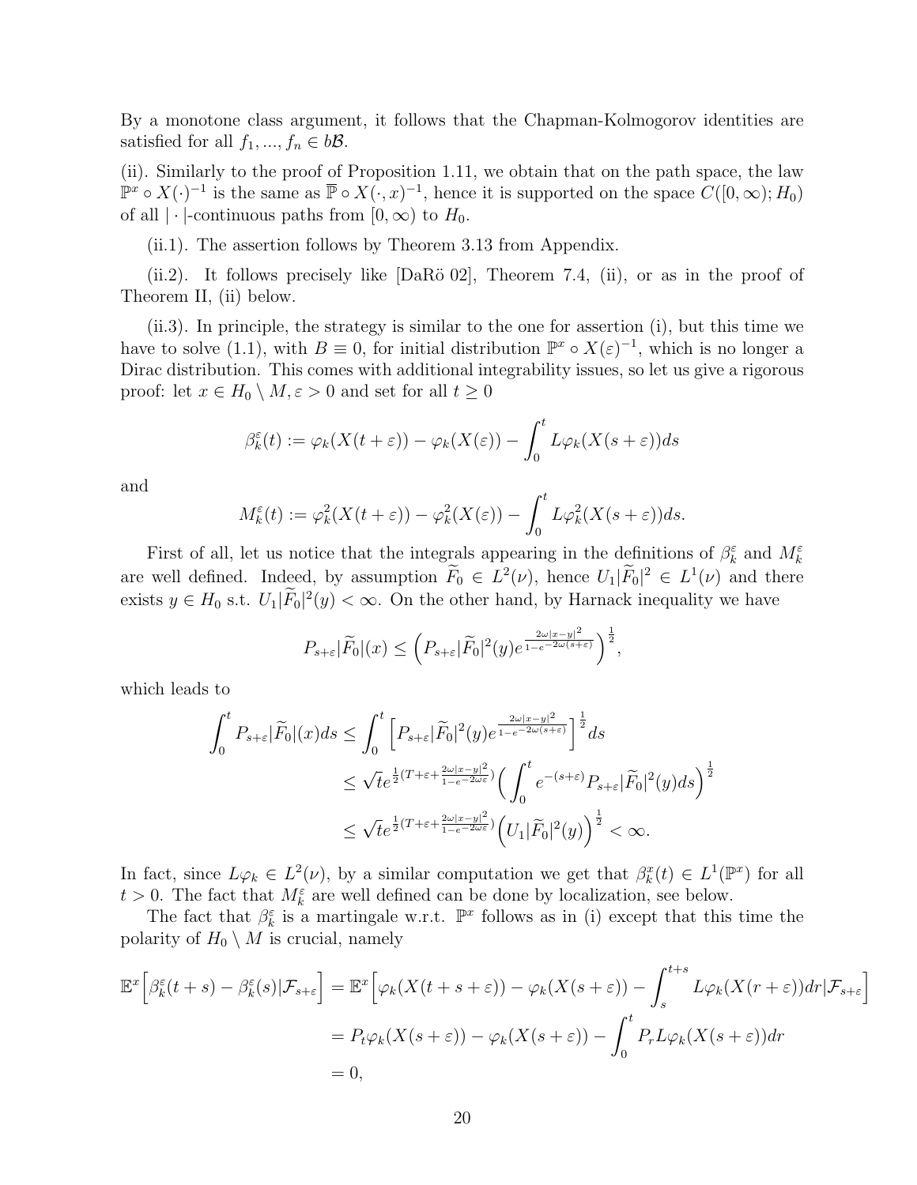By a monotone class argument, it follows that the Chapman-Kolmogorov identities are satisfied for all $f_1, ..., f_n \in b\mathcal{B}$.

(ii). Similarly to the proof of Proposition 1.11, we obtain that on the path space, the law $\mathbb{P}^x \circ X(\cdot)^{-1}$ is the same as $\overline{\mathbb{P}} \circ X(\cdot, x)^{-1}$, hence it is supported on the space $C([0,\infty); H_0)$ of all $|\cdot|$-continuous paths from $[0,\infty)$ to $H_0$.

(ii.1). The assertion follows by Theorem 3.13 from Appendix.

(ii.2). It follows precisely like [DaRö 02], Theorem 7.4, (ii), or as in the proof of Theorem II, (ii) below.

(ii.3). In principle, the strategy is similar to the one for assertion (i), but this time we have to solve (1.1), with $B \equiv 0$, for initial distribution $\mathbb{P}^x \circ X(\varepsilon)^{-1}$, which is no longer a Dirac distribution. This comes with additional integrability issues, so let us give a rigorous proof: let $x \in H_0 \setminus M, \varepsilon > 0$ and set for all $t \geq 0$

$$\beta_k^\varepsilon(t) := \varphi_k(X(t+\varepsilon)) - \varphi_k(X(\varepsilon)) - \int_0^t L\varphi_k(X(s+\varepsilon))ds$$

and

$$M_k^\varepsilon(t) := \varphi_k^2(X(t+\varepsilon)) - \varphi_k^2(X(\varepsilon)) - \int_0^t L\varphi_k^2(X(s+\varepsilon))ds.$$

First of all, let us notice that the integrals appearing in the definitions of $\beta_k^\varepsilon$ and $M_k^\varepsilon$ are well defined. Indeed, by assumption $\widetilde{F}_0 \in L^2(\nu)$, hence $U_1|\widetilde{F}_0|^2 \in L^1(\nu)$ and there exists $y \in H_0$ s.t. $U_1|\widetilde{F}_0|^2(y) < \infty$. On the other hand, by Harnack inequality we have

$$P_{s+\varepsilon}|\widetilde{F}_0|(x) \leq \left(P_{s+\varepsilon}|\widetilde{F}_0|^2(y)e^{\frac{2\omega|x-y|^2}{1-e^{-2\omega(s+\varepsilon)}}}\right)^{\frac{1}{2}},$$

which leads to

$$\begin{aligned}
\int_0^t P_{s+\varepsilon}|\widetilde{F}_0|(x)ds &\leq \int_0^t \left[P_{s+\varepsilon}|\widetilde{F}_0|^2(y)e^{\frac{2\omega|x-y|^2}{1-e^{-2\omega(s+\varepsilon)}}}\right]^{\frac{1}{2}}ds \\
&\leq \sqrt{t}e^{\frac{1}{2}(T+\varepsilon+\frac{2\omega|x-y|^2}{1-e^{-2\omega\varepsilon}})}\Big(\int_0^t e^{-(s+\varepsilon)}P_{s+\varepsilon}|\widetilde{F}_0|^2(y)ds\Big)^{\frac{1}{2}} \\
&\leq \sqrt{t}e^{\frac{1}{2}(T+\varepsilon+\frac{2\omega|x-y|^2}{1-e^{-2\omega\varepsilon}})}\Big(U_1|\widetilde{F}_0|^2(y)\Big)^{\frac{1}{2}} < \infty.
\end{aligned}$$

In fact, since $L\varphi_k \in L^2(\nu)$, by a similar computation we get that $\beta_k^x(t) \in L^1(\mathbb{P}^x)$ for all $t > 0$. The fact that $M_k^\varepsilon$ are well defined can be done by localization, see below.

The fact that $\beta_k^\varepsilon$ is a martingale w.r.t. $\mathbb{P}^x$ follows as in (i) except that this time the polarity of $H_0 \setminus M$ is crucial, namely

$$\begin{aligned}
\mathbb{E}^x\Big[\beta_k^\varepsilon(t+s) - \beta_k^\varepsilon(s)|\mathcal{F}_{s+\varepsilon}\Big] &= \mathbb{E}^x\Big[\varphi_k(X(t+s+\varepsilon)) - \varphi_k(X(s+\varepsilon)) - \int_s^{t+s} L\varphi_k(X(r+\varepsilon))dr|\mathcal{F}_{s+\varepsilon}\Big] \\
&= P_t\varphi_k(X(s+\varepsilon)) - \varphi_k(X(s+\varepsilon)) - \int_0^t P_rL\varphi_k(X(s+\varepsilon))dr \\
&= 0,
\end{aligned}$$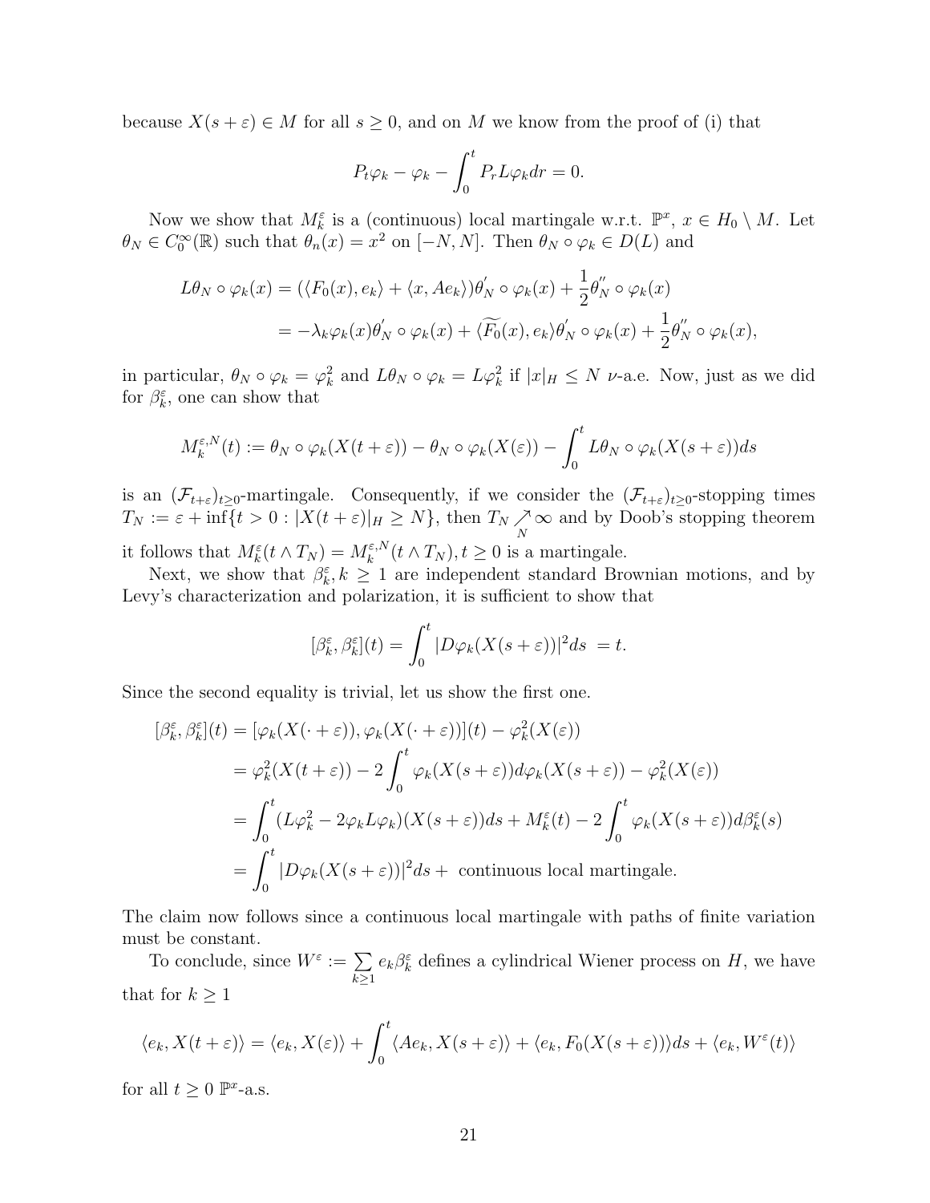because $X(s+\varepsilon) \in M$ for all $s \geq 0$, and on $M$ we know from the proof of (i) that

$$P_t \varphi_k - \varphi_k - \int_0^t P_r L\varphi_k dr = 0.$$

Now we show that $M_k^\varepsilon$ is a (continuous) local martingale w.r.t. $\mathbb{P}^x$, $x \in H_0 \setminus M$. Let $\theta_N \in C_0^\infty(\mathbb{R})$ such that $\theta_n(x) = x^2$ on $[-N, N]$. Then $\theta_N \circ \varphi_k \in D(L)$ and

$$\begin{aligned}
L\theta_N \circ \varphi_k(x) &= (\langle F_0(x), e_k\rangle + \langle x, Ae_k\rangle)\theta_N^{'} \circ \varphi_k(x) + \frac{1}{2}\theta_N^{''} \circ \varphi_k(x) \\
&= -\lambda_k \varphi_k(x)\theta_N^{'} \circ \varphi_k(x) + \langle \widetilde{F_0}(x), e_k\rangle \theta_N^{'} \circ \varphi_k(x) + \frac{1}{2}\theta_N^{''} \circ \varphi_k(x),
\end{aligned}$$

in particular, $\theta_N \circ \varphi_k = \varphi_k^2$ and $L\theta_N \circ \varphi_k = L\varphi_k^2$ if $|x|_H \leq N$ $\nu$-a.e. Now, just as we did for $\beta_k^\varepsilon$, one can show that

$$M_k^{\varepsilon,N}(t) := \theta_N \circ \varphi_k(X(t+\varepsilon)) - \theta_N \circ \varphi_k(X(\varepsilon)) - \int_0^t L\theta_N \circ \varphi_k(X(s+\varepsilon))ds$$

is an $(\mathcal{F}_{t+\varepsilon})_{t\geq 0}$-martingale. Consequently, if we consider the $(\mathcal{F}_{t+\varepsilon})_{t\geq 0}$-stopping times $T_N := \varepsilon + \inf\{t > 0 : |X(t+\varepsilon)|_H \geq N\}$, then $T_N \underset{N}{\nearrow} \infty$ and by Doob's stopping theorem it follows that $M_k^\varepsilon(t \wedge T_N) = M_k^{\varepsilon,N}(t \wedge T_N), t \geq 0$ is a martingale.

Next, we show that $\beta_k^\varepsilon, k \geq 1$ are independent standard Brownian motions, and by Levy's characterization and polarization, it is sufficient to show that

$$[\beta_k^\varepsilon, \beta_k^\varepsilon](t) = \int_0^t |D\varphi_k(X(s+\varepsilon))|^2 ds \ = t.$$

Since the second equality is trivial, let us show the first one.

$$\begin{aligned}
[\beta_k^\varepsilon, \beta_k^\varepsilon](t) &= [\varphi_k(X(\cdot+\varepsilon)), \varphi_k(X(\cdot+\varepsilon))](t) - \varphi_k^2(X(\varepsilon)) \\
&= \varphi_k^2(X(t+\varepsilon)) - 2\int_0^t \varphi_k(X(s+\varepsilon))d\varphi_k(X(s+\varepsilon)) - \varphi_k^2(X(\varepsilon)) \\
&= \int_0^t (L\varphi_k^2 - 2\varphi_k L\varphi_k)(X(s+\varepsilon))ds + M_k^\varepsilon(t) - 2\int_0^t \varphi_k(X(s+\varepsilon))d\beta_k^\varepsilon(s) \\
&= \int_0^t |D\varphi_k(X(s+\varepsilon))|^2 ds + \text{ continuous local martingale.}
\end{aligned}$$

The claim now follows since a continuous local martingale with paths of finite variation must be constant.

To conclude, since $W^\varepsilon := \sum\limits_{k\geq 1} e_k \beta_k^\varepsilon$ defines a cylindrical Wiener process on $H$, we have that for $k \geq 1$

$$\langle e_k, X(t+\varepsilon)\rangle = \langle e_k, X(\varepsilon)\rangle + \int_0^t \langle Ae_k, X(s+\varepsilon)\rangle + \langle e_k, F_0(X(s+\varepsilon))\rangle ds + \langle e_k, W^\varepsilon(t)\rangle$$

for all $t \geq 0$ $\mathbb{P}^x$-a.s.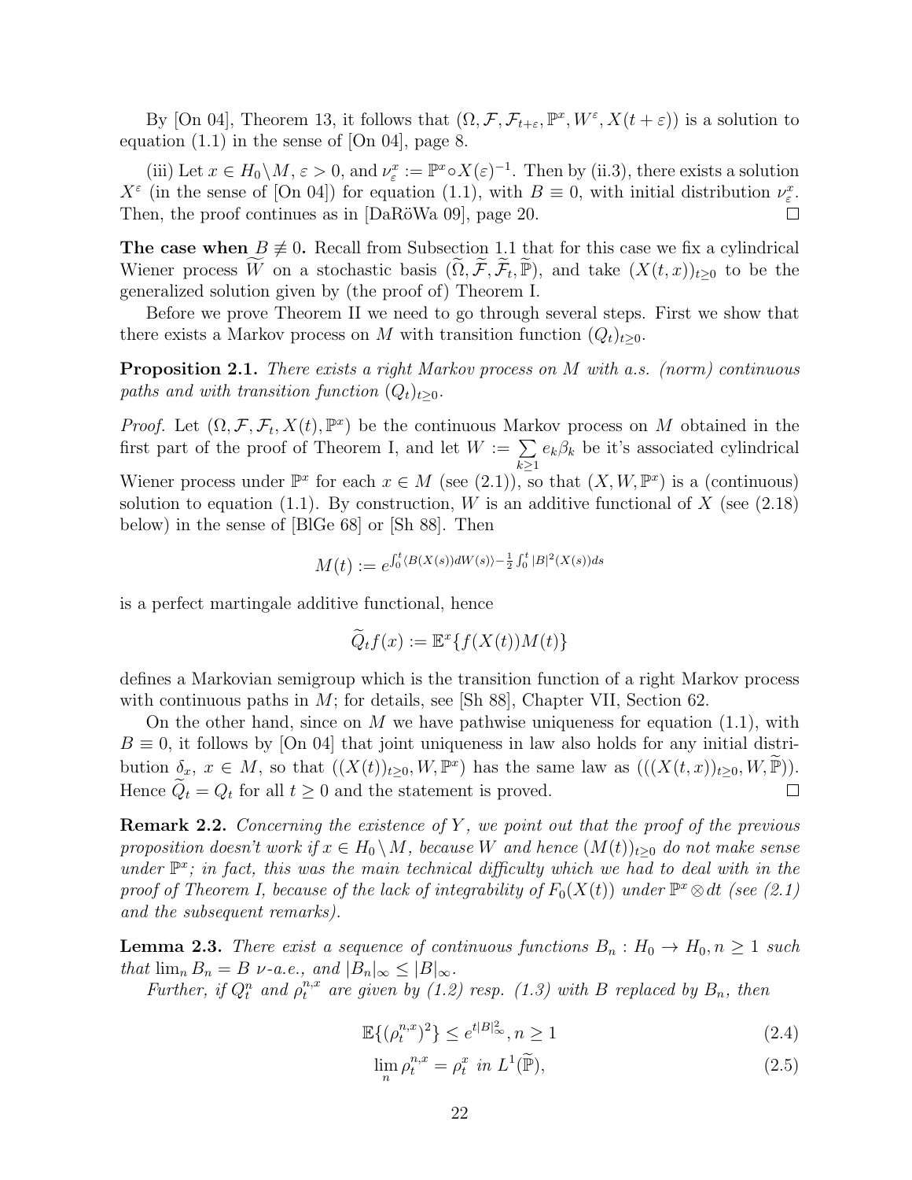By [On 04], Theorem 13, it follows that $(\Omega, \mathcal{F}, \mathcal{F}_{t+\varepsilon}, \mathbb{P}^x, W^\varepsilon, X(t+\varepsilon))$ is a solution to equation (1.1) in the sense of [On 04], page 8.

(iii) Let $x \in H_0 \setminus M$, $\varepsilon > 0$, and $\nu_\varepsilon^x := \mathbb{P}^x \circ X(\varepsilon)^{-1}$. Then by (ii.3), there exists a solution $X^\varepsilon$ (in the sense of [On 04]) for equation (1.1), with $B \equiv 0$, with initial distribution $\nu_\varepsilon^x$. Then, the proof continues as in [DaRöWa 09], page 20. $\square$

**The case when $B \not\equiv 0$.** Recall from Subsection 1.1 that for this case we fix a cylindrical Wiener process $\widetilde{W}$ on a stochastic basis $(\widetilde{\Omega}, \widetilde{\mathcal{F}}, \widetilde{\mathcal{F}}_t, \widetilde{\mathbb{P}})$, and take $(X(t,x))_{t\geq 0}$ to be the generalized solution given by (the proof of) Theorem I.

Before we prove Theorem II we need to go through several steps. First we show that there exists a Markov process on $M$ with transition function $(Q_t)_{t\geq 0}$.

**Proposition 2.1.** *There exists a right Markov process on $M$ with a.s. (norm) continuous paths and with transition function $(Q_t)_{t\geq 0}$.*

*Proof.* Let $(\Omega, \mathcal{F}, \mathcal{F}_t, X(t), \mathbb{P}^x)$ be the continuous Markov process on $M$ obtained in the first part of the proof of Theorem I, and let $W := \sum_{k\geq 1} e_k \beta_k$ be it's associated cylindrical Wiener process under $\mathbb{P}^x$ for each $x \in M$ (see (2.1)), so that $(X, W, \mathbb{P}^x)$ is a (continuous) solution to equation (1.1). By construction, $W$ is an additive functional of $X$ (see (2.18) below) in the sense of [BlGe 68] or [Sh 88]. Then

$$M(t) := e^{\int_0^t \langle B(X(s)) dW(s)\rangle - \frac{1}{2}\int_0^t |B|^2(X(s))ds}$$

is a perfect martingale additive functional, hence

$$\widetilde{Q}_t f(x) := \mathbb{E}^x\{f(X(t))M(t)\}$$

defines a Markovian semigroup which is the transition function of a right Markov process with continuous paths in $M$; for details, see [Sh 88], Chapter VII, Section 62.

On the other hand, since on $M$ we have pathwise uniqueness for equation (1.1), with $B \equiv 0$, it follows by [On 04] that joint uniqueness in law also holds for any initial distribution $\delta_x$, $x \in M$, so that $((X(t))_{t\geq 0}, W, \mathbb{P}^x)$ has the same law as $(((X(t,x))_{t\geq 0}, W, \widetilde{\mathbb{P}}))$. Hence $\widetilde{Q}_t = Q_t$ for all $t \geq 0$ and the statement is proved. $\square$

**Remark 2.2.** *Concerning the existence of $Y$, we point out that the proof of the previous proposition doesn't work if $x \in H_0 \setminus M$, because $W$ and hence $(M(t))_{t\geq 0}$ do not make sense under $\mathbb{P}^x$; in fact, this was the main technical difficulty which we had to deal with in the proof of Theorem I, because of the lack of integrability of $F_0(X(t))$ under $\mathbb{P}^x \otimes dt$ (see (2.1) and the subsequent remarks).*

**Lemma 2.3.** *There exist a sequence of continuous functions $B_n : H_0 \to H_0, n \geq 1$ such that $\lim_n B_n = B$ $\nu$-a.e., and $|B_n|_\infty \leq |B|_\infty$.*

*Further, if $Q_t^n$ and $\rho_t^{n,x}$ are given by (1.2) resp. (1.3) with $B$ replaced by $B_n$, then*

$$\mathbb{E}\{(\rho_t^{n,x})^2\} \leq e^{t|B|_\infty^2}, n \geq 1 \tag{2.4}$$

$$\lim_n \rho_t^{n,x} = \rho_t^x \text{ in } L^1(\widetilde{\mathbb{P}}), \tag{2.5}$$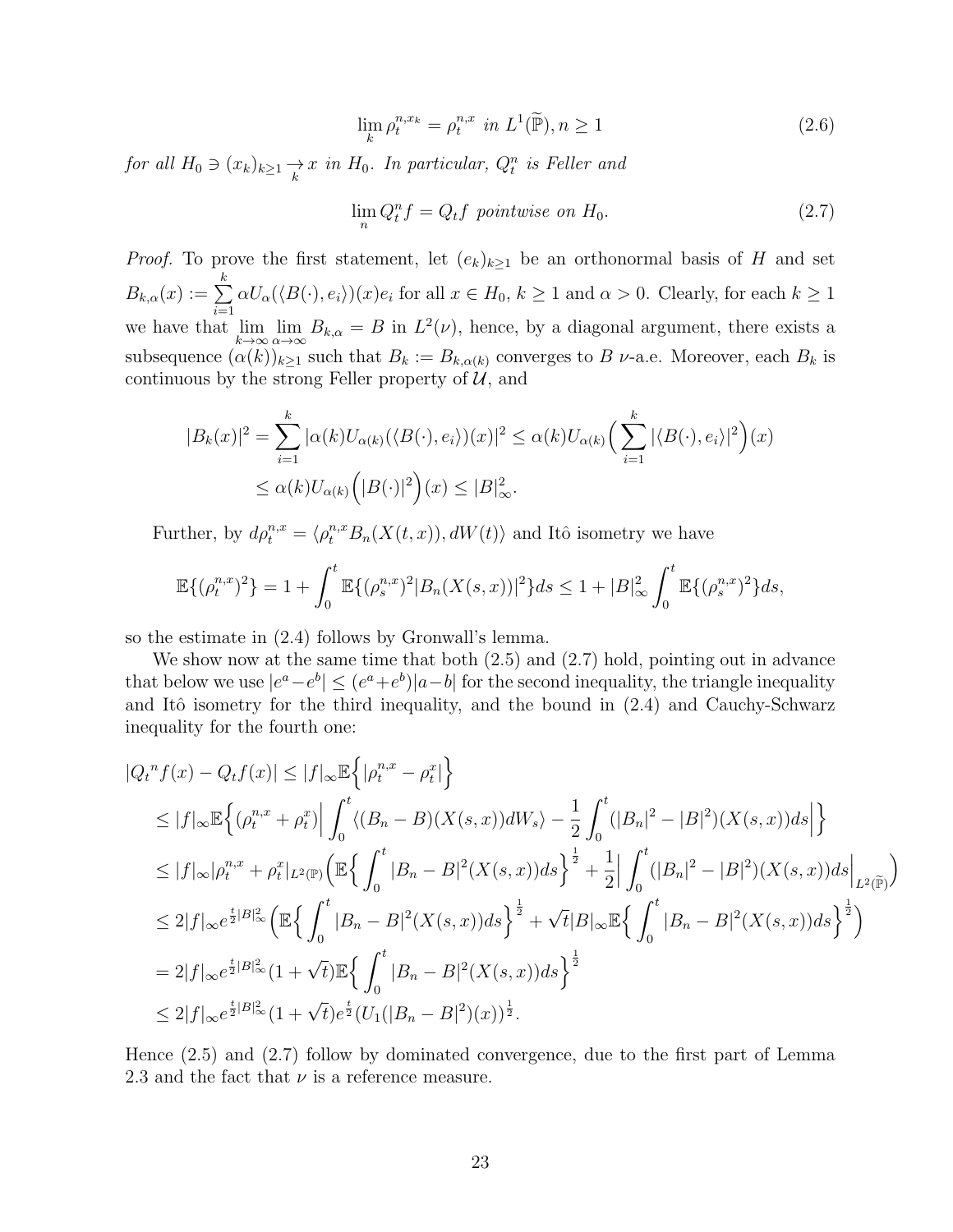$$\lim_k \rho_t^{n,x_k} = \rho_t^{n,x} \ \text{ in } L^1(\widetilde{\mathbb{P}}), n \geq 1 \tag{2.6}$$

*for all* $H_0 \ni (x_k)_{k\geq 1} \underset{k}{\to} x$ *in* $H_0$*. In particular,* $Q_t^n$ *is Feller and*

$$\lim_n Q_t^n f = Q_t f \ \text{ pointwise on } H_0. \tag{2.7}$$

*Proof.* To prove the first statement, let $(e_k)_{k\geq 1}$ be an orthonormal basis of $H$ and set $B_{k,\alpha}(x) := \sum_{i=1}^{k} \alpha U_\alpha(\langle B(\cdot), e_i\rangle)(x) e_i$ for all $x \in H_0$, $k \geq 1$ and $\alpha > 0$. Clearly, for each $k \geq 1$ we have that $\lim_{k\to\infty} \lim_{\alpha\to\infty} B_{k,\alpha} = B$ in $L^2(\nu)$, hence, by a diagonal argument, there exists a subsequence $(\alpha(k))_{k\geq 1}$ such that $B_k := B_{k,\alpha(k)}$ converges to $B$ $\nu$-a.e. Moreover, each $B_k$ is continuous by the strong Feller property of $\mathcal{U}$, and

$$\begin{aligned}
|B_k(x)|^2 &= \sum_{i=1}^{k} |\alpha(k) U_{\alpha(k)}(\langle B(\cdot), e_i\rangle)(x)|^2 \leq \alpha(k) U_{\alpha(k)}\Big(\sum_{i=1}^{k} |\langle B(\cdot), e_i\rangle|^2\Big)(x) \\
&\leq \alpha(k) U_{\alpha(k)}\Big(|B(\cdot)|^2\Big)(x) \leq |B|_\infty^2.
\end{aligned}$$

Further, by $d\rho_t^{n,x} = \langle \rho_t^{n,x} B_n(X(t,x)), dW(t)\rangle$ and Itô isometry we have

$$\mathbb{E}\{(\rho_t^{n,x})^2\} = 1 + \int_0^t \mathbb{E}\{(\rho_s^{n,x})^2 |B_n(X(s,x))|^2\} ds \leq 1 + |B|_\infty^2 \int_0^t \mathbb{E}\{(\rho_s^{n,x})^2\} ds,$$

so the estimate in (2.4) follows by Gronwall's lemma.

We show now at the same time that both (2.5) and (2.7) hold, pointing out in advance that below we use $|e^a - e^b| \leq (e^a + e^b)|a-b|$ for the second inequality, the triangle inequality and Itô isometry for the third inequality, and the bound in (2.4) and Cauchy-Schwarz inequality for the fourth one:

$$\begin{aligned}
&|Q_t{}^n f(x) - Q_t f(x)| \leq |f|_\infty \mathbb{E}\Big\{|\rho_t^{n,x} - \rho_t^x|\Big\} \\
&\leq |f|_\infty \mathbb{E}\Big\{(\rho_t^{n,x} + \rho_t^x)\Big|\int_0^t \langle (B_n - B)(X(s,x)) dW_s\rangle - \frac{1}{2}\int_0^t (|B_n|^2 - |B|^2)(X(s,x)) ds\Big|\Big\} \\
&\leq |f|_\infty |\rho_t^{n,x} + \rho_t^x|_{L^2(\mathbb{P})} \Big(\mathbb{E}\Big\{\int_0^t |B_n - B|^2(X(s,x)) ds\Big\}^{\frac{1}{2}} + \frac{1}{2}\Big|\int_0^t (|B_n|^2 - |B|^2)(X(s,x)) ds\Big|_{L^2(\widetilde{\mathbb{P}})}\Big) \\
&\leq 2|f|_\infty e^{\frac{t}{2}|B|_\infty^2} \Big(\mathbb{E}\Big\{\int_0^t |B_n - B|^2(X(s,x)) ds\Big\}^{\frac{1}{2}} + \sqrt{t}|B|_\infty \mathbb{E}\Big\{\int_0^t |B_n - B|^2(X(s,x)) ds\Big\}^{\frac{1}{2}}\Big) \\
&= 2|f|_\infty e^{\frac{t}{2}|B|_\infty^2} (1 + \sqrt{t}) \mathbb{E}\Big\{\int_0^t |B_n - B|^2(X(s,x)) ds\Big\}^{\frac{1}{2}} \\
&\leq 2|f|_\infty e^{\frac{t}{2}|B|_\infty^2} (1 + \sqrt{t}) e^{\frac{t}{2}} (U_1(|B_n - B|^2)(x))^{\frac{1}{2}}.
\end{aligned}$$

Hence (2.5) and (2.7) follow by dominated convergence, due to the first part of Lemma 2.3 and the fact that $\nu$ is a reference measure.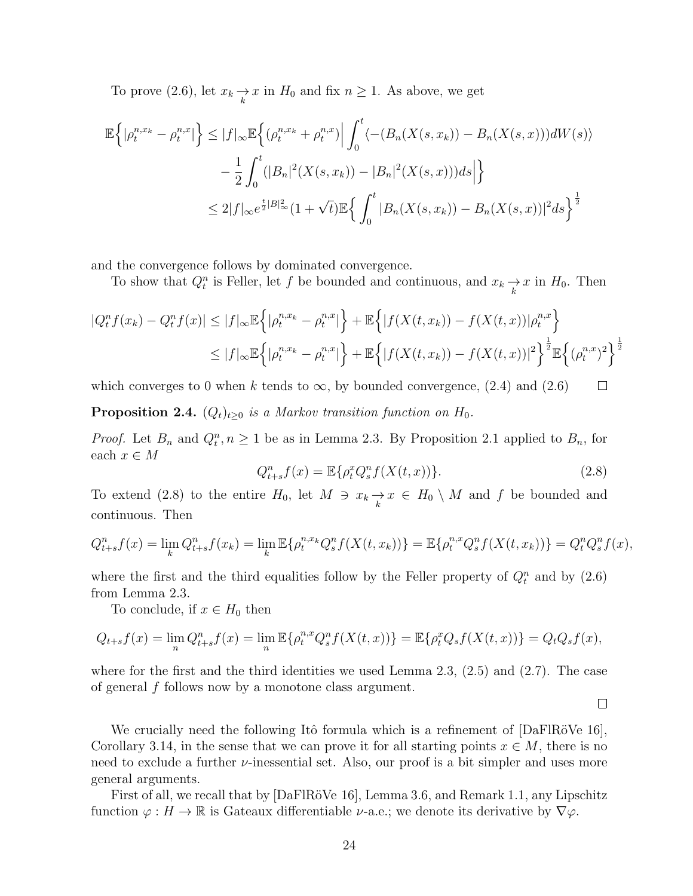To prove (2.6), let $x_k \underset{k}{\to} x$ in $H_0$ and fix $n \geq 1$. As above, we get

$$
\begin{aligned}
\mathbb{E}\Big\{|\rho_t^{n,x_k} - \rho_t^{n,x}|\Big\} &\leq |f|_\infty \mathbb{E}\Big\{(\rho_t^{n,x_k} + \rho_t^{n,x})\Big| \int_0^t \langle -(B_n(X(s,x_k)) - B_n(X(s,x)))dW(s)\rangle \\
&\quad - \frac{1}{2}\int_0^t (|B_n|^2(X(s,x_k)) - |B_n|^2(X(s,x)))ds\Big|\Big\} \\
&\leq 2|f|_\infty e^{\frac{t}{2}|B|^2_\infty}(1+\sqrt{t})\mathbb{E}\Big\{\int_0^t |B_n(X(s,x_k)) - B_n(X(s,x))|^2 ds\Big\}^{\frac{1}{2}}
\end{aligned}
$$

and the convergence follows by dominated convergence.

To show that $Q_t^n$ is Feller, let $f$ be bounded and continuous, and $x_k \underset{k}{\to} x$ in $H_0$. Then

$$
\begin{aligned}
|Q_t^n f(x_k) - Q_t^n f(x)| &\leq |f|_\infty \mathbb{E}\Big\{|\rho_t^{n,x_k} - \rho_t^{n,x}|\Big\} + \mathbb{E}\Big\{|f(X(t,x_k)) - f(X(t,x))|\rho_t^{n,x}\Big\} \\
&\leq |f|_\infty \mathbb{E}\Big\{|\rho_t^{n,x_k} - \rho_t^{n,x}|\Big\} + \mathbb{E}\Big\{|f(X(t,x_k)) - f(X(t,x))|^2\Big\}^{\frac{1}{2}} \mathbb{E}\Big\{(\rho_t^{n,x})^2\Big\}^{\frac{1}{2}}
\end{aligned}
$$

which converges to 0 when $k$ tends to $\infty$, by bounded convergence, (2.4) and (2.6) $\square$

**Proposition 2.4.** *$(Q_t)_{t\geq 0}$ is a Markov transition function on $H_0$.*

*Proof.* Let $B_n$ and $Q_t^n, n \geq 1$ be as in Lemma 2.3. By Proposition 2.1 applied to $B_n$, for each $x \in M$

$$
Q_{t+s}^n f(x) = \mathbb{E}\{\rho_t^x Q_s^n f(X(t,x))\}. \tag{2.8}
$$

To extend (2.8) to the entire $H_0$, let $M \ni x_k \underset{k}{\to} x \in H_0 \setminus M$ and $f$ be bounded and continuous. Then

$$
Q_{t+s}^n f(x) = \lim_k Q_{t+s}^n f(x_k) = \lim_k \mathbb{E}\{\rho_t^{n,x_k} Q_s^n f(X(t,x_k))\} = \mathbb{E}\{\rho_t^{n,x} Q_s^n f(X(t,x_k))\} = Q_t^n Q_s^n f(x),
$$

where the first and the third equalities follow by the Feller property of $Q_t^n$ and by (2.6) from Lemma 2.3.

To conclude, if $x \in H_0$ then

$$
Q_{t+s} f(x) = \lim_n Q_{t+s}^n f(x) = \lim_n \mathbb{E}\{\rho_t^{n,x} Q_s^n f(X(t,x))\} = \mathbb{E}\{\rho_t^x Q_s f(X(t,x))\} = Q_t Q_s f(x),
$$

where for the first and the third identities we used Lemma 2.3, (2.5) and (2.7). The case of general $f$ follows now by a monotone class argument.

$\square$

We crucially need the following Itô formula which is a refinement of [DaFlRöVe 16], Corollary 3.14, in the sense that we can prove it for all starting points $x \in M$, there is no need to exclude a further $\nu$-inessential set. Also, our proof is a bit simpler and uses more general arguments.

First of all, we recall that by [DaFlRöVe 16], Lemma 3.6, and Remark 1.1, any Lipschitz function $\varphi : H \to \mathbb{R}$ is Gateaux differentiable $\nu$-a.e.; we denote its derivative by $\nabla\varphi$.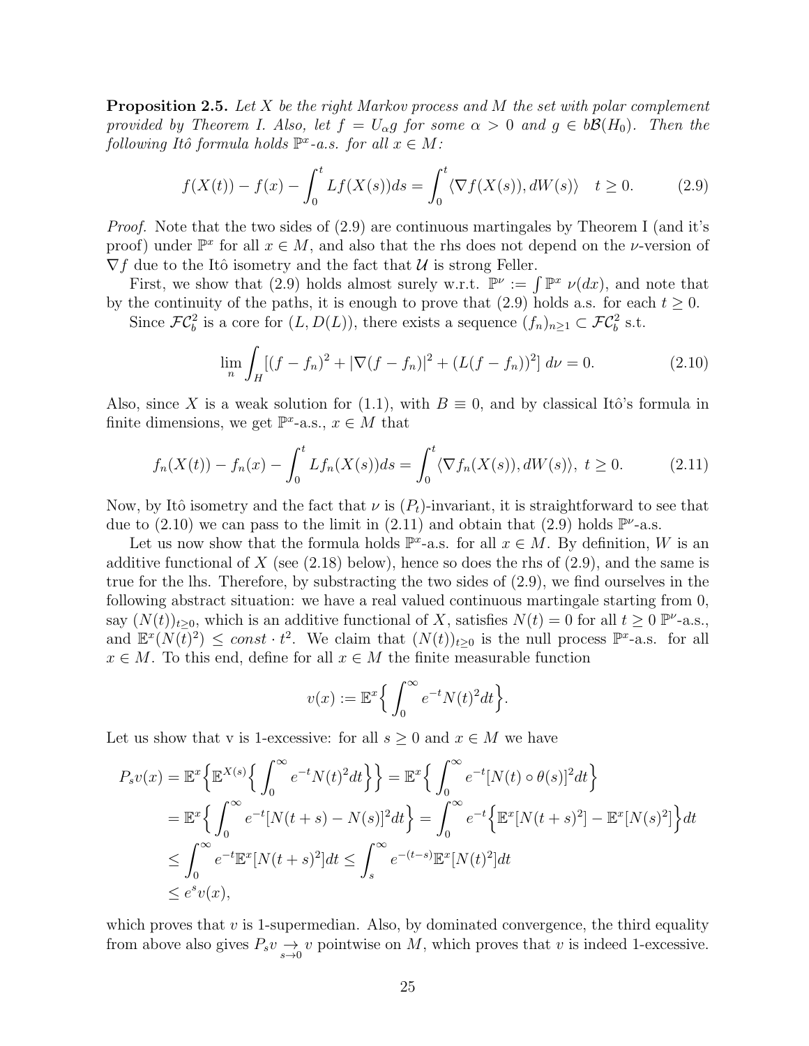**Proposition 2.5.** *Let $X$ be the right Markov process and $M$ the set with polar complement provided by Theorem I. Also, let $f = U_\alpha g$ for some $\alpha > 0$ and $g \in b\mathcal{B}(H_0)$. Then the following Itô formula holds $\mathbb{P}^x$-a.s. for all $x \in M$:*

$$f(X(t)) - f(x) - \int_0^t Lf(X(s))ds = \int_0^t \langle \nabla f(X(s)), dW(s)\rangle \quad t \geq 0. \tag{2.9}$$

*Proof.* Note that the two sides of (2.9) are continuous martingales by Theorem I (and it's proof) under $\mathbb{P}^x$ for all $x \in M$, and also that the rhs does not depend on the $\nu$-version of $\nabla f$ due to the Itô isometry and the fact that $\mathcal{U}$ is strong Feller.

First, we show that (2.9) holds almost surely w.r.t. $\mathbb{P}^\nu := \int \mathbb{P}^x \, \nu(dx)$, and note that by the continuity of the paths, it is enough to prove that (2.9) holds a.s. for each $t \geq 0$.

Since $\mathcal{FC}_b^2$ is a core for $(L, D(L))$, there exists a sequence $(f_n)_{n\geq 1} \subset \mathcal{FC}_b^2$ s.t.

$$\lim_n \int_H [(f - f_n)^2 + |\nabla(f - f_n)|^2 + (L(f - f_n))^2] \, d\nu = 0. \tag{2.10}$$

Also, since $X$ is a weak solution for (1.1), with $B \equiv 0$, and by classical Itô's formula in finite dimensions, we get $\mathbb{P}^x$-a.s., $x \in M$ that

$$f_n(X(t)) - f_n(x) - \int_0^t Lf_n(X(s))ds = \int_0^t \langle \nabla f_n(X(s)), dW(s)\rangle, \ t \geq 0. \tag{2.11}$$

Now, by Itô isometry and the fact that $\nu$ is $(P_t)$-invariant, it is straightforward to see that due to (2.10) we can pass to the limit in (2.11) and obtain that (2.9) holds $\mathbb{P}^\nu$-a.s.

Let us now show that the formula holds $\mathbb{P}^x$-a.s. for all $x \in M$. By definition, $W$ is an additive functional of $X$ (see (2.18) below), hence so does the rhs of (2.9), and the same is true for the lhs. Therefore, by substracting the two sides of (2.9), we find ourselves in the following abstract situation: we have a real valued continuous martingale starting from 0, say $(N(t))_{t\geq 0}$, which is an additive functional of $X$, satisfies $N(t) = 0$ for all $t \geq 0$ $\mathbb{P}^\nu$-a.s., and $\mathbb{E}^x(N(t)^2) \leq const \cdot t^2$. We claim that $(N(t))_{t\geq 0}$ is the null process $\mathbb{P}^x$-a.s. for all $x \in M$. To this end, define for all $x \in M$ the finite measurable function

$$v(x) := \mathbb{E}^x\Big\{ \int_0^\infty e^{-t} N(t)^2 dt \Big\}.$$

Let us show that v is 1-excessive: for all $s \geq 0$ and $x \in M$ we have

$$\begin{aligned}
P_s v(x) &= \mathbb{E}^x\Big\{\mathbb{E}^{X(s)}\Big\{ \int_0^\infty e^{-t} N(t)^2 dt\Big\}\Big\} = \mathbb{E}^x\Big\{ \int_0^\infty e^{-t} [N(t) \circ \theta(s)]^2 dt\Big\} \\
&= \mathbb{E}^x\Big\{ \int_0^\infty e^{-t} [N(t+s) - N(s)]^2 dt\Big\} = \int_0^\infty e^{-t} \Big\{\mathbb{E}^x[N(t+s)^2] - \mathbb{E}^x[N(s)^2]\Big\} dt \\
&\leq \int_0^\infty e^{-t} \mathbb{E}^x[N(t+s)^2] dt \leq \int_s^\infty e^{-(t-s)} \mathbb{E}^x[N(t)^2] dt \\
&\leq e^s v(x),
\end{aligned}$$

which proves that $v$ is 1-supermedian. Also, by dominated convergence, the third equality from above also gives $P_s v \underset{s\to 0}{\to} v$ pointwise on $M$, which proves that $v$ is indeed 1-excessive.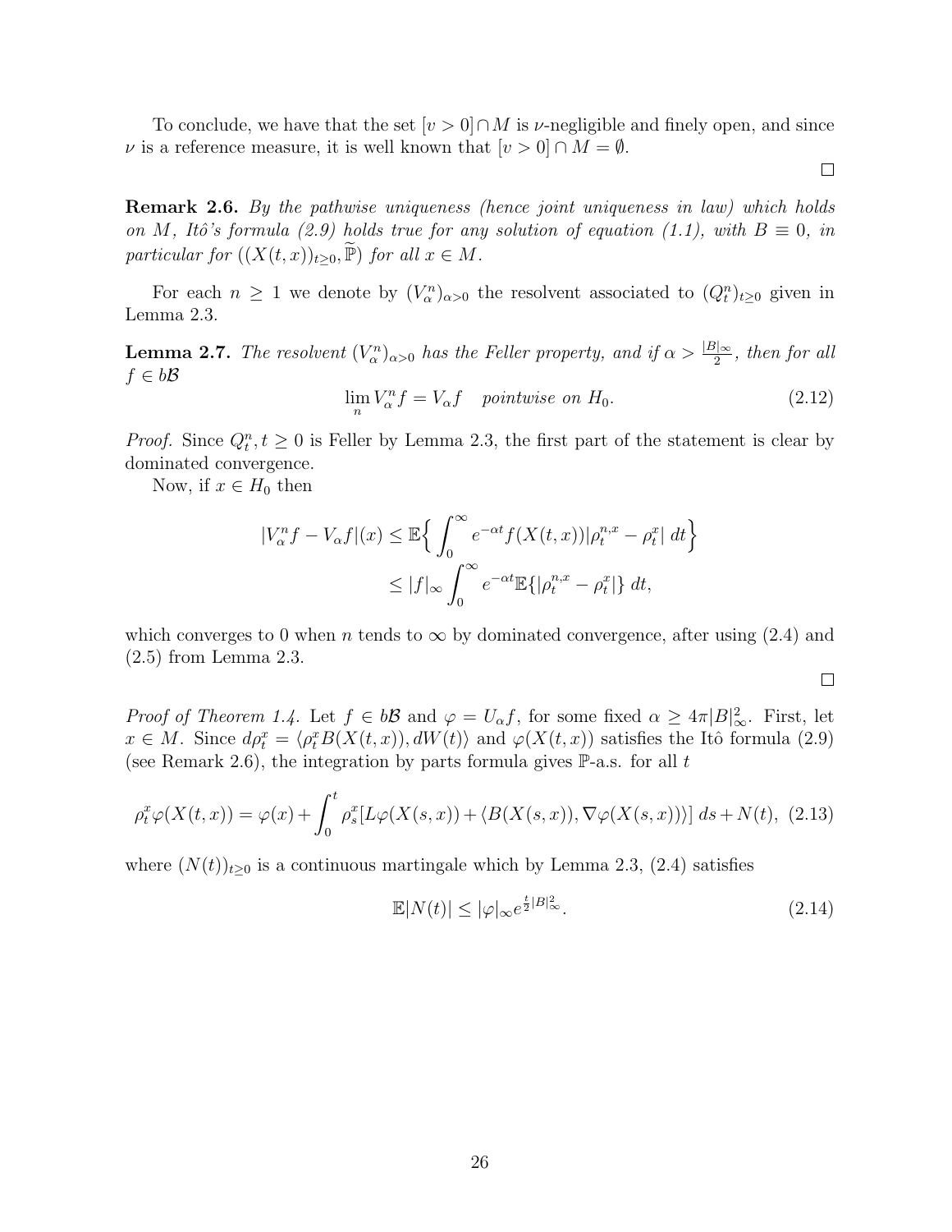To conclude, we have that the set $[v > 0] \cap M$ is $\nu$-negligible and finely open, and since $\nu$ is a reference measure, it is well known that $[v > 0] \cap M = \emptyset$.

$\square$

**Remark 2.6.** *By the pathwise uniqueness (hence joint uniqueness in law) which holds on $M$, Itô's formula (2.9) holds true for any solution of equation (1.1), with $B \equiv 0$, in particular for $((X(t,x))_{t\geq 0}, \widetilde{\mathbb{P}})$ for all $x \in M$.*

For each $n \geq 1$ we denote by $(V_\alpha^n)_{\alpha > 0}$ the resolvent associated to $(Q_t^n)_{t\geq 0}$ given in Lemma 2.3.

**Lemma 2.7.** *The resolvent $(V_\alpha^n)_{\alpha>0}$ has the Feller property, and if $\alpha > \frac{|B|_\infty}{2}$, then for all $f \in b\mathcal{B}$*

$$\lim_n V_\alpha^n f = V_\alpha f \quad \textit{pointwise on } H_0. \tag{2.12}$$

*Proof.* Since $Q_t^n, t \geq 0$ is Feller by Lemma 2.3, the first part of the statement is clear by dominated convergence.

Now, if $x \in H_0$ then

$$\begin{aligned}
|V_\alpha^n f - V_\alpha f|(x) &\leq \mathbb{E}\Big\{ \int_0^\infty e^{-\alpha t} f(X(t,x)) |\rho_t^{n,x} - \rho_t^x| \, dt \Big\} \\
&\leq |f|_\infty \int_0^\infty e^{-\alpha t} \mathbb{E}\{ |\rho_t^{n,x} - \rho_t^x| \} \, dt,
\end{aligned}$$

which converges to 0 when $n$ tends to $\infty$ by dominated convergence, after using (2.4) and (2.5) from Lemma 2.3.

$\square$

*Proof of Theorem 1.4.* Let $f \in b\mathcal{B}$ and $\varphi = U_\alpha f$, for some fixed $\alpha \geq 4\pi |B|_\infty^2$. First, let $x \in M$. Since $d\rho_t^x = \langle \rho_t^x B(X(t,x)), dW(t) \rangle$ and $\varphi(X(t,x))$ satisfies the Itô formula (2.9) (see Remark 2.6), the integration by parts formula gives $\mathbb{P}$-a.s. for all $t$

$$\rho_t^x \varphi(X(t,x)) = \varphi(x) + \int_0^t \rho_s^x [L\varphi(X(s,x)) + \langle B(X(s,x)), \nabla \varphi(X(s,x)) \rangle] \, ds + N(t), \tag{2.13}$$

where $(N(t))_{t\geq 0}$ is a continuous martingale which by Lemma 2.3, (2.4) satisfies

$$\mathbb{E}|N(t)| \leq |\varphi|_\infty e^{\frac{t}{2}|B|_\infty^2}. \tag{2.14}$$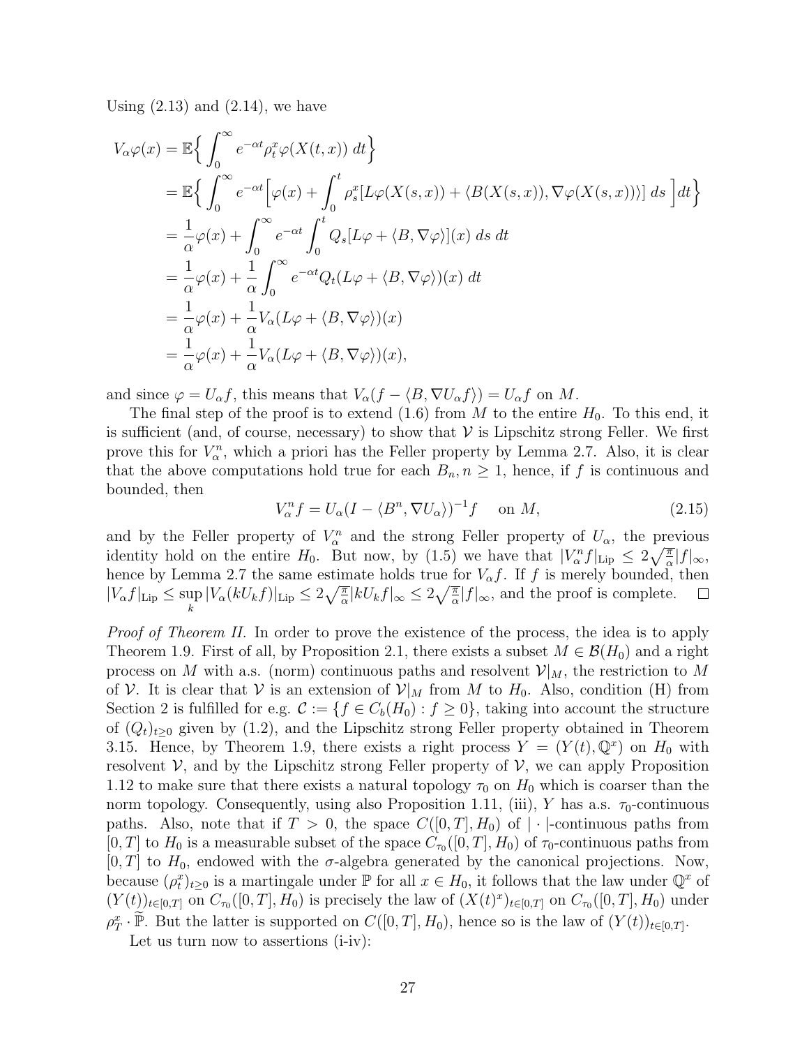Using (2.13) and (2.14), we have

$$
\begin{aligned}
V_\alpha \varphi(x) &= \mathbb{E}\Big\{ \int_0^\infty e^{-\alpha t} \rho_t^x \varphi(X(t,x))\, dt \Big\} \\
&= \mathbb{E}\Big\{ \int_0^\infty e^{-\alpha t} \Big[ \varphi(x) + \int_0^t \rho_s^x [L\varphi(X(s,x)) + \langle B(X(s,x)), \nabla \varphi(X(s,x))\rangle]\, ds \Big] dt \Big\} \\
&= \frac{1}{\alpha}\varphi(x) + \int_0^\infty e^{-\alpha t} \int_0^t Q_s[L\varphi + \langle B, \nabla\varphi\rangle](x)\, ds\, dt \\
&= \frac{1}{\alpha}\varphi(x) + \frac{1}{\alpha}\int_0^\infty e^{-\alpha t} Q_t(L\varphi + \langle B, \nabla\varphi\rangle)(x)\, dt \\
&= \frac{1}{\alpha}\varphi(x) + \frac{1}{\alpha} V_\alpha(L\varphi + \langle B, \nabla\varphi\rangle)(x) \\
&= \frac{1}{\alpha}\varphi(x) + \frac{1}{\alpha} V_\alpha(L\varphi + \langle B, \nabla\varphi\rangle)(x),
\end{aligned}
$$

and since $\varphi = U_\alpha f$, this means that $V_\alpha(f - \langle B, \nabla U_\alpha f\rangle) = U_\alpha f$ on $M$.

The final step of the proof is to extend (1.6) from $M$ to the entire $H_0$. To this end, it is sufficient (and, of course, necessary) to show that $\mathcal{V}$ is Lipschitz strong Feller. We first prove this for $V_\alpha^n$, which a priori has the Feller property by Lemma 2.7. Also, it is clear that the above computations hold true for each $B_n, n \geq 1$, hence, if $f$ is continuous and bounded, then

$$
V_\alpha^n f = U_\alpha (I - \langle B^n, \nabla U_\alpha\rangle)^{-1} f \quad \text{ on } M, \tag{2.15}
$$

and by the Feller property of $V_\alpha^n$ and the strong Feller property of $U_\alpha$, the previous identity hold on the entire $H_0$. But now, by (1.5) we have that $|V_\alpha^n f|_{\text{Lip}} \leq 2\sqrt{\frac{\pi}{\alpha}}|f|_\infty$, hence by Lemma 2.7 the same estimate holds true for $V_\alpha f$. If $f$ is merely bounded, then $|V_\alpha f|_{\text{Lip}} \leq \sup_k |V_\alpha(kU_k f)|_{\text{Lip}} \leq 2\sqrt{\frac{\pi}{\alpha}}|kU_k f|_\infty \leq 2\sqrt{\frac{\pi}{\alpha}}|f|_\infty$, and the proof is complete. $\square$

*Proof of Theorem II.* In order to prove the existence of the process, the idea is to apply Theorem 1.9. First of all, by Proposition 2.1, there exists a subset $M \in \mathcal{B}(H_0)$ and a right process on $M$ with a.s. (norm) continuous paths and resolvent $\mathcal{V}|_M$, the restriction to $M$ of $\mathcal{V}$. It is clear that $\mathcal{V}$ is an extension of $\mathcal{V}|_M$ from $M$ to $H_0$. Also, condition (H) from Section 2 is fulfilled for e.g. $\mathcal{C} := \{f \in C_b(H_0) : f \geq 0\}$, taking into account the structure of $(Q_t)_{t\geq 0}$ given by (1.2), and the Lipschitz strong Feller property obtained in Theorem 3.15. Hence, by Theorem 1.9, there exists a right process $Y = (Y(t), \mathbb{Q}^x)$ on $H_0$ with resolvent $\mathcal{V}$, and by the Lipschitz strong Feller property of $\mathcal{V}$, we can apply Proposition 1.12 to make sure that there exists a natural topology $\tau_0$ on $H_0$ which is coarser than the norm topology. Consequently, using also Proposition 1.11, (iii), $Y$ has a.s. $\tau_0$-continuous paths. Also, note that if $T > 0$, the space $C([0,T], H_0)$ of $|\cdot|$-continuous paths from $[0,T]$ to $H_0$ is a measurable subset of the space $C_{\tau_0}([0,T], H_0)$ of $\tau_0$-continuous paths from $[0,T]$ to $H_0$, endowed with the $\sigma$-algebra generated by the canonical projections. Now, because $(\rho_t^x)_{t\geq 0}$ is a martingale under $\mathbb{P}$ for all $x \in H_0$, it follows that the law under $\mathbb{Q}^x$ of $(Y(t))_{t\in[0,T]}$ on $C_{\tau_0}([0,T], H_0)$ is precisely the law of $(X(t)^x)_{t\in[0,T]}$ on $C_{\tau_0}([0,T], H_0)$ under $\rho_T^x \cdot \widetilde{\mathbb{P}}$. But the latter is supported on $C([0,T], H_0)$, hence so is the law of $(Y(t))_{t\in[0,T]}$.

Let us turn now to assertions (i-iv):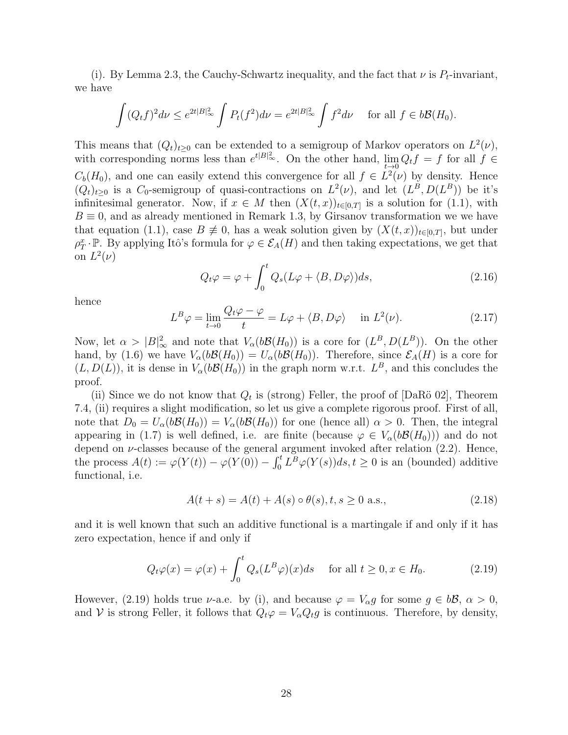(i). By Lemma 2.3, the Cauchy-Schwartz inequality, and the fact that $\nu$ is $P_t$-invariant, we have

$$\int (Q_t f)^2 d\nu \leq e^{2t|B|_\infty^2} \int P_t(f^2) d\nu = e^{2t|B|_\infty^2} \int f^2 d\nu \quad \text{for all } f \in b\mathcal{B}(H_0).$$

This means that $(Q_t)_{t\geq 0}$ can be extended to a semigroup of Markov operators on $L^2(\nu)$, with corresponding norms less than $e^{t|B|_\infty^2}$. On the other hand, $\lim_{t\to 0} Q_t f = f$ for all $f \in C_b(H_0)$, and one can easily extend this convergence for all $f \in L^2(\nu)$ by density. Hence $(Q_t)_{t\geq 0}$ is a $C_0$-semigroup of quasi-contractions on $L^2(\nu)$, and let $(L^B, D(L^B))$ be it's infinitesimal generator. Now, if $x \in M$ then $(X(t,x))_{t\in[0,T]}$ is a solution for (1.1), with $B \equiv 0$, and as already mentioned in Remark 1.3, by Girsanov transformation we we have that equation (1.1), case $B \not\equiv 0$, has a weak solution given by $(X(t,x))_{t\in[0,T]}$, but under $\rho_T^x \cdot \mathbb{P}$. By applying Itô's formula for $\varphi \in \mathcal{E}_A(H)$ and then taking expectations, we get that on $L^2(\nu)$

$$Q_t\varphi = \varphi + \int_0^t Q_s(L\varphi + \langle B, D\varphi\rangle)ds, \tag{2.16}$$

hence

$$L^B\varphi = \lim_{t\to 0} \frac{Q_t\varphi - \varphi}{t} = L\varphi + \langle B, D\varphi\rangle \quad \text{in } L^2(\nu). \tag{2.17}$$

Now, let $\alpha > |B|_\infty^2$ and note that $V_\alpha(b\mathcal{B}(H_0))$ is a core for $(L^B, D(L^B))$. On the other hand, by (1.6) we have $V_\alpha(b\mathcal{B}(H_0)) = U_\alpha(b\mathcal{B}(H_0))$. Therefore, since $\mathcal{E}_A(H)$ is a core for $(L, D(L))$, it is dense in $V_\alpha(b\mathcal{B}(H_0))$ in the graph norm w.r.t. $L^B$, and this concludes the proof.

(ii) Since we do not know that $Q_t$ is (strong) Feller, the proof of [DaRö 02], Theorem 7.4, (ii) requires a slight modification, so let us give a complete rigorous proof. First of all, note that $D_0 = U_\alpha(b\mathcal{B}(H_0)) = V_\alpha(b\mathcal{B}(H_0))$ for one (hence all) $\alpha > 0$. Then, the integral appearing in (1.7) is well defined, i.e. are finite (because $\varphi \in V_\alpha(b\mathcal{B}(H_0))$) and do not depend on $\nu$-classes because of the general argument invoked after relation (2.2). Hence, the process $A(t) := \varphi(Y(t)) - \varphi(Y(0)) - \int_0^t L^B\varphi(Y(s))ds, t \geq 0$ is an (bounded) additive functional, i.e.

$$A(t+s) = A(t) + A(s) \circ \theta(s), t, s \geq 0 \text{ a.s.}, \tag{2.18}$$

and it is well known that such an additive functional is a martingale if and only if it has zero expectation, hence if and only if

$$Q_t\varphi(x) = \varphi(x) + \int_0^t Q_s(L^B\varphi)(x)ds \quad \text{for all } t \geq 0, x \in H_0. \tag{2.19}$$

However, (2.19) holds true $\nu$-a.e. by (i), and because $\varphi = V_\alpha g$ for some $g \in b\mathcal{B}$, $\alpha > 0$, and $\mathcal{V}$ is strong Feller, it follows that $Q_t\varphi = V_\alpha Q_t g$ is continuous. Therefore, by density,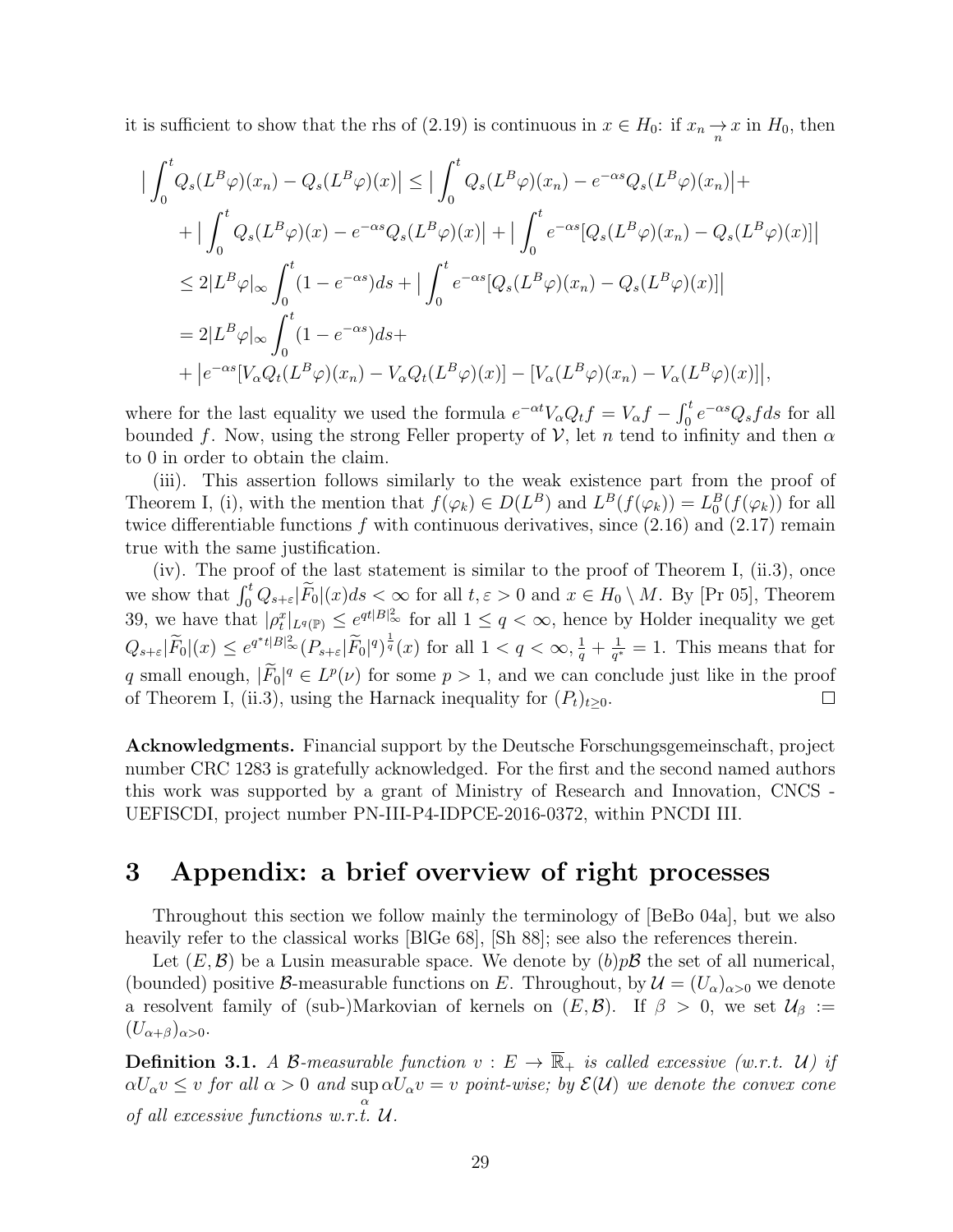it is sufficient to show that the rhs of (2.19) is continuous in $x \in H_0$: if $x_n \underset{n}{\to} x$ in $H_0$, then

$$
\begin{aligned}
\Big|\int_0^t Q_s(L^B\varphi)(x_n) - Q_s(L^B\varphi)(x)\Big| &\leq \Big|\int_0^t Q_s(L^B\varphi)(x_n) - e^{-\alpha s}Q_s(L^B\varphi)(x_n)\Big| + \\
&+ \Big|\int_0^t Q_s(L^B\varphi)(x) - e^{-\alpha s}Q_s(L^B\varphi)(x)\Big| + \Big|\int_0^t e^{-\alpha s}[Q_s(L^B\varphi)(x_n) - Q_s(L^B\varphi)(x)]\Big| \\
&\leq 2|L^B\varphi|_\infty \int_0^t (1-e^{-\alpha s})ds + \Big|\int_0^t e^{-\alpha s}[Q_s(L^B\varphi)(x_n) - Q_s(L^B\varphi)(x)]\Big| \\
&= 2|L^B\varphi|_\infty \int_0^t (1-e^{-\alpha s})ds + \\
&+ \Big|e^{-\alpha s}[V_\alpha Q_t(L^B\varphi)(x_n) - V_\alpha Q_t(L^B\varphi)(x)] - [V_\alpha(L^B\varphi)(x_n) - V_\alpha(L^B\varphi)(x)]\Big|,
\end{aligned}
$$

where for the last equality we used the formula $e^{-\alpha t}V_\alpha Q_t f = V_\alpha f - \int_0^t e^{-\alpha s}Q_s f ds$ for all bounded $f$. Now, using the strong Feller property of $\mathcal{V}$, let $n$ tend to infinity and then $\alpha$ to 0 in order to obtain the claim.

(iii). This assertion follows similarly to the weak existence part from the proof of Theorem I, (i), with the mention that $f(\varphi_k) \in D(L^B)$ and $L^B(f(\varphi_k)) = L_0^B(f(\varphi_k))$ for all twice differentiable functions $f$ with continuous derivatives, since (2.16) and (2.17) remain true with the same justification.

(iv). The proof of the last statement is similar to the proof of Theorem I, (ii.3), once we show that $\int_0^t Q_{s+\varepsilon}|\widetilde{F}_0|(x)ds < \infty$ for all $t, \varepsilon > 0$ and $x \in H_0 \setminus M$. By [Pr 05], Theorem 39, we have that $|\rho_t^x|_{L^q(\mathbb{P})} \leq e^{qt|B|_\infty^2}$ for all $1 \leq q < \infty$, hence by Holder inequality we get $Q_{s+\varepsilon}|\widetilde{F}_0|(x) \leq e^{q^*t|B|_\infty^2}(P_{s+\varepsilon}|\widetilde{F}_0|^q)^{\frac{1}{q}}(x)$ for all $1 < q < \infty, \frac{1}{q} + \frac{1}{q^*} = 1$. This means that for $q$ small enough, $|\widetilde{F}_0|^q \in L^p(\nu)$ for some $p > 1$, and we can conclude just like in the proof of Theorem I, (ii.3), using the Harnack inequality for $(P_t)_{t\geq 0}$. $\square$

**Acknowledgments.** Financial support by the Deutsche Forschungsgemeinschaft, project number CRC 1283 is gratefully acknowledged. For the first and the second named authors this work was supported by a grant of Ministry of Research and Innovation, CNCS - UEFISCDI, project number PN-III-P4-IDPCE-2016-0372, within PNCDI III.

# 3 Appendix: a brief overview of right processes

Throughout this section we follow mainly the terminology of [BeBo 04a], but we also heavily refer to the classical works [BlGe 68], [Sh 88]; see also the references therein.

Let $(E, \mathcal{B})$ be a Lusin measurable space. We denote by $(b)p\mathcal{B}$ the set of all numerical, (bounded) positive $\mathcal{B}$-measurable functions on $E$. Throughout, by $\mathcal{U} = (U_\alpha)_{\alpha>0}$ we denote a resolvent family of (sub-)Markovian of kernels on $(E, \mathcal{B})$. If $\beta > 0$, we set $\mathcal{U}_\beta := (U_{\alpha+\beta})_{\alpha>0}$.

**Definition 3.1.** *A $\mathcal{B}$-measurable function $v : E \to \overline{\mathbb{R}}_+$ is called excessive (w.r.t. $\mathcal{U}$) if $\alpha U_\alpha v \leq v$ for all $\alpha > 0$ and $\sup_\alpha \alpha U_\alpha v = v$ point-wise; by $\mathcal{E}(\mathcal{U})$ we denote the convex cone of all excessive functions w.r.t. $\mathcal{U}$.*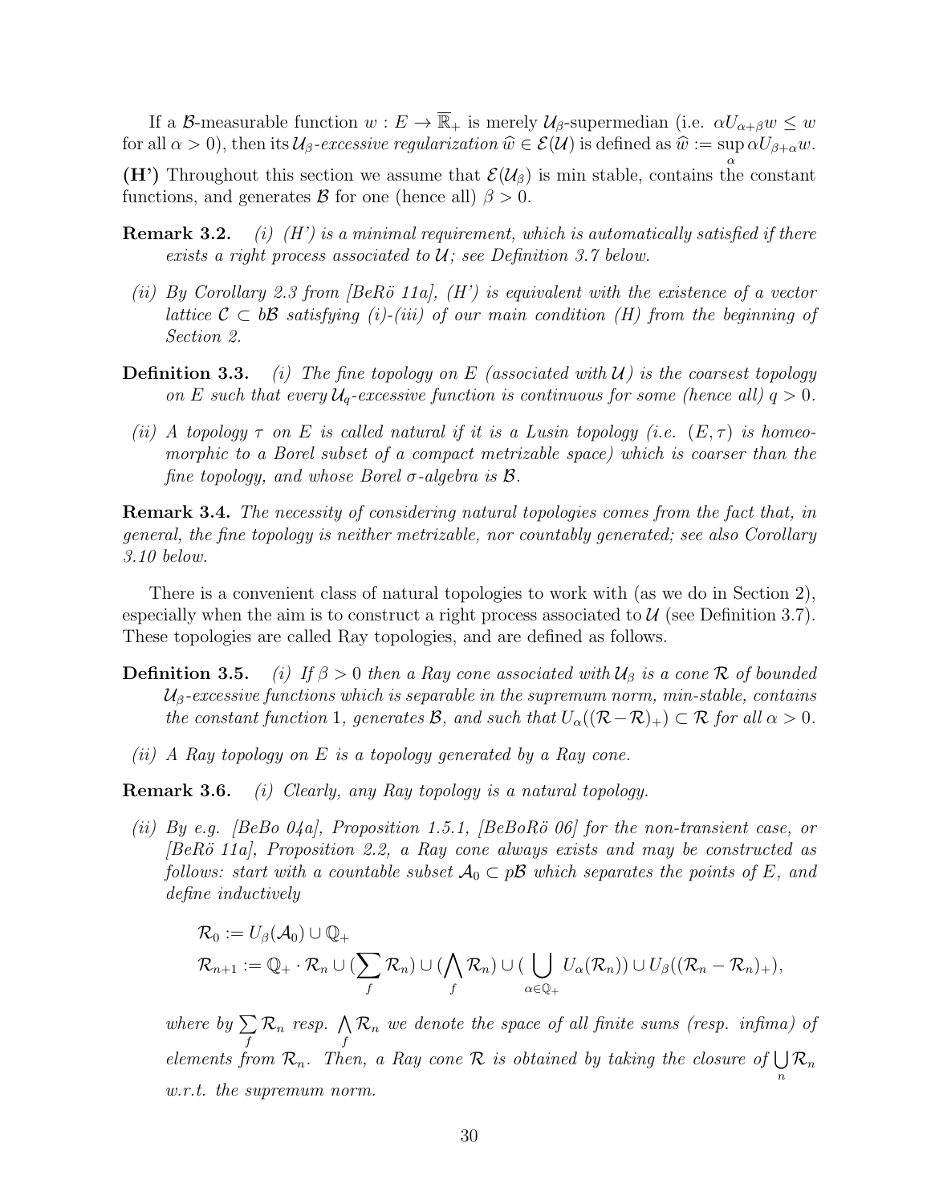If a $\mathcal{B}$-measurable function $w : E \to \overline{\mathbb{R}}_+$ is merely $\mathcal{U}_\beta$-supermedian (i.e. $\alpha U_{\alpha+\beta} w \leq w$ for all $\alpha > 0$), then its $\mathcal{U}_\beta$*-excessive regularization* $\widehat{w} \in \mathcal{E}(\mathcal{U})$ is defined as $\widehat{w} := \sup\limits_{\alpha} \alpha U_{\beta+\alpha} w$.

**(H')** Throughout this section we assume that $\mathcal{E}(\mathcal{U}_\beta)$ is min stable, contains the constant functions, and generates $\mathcal{B}$ for one (hence all) $\beta > 0$.

**Remark 3.2.** *(i) (H') is a minimal requirement, which is automatically satisfied if there exists a right process associated to $\mathcal{U}$; see Definition 3.7 below.*

*(ii) By Corollary 2.3 from [BeRö 11a], (H') is equivalent with the existence of a vector lattice $\mathcal{C} \subset b\mathcal{B}$ satisfying (i)-(iii) of our main condition (H) from the beginning of Section 2.*

**Definition 3.3.** *(i) The fine topology on $E$ (associated with $\mathcal{U}$) is the coarsest topology on $E$ such that every $\mathcal{U}_q$-excessive function is continuous for some (hence all) $q > 0$.*

*(ii) A topology $\tau$ on $E$ is called natural if it is a Lusin topology (i.e. $(E, \tau)$ is homeomorphic to a Borel subset of a compact metrizable space) which is coarser than the fine topology, and whose Borel $\sigma$-algebra is $\mathcal{B}$.*

**Remark 3.4.** *The necessity of considering natural topologies comes from the fact that, in general, the fine topology is neither metrizable, nor countably generated; see also Corollary 3.10 below.*

There is a convenient class of natural topologies to work with (as we do in Section 2), especially when the aim is to construct a right process associated to $\mathcal{U}$ (see Definition 3.7). These topologies are called Ray topologies, and are defined as follows.

**Definition 3.5.** *(i) If $\beta > 0$ then a Ray cone associated with $\mathcal{U}_\beta$ is a cone $\mathcal{R}$ of bounded $\mathcal{U}_\beta$-excessive functions which is separable in the supremum norm, min-stable, contains the constant function 1, generates $\mathcal{B}$, and such that $U_\alpha((\mathcal{R} - \mathcal{R})_+) \subset \mathcal{R}$ for all $\alpha > 0$.*

*(ii) A Ray topology on $E$ is a topology generated by a Ray cone.*

**Remark 3.6.** *(i) Clearly, any Ray topology is a natural topology.*

*(ii) By e.g. [BeBo 04a], Proposition 1.5.1, [BeBoRö 06] for the non-transient case, or [BeRö 11a], Proposition 2.2, a Ray cone always exists and may be constructed as follows: start with a countable subset $\mathcal{A}_0 \subset p\mathcal{B}$ which separates the points of $E$, and define inductively*

$$\mathcal{R}_0 := U_\beta(\mathcal{A}_0) \cup \mathbb{Q}_+$$

$$\mathcal{R}_{n+1} := \mathbb{Q}_+ \cdot \mathcal{R}_n \cup (\sum_f \mathcal{R}_n) \cup (\bigwedge_f \mathcal{R}_n) \cup (\bigcup_{\alpha \in \mathbb{Q}_+} U_\alpha(\mathcal{R}_n)) \cup U_\beta((\mathcal{R}_n - \mathcal{R}_n)_+),$$

*where by $\sum\limits_f \mathcal{R}_n$ resp. $\bigwedge\limits_f \mathcal{R}_n$ we denote the space of all finite sums (resp. infima) of elements from $\mathcal{R}_n$. Then, a Ray cone $\mathcal{R}$ is obtained by taking the closure of $\bigcup\limits_n \mathcal{R}_n$ w.r.t. the supremum norm.*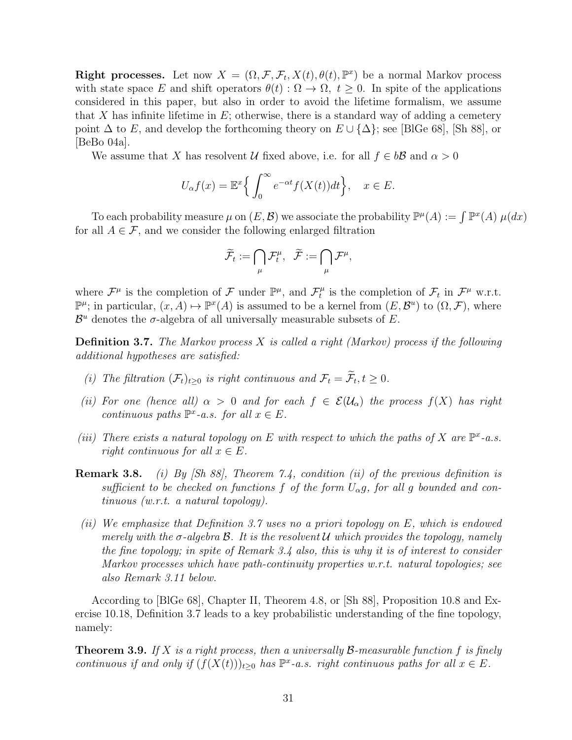**Right processes.** Let now $X = (\Omega, \mathcal{F}, \mathcal{F}_t, X(t), \theta(t), \mathbb{P}^x)$ be a normal Markov process with state space $E$ and shift operators $\theta(t) : \Omega \to \Omega,\ t \geq 0$. In spite of the applications considered in this paper, but also in order to avoid the lifetime formalism, we assume that $X$ has infinite lifetime in $E$; otherwise, there is a standard way of adding a cemetery point $\Delta$ to $E$, and develop the forthcoming theory on $E \cup \{\Delta\}$; see [BlGe 68], [Sh 88], or [BeBo 04a].

We assume that $X$ has resolvent $\mathcal{U}$ fixed above, i.e. for all $f \in b\mathcal{B}$ and $\alpha > 0$

$$U_\alpha f(x) = \mathbb{E}^x \Big\{ \int_0^\infty e^{-\alpha t} f(X(t)) dt \Big\}, \quad x \in E.$$

To each probability measure $\mu$ on $(E, \mathcal{B})$ we associate the probability $\mathbb{P}^\mu(A) := \int \mathbb{P}^x(A)\ \mu(dx)$ for all $A \in \mathcal{F}$, and we consider the following enlarged filtration

$$\widetilde{\mathcal{F}}_t := \bigcap_\mu \mathcal{F}_t^\mu, \ \ \widetilde{\mathcal{F}} := \bigcap_\mu \mathcal{F}^\mu,$$

where $\mathcal{F}^\mu$ is the completion of $\mathcal{F}$ under $\mathbb{P}^\mu$, and $\mathcal{F}_t^\mu$ is the completion of $\mathcal{F}_t$ in $\mathcal{F}^\mu$ w.r.t. $\mathbb{P}^\mu$; in particular, $(x, A) \mapsto \mathbb{P}^x(A)$ is assumed to be a kernel from $(E, \mathcal{B}^u)$ to $(\Omega, \mathcal{F})$, where $\mathcal{B}^u$ denotes the $\sigma$-algebra of all universally measurable subsets of $E$.

**Definition 3.7.** *The Markov process $X$ is called a right (Markov) process if the following additional hypotheses are satisfied:*

*(i) The filtration $(\mathcal{F}_t)_{t \geq 0}$ is right continuous and $\mathcal{F}_t = \widetilde{\mathcal{F}}_t, t \geq 0$.*

*(ii) For one (hence all) $\alpha > 0$ and for each $f \in \mathcal{E}(\mathcal{U}_\alpha)$ the process $f(X)$ has right continuous paths $\mathbb{P}^x$-a.s. for all $x \in E$.*

*(iii) There exists a natural topology on $E$ with respect to which the paths of $X$ are $\mathbb{P}^x$-a.s. right continuous for all $x \in E$.*

**Remark 3.8.** *(i) By [Sh 88], Theorem 7.4, condition (ii) of the previous definition is sufficient to be checked on functions $f$ of the form $U_\alpha g$, for all $g$ bounded and continuous (w.r.t. a natural topology).*

*(ii) We emphasize that Definition 3.7 uses no a priori topology on $E$, which is endowed merely with the $\sigma$-algebra $\mathcal{B}$. It is the resolvent $\mathcal{U}$ which provides the topology, namely the fine topology; in spite of Remark 3.4 also, this is why it is of interest to consider Markov processes which have path-continuity properties w.r.t. natural topologies; see also Remark 3.11 below.*

According to [BlGe 68], Chapter II, Theorem 4.8, or [Sh 88], Proposition 10.8 and Exercise 10.18, Definition 3.7 leads to a key probabilistic understanding of the fine topology, namely:

**Theorem 3.9.** *If $X$ is a right process, then a universally $\mathcal{B}$-measurable function $f$ is finely continuous if and only if $(f(X(t)))_{t \geq 0}$ has $\mathbb{P}^x$-a.s. right continuous paths for all $x \in E$.*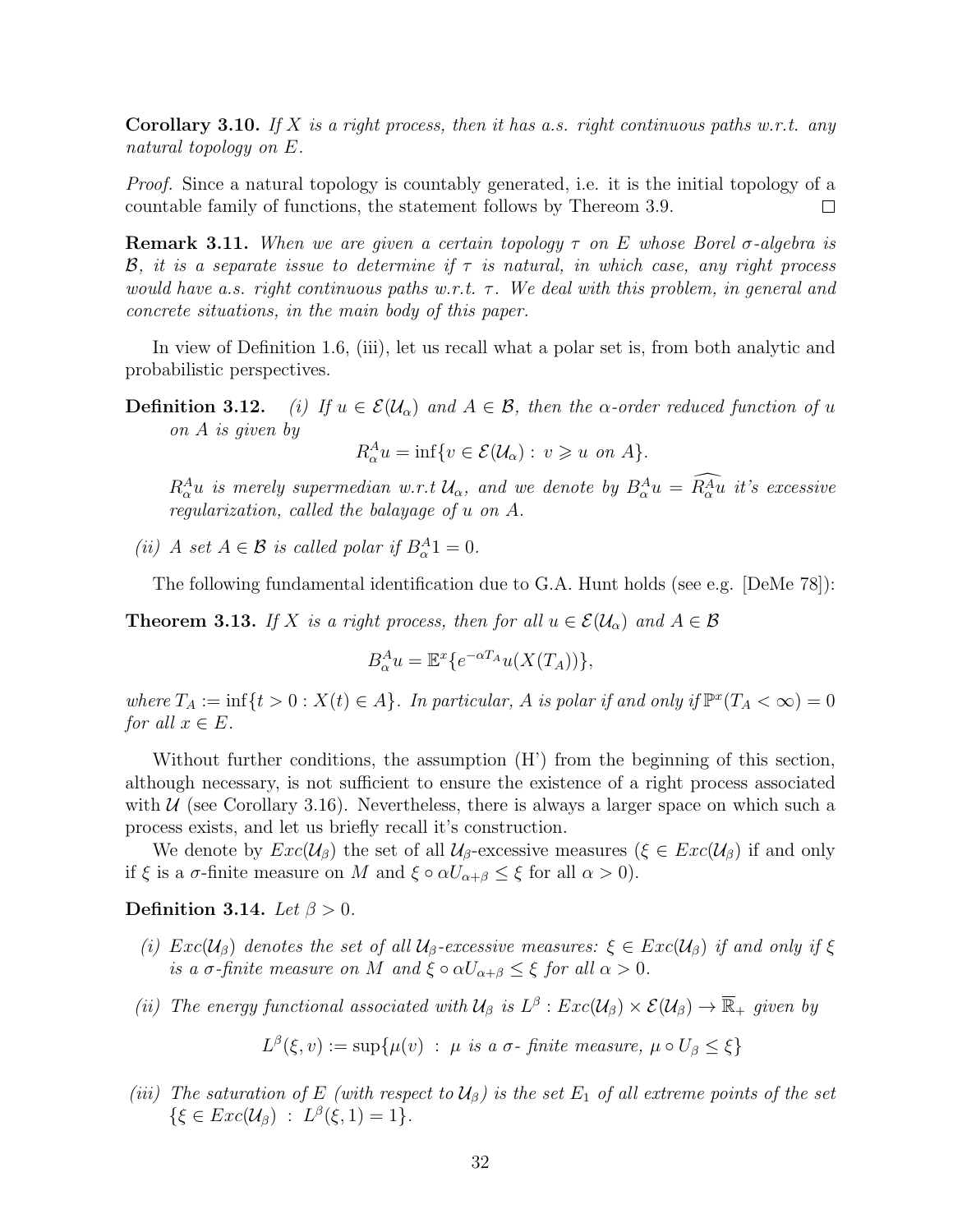**Corollary 3.10.** *If $X$ is a right process, then it has a.s. right continuous paths w.r.t. any natural topology on $E$.*

*Proof.* Since a natural topology is countably generated, i.e. it is the initial topology of a countable family of functions, the statement follows by Thereom 3.9. □

**Remark 3.11.** *When we are given a certain topology $\tau$ on $E$ whose Borel $\sigma$-algebra is $\mathcal{B}$, it is a separate issue to determine if $\tau$ is natural, in which case, any right process would have a.s. right continuous paths w.r.t. $\tau$. We deal with this problem, in general and concrete situations, in the main body of this paper.*

In view of Definition 1.6, (iii), let us recall what a polar set is, from both analytic and probabilistic perspectives.

**Definition 3.12.** *(i) If $u \in \mathcal{E}(\mathcal{U}_\alpha)$ and $A \in \mathcal{B}$, then the $\alpha$-order reduced function of $u$ on $A$ is given by*

$$R^A_\alpha u = \inf\{v \in \mathcal{E}(\mathcal{U}_\alpha) : \ v \geqslant u \text{ on } A\}.$$

*$R^A_\alpha u$ is merely supermedian w.r.t $\mathcal{U}_\alpha$, and we denote by $B^A_\alpha u = \widehat{R^A_\alpha u}$ it's excessive regularization, called the balayage of $u$ on $A$.*

*(ii) A set $A \in \mathcal{B}$ is called polar if $B^A_\alpha 1 = 0$.*

The following fundamental identification due to G.A. Hunt holds (see e.g. [DeMe 78]):

**Theorem 3.13.** *If $X$ is a right process, then for all $u \in \mathcal{E}(\mathcal{U}_\alpha)$ and $A \in \mathcal{B}$*

$$B^A_\alpha u = \mathbb{E}^x\{e^{-\alpha T_A} u(X(T_A))\},$$

*where $T_A := \inf\{t > 0 : X(t) \in A\}$. In particular, $A$ is polar if and only if $\mathbb{P}^x(T_A < \infty) = 0$ for all $x \in E$.*

Without further conditions, the assumption (H') from the beginning of this section, although necessary, is not sufficient to ensure the existence of a right process associated with $\mathcal{U}$ (see Corollary 3.16). Nevertheless, there is always a larger space on which such a process exists, and let us briefly recall it's construction.

We denote by $Exc(\mathcal{U}_\beta)$ the set of all $\mathcal{U}_\beta$-excessive measures ($\xi \in Exc(\mathcal{U}_\beta)$ if and only if $\xi$ is a $\sigma$-finite measure on $M$ and $\xi \circ \alpha U_{\alpha+\beta} \leq \xi$ for all $\alpha > 0$).

**Definition 3.14.** *Let $\beta > 0$.*

*(i) $Exc(\mathcal{U}_\beta)$ denotes the set of all $\mathcal{U}_\beta$-excessive measures: $\xi \in Exc(\mathcal{U}_\beta)$ if and only if $\xi$ is a $\sigma$-finite measure on $M$ and $\xi \circ \alpha U_{\alpha+\beta} \leq \xi$ for all $\alpha > 0$.*

*(ii) The energy functional associated with $\mathcal{U}_\beta$ is $L^\beta : Exc(\mathcal{U}_\beta) \times \mathcal{E}(\mathcal{U}_\beta) \to \overline{\mathbb{R}}_+$ given by*

$$L^\beta(\xi, v) := \sup\{\mu(v) \ : \ \mu \text{ is a } \sigma\text{- finite measure, } \mu \circ U_\beta \leq \xi\}$$

*(iii) The saturation of $E$ (with respect to $\mathcal{U}_\beta$) is the set $E_1$ of all extreme points of the set $\{\xi \in Exc(\mathcal{U}_\beta) \ : \ L^\beta(\xi, 1) = 1\}$.*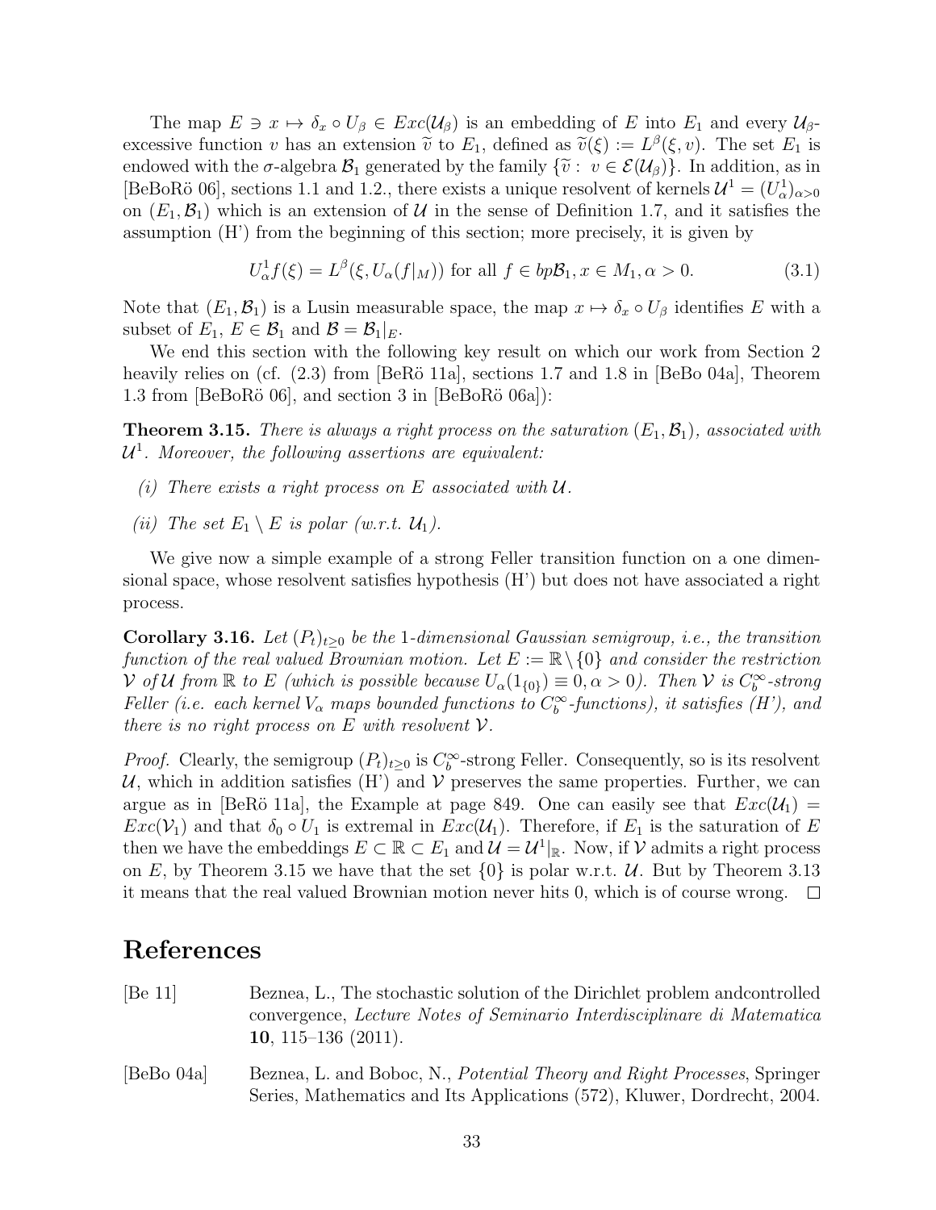The map $E \ni x \mapsto \delta_x \circ U_\beta \in Exc(\mathcal{U}_\beta)$ is an embedding of $E$ into $E_1$ and every $\mathcal{U}_\beta$-excessive function $v$ has an extension $\widetilde{v}$ to $E_1$, defined as $\widetilde{v}(\xi) := L^\beta(\xi, v)$. The set $E_1$ is endowed with the $\sigma$-algebra $\mathcal{B}_1$ generated by the family $\{\widetilde{v} : \ v \in \mathcal{E}(\mathcal{U}_\beta)\}$. In addition, as in [BeBoRö 06], sections 1.1 and 1.2., there exists a unique resolvent of kernels $\mathcal{U}^1 = (U^1_\alpha)_{\alpha>0}$ on $(E_1, \mathcal{B}_1)$ which is an extension of $\mathcal{U}$ in the sense of Definition 1.7, and it satisfies the assumption (H') from the beginning of this section; more precisely, it is given by

$$U^1_\alpha f(\xi) = L^\beta(\xi, U_\alpha(f|_M)) \text{ for all } f \in bp\mathcal{B}_1, x \in M_1, \alpha > 0. \tag{3.1}$$

Note that $(E_1, \mathcal{B}_1)$ is a Lusin measurable space, the map $x \mapsto \delta_x \circ U_\beta$ identifies $E$ with a subset of $E_1$, $E \in \mathcal{B}_1$ and $\mathcal{B} = \mathcal{B}_1|_E$.

We end this section with the following key result on which our work from Section 2 heavily relies on (cf. (2.3) from [BeRö 11a], sections 1.7 and 1.8 in [BeBo 04a], Theorem 1.3 from [BeBoRö 06], and section 3 in [BeBoRö 06a]):

**Theorem 3.15.** *There is always a right process on the saturation $(E_1, \mathcal{B}_1)$, associated with $\mathcal{U}^1$. Moreover, the following assertions are equivalent:*

*(i) There exists a right process on $E$ associated with $\mathcal{U}$.*

*(ii) The set $E_1 \setminus E$ is polar (w.r.t. $\mathcal{U}_1$).*

We give now a simple example of a strong Feller transition function on a one dimensional space, whose resolvent satisfies hypothesis (H') but does not have associated a right process.

**Corollary 3.16.** *Let $(P_t)_{t\geq 0}$ be the 1-dimensional Gaussian semigroup, i.e., the transition function of the real valued Brownian motion. Let $E := \mathbb{R} \setminus \{0\}$ and consider the restriction $\mathcal{V}$ of $\mathcal{U}$ from $\mathbb{R}$ to $E$ (which is possible because $U_\alpha(1_{\{0\}}) \equiv 0, \alpha > 0$). Then $\mathcal{V}$ is $C_b^\infty$-strong Feller (i.e. each kernel $V_\alpha$ maps bounded functions to $C_b^\infty$-functions), it satisfies (H'), and there is no right process on $E$ with resolvent $\mathcal{V}$.*

*Proof.* Clearly, the semigroup $(P_t)_{t\geq 0}$ is $C_b^\infty$-strong Feller. Consequently, so is its resolvent $\mathcal{U}$, which in addition satisfies (H') and $\mathcal{V}$ preserves the same properties. Further, we can argue as in [BeRö 11a], the Example at page 849. One can easily see that $Exc(\mathcal{U}_1) = Exc(\mathcal{V}_1)$ and that $\delta_0 \circ U_1$ is extremal in $Exc(\mathcal{U}_1)$. Therefore, if $E_1$ is the saturation of $E$ then we have the embeddings $E \subset \mathbb{R} \subset E_1$ and $\mathcal{U} = \mathcal{U}^1|_{\mathbb{R}}$. Now, if $\mathcal{V}$ admits a right process on $E$, by Theorem 3.15 we have that the set $\{0\}$ is polar w.r.t. $\mathcal{U}$. But by Theorem 3.13 it means that the real valued Brownian motion never hits 0, which is of course wrong. $\square$

# References

[Be 11] Beznea, L., The stochastic solution of the Dirichlet problem andcontrolled convergence, *Lecture Notes of Seminario Interdisciplinare di Matematica* **10**, 115–136 (2011).

[BeBo 04a] Beznea, L. and Boboc, N., *Potential Theory and Right Processes*, Springer Series, Mathematics and Its Applications (572), Kluwer, Dordrecht, 2004.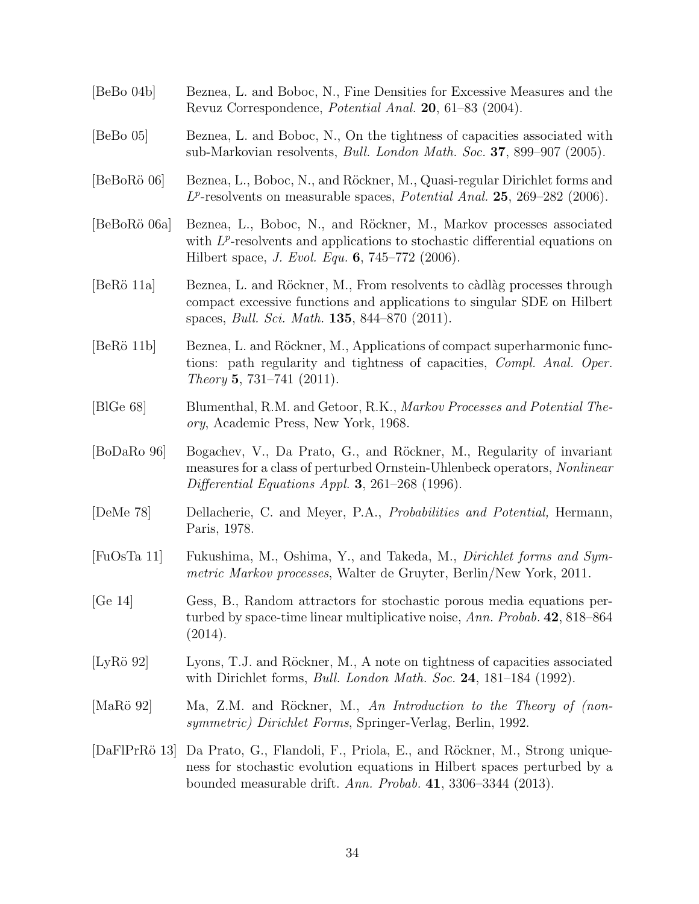[BeBo 04b] Beznea, L. and Boboc, N., Fine Densities for Excessive Measures and the Revuz Correspondence, *Potential Anal.* **20**, 61–83 (2004).

[BeBo 05] Beznea, L. and Boboc, N., On the tightness of capacities associated with sub-Markovian resolvents, *Bull. London Math. Soc.* **37**, 899–907 (2005).

[BeBoRö 06] Beznea, L., Boboc, N., and Röckner, M., Quasi-regular Dirichlet forms and $L^p$-resolvents on measurable spaces, *Potential Anal.* **25**, 269–282 (2006).

[BeBoRö 06a] Beznea, L., Boboc, N., and Röckner, M., Markov processes associated with $L^p$-resolvents and applications to stochastic differential equations on Hilbert space, *J. Evol. Equ.* **6**, 745–772 (2006).

[BeRö 11a] Beznea, L. and Röckner, M., From resolvents to càdlàg processes through compact excessive functions and applications to singular SDE on Hilbert spaces, *Bull. Sci. Math.* **135**, 844–870 (2011).

[BeRö 11b] Beznea, L. and Röckner, M., Applications of compact superharmonic functions: path regularity and tightness of capacities, *Compl. Anal. Oper. Theory* **5**, 731–741 (2011).

[BlGe 68] Blumenthal, R.M. and Getoor, R.K., *Markov Processes and Potential Theory*, Academic Press, New York, 1968.

[BoDaRo 96] Bogachev, V., Da Prato, G., and Röckner, M., Regularity of invariant measures for a class of perturbed Ornstein-Uhlenbeck operators, *Nonlinear Differential Equations Appl.* **3**, 261–268 (1996).

[DeMe 78] Dellacherie, C. and Meyer, P.A., *Probabilities and Potential,* Hermann, Paris, 1978.

[FuOsTa 11] Fukushima, M., Oshima, Y., and Takeda, M., *Dirichlet forms and Symmetric Markov processes*, Walter de Gruyter, Berlin/New York, 2011.

[Ge 14] Gess, B., Random attractors for stochastic porous media equations perturbed by space-time linear multiplicative noise, *Ann. Probab.* **42**, 818–864 (2014).

[LyRö 92] Lyons, T.J. and Röckner, M., A note on tightness of capacities associated with Dirichlet forms, *Bull. London Math. Soc.* **24**, 181–184 (1992).

[MaRö 92] Ma, Z.M. and Röckner, M., *An Introduction to the Theory of (non-symmetric) Dirichlet Forms*, Springer-Verlag, Berlin, 1992.

[DaFlPrRö 13] Da Prato, G., Flandoli, F., Priola, E., and Röckner, M., Strong uniqueness for stochastic evolution equations in Hilbert spaces perturbed by a bounded measurable drift. *Ann. Probab.* **41**, 3306–3344 (2013).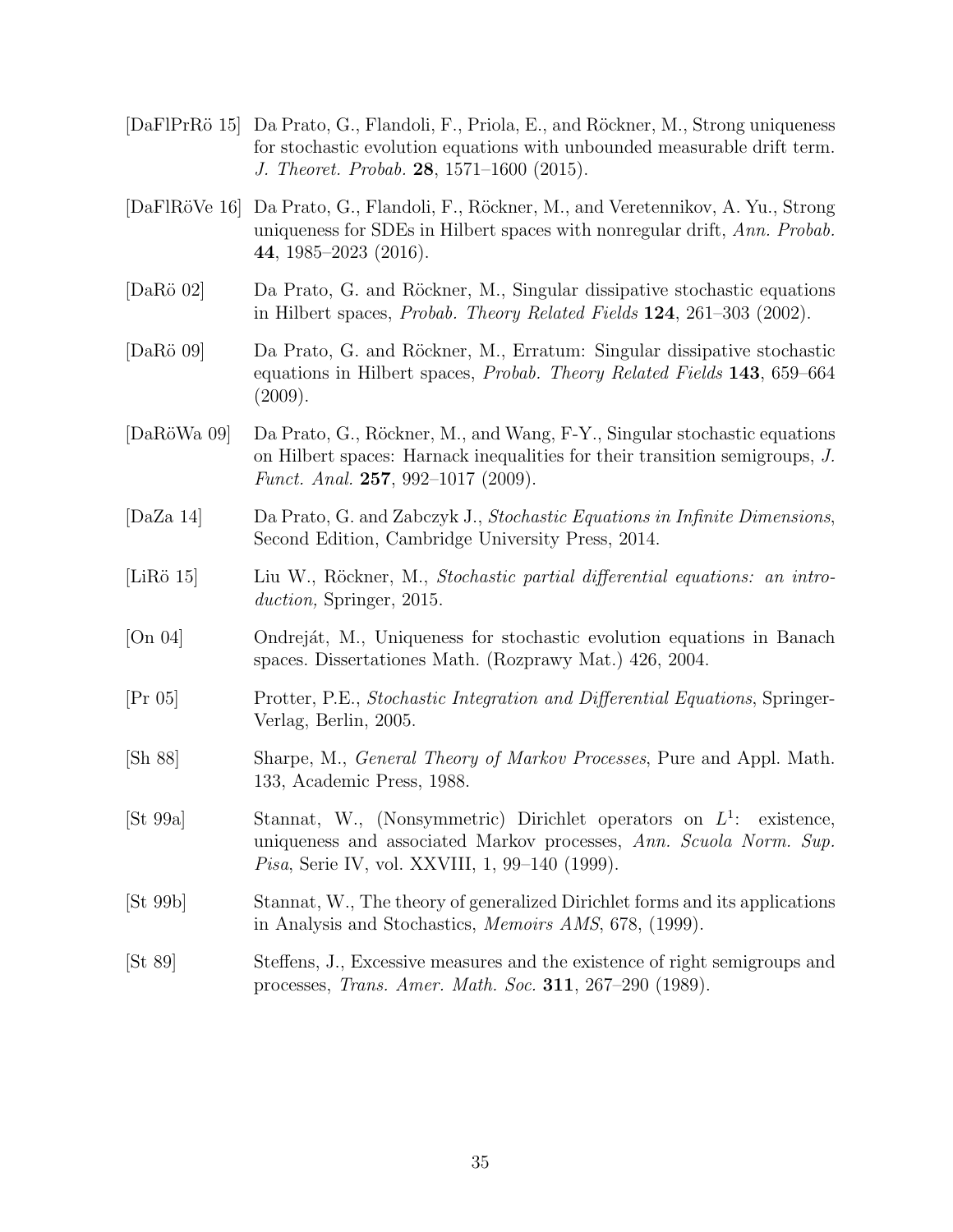[DaFlPrRö 15] Da Prato, G., Flandoli, F., Priola, E., and Röckner, M., Strong uniqueness for stochastic evolution equations with unbounded measurable drift term. *J. Theoret. Probab.* **28**, 1571–1600 (2015).

[DaFlRöVe 16] Da Prato, G., Flandoli, F., Röckner, M., and Veretennikov, A. Yu., Strong uniqueness for SDEs in Hilbert spaces with nonregular drift, *Ann. Probab.* **44**, 1985–2023 (2016).

[DaRö 02] Da Prato, G. and Röckner, M., Singular dissipative stochastic equations in Hilbert spaces, *Probab. Theory Related Fields* **124**, 261–303 (2002).

[DaRö 09] Da Prato, G. and Röckner, M., Erratum: Singular dissipative stochastic equations in Hilbert spaces, *Probab. Theory Related Fields* **143**, 659–664 (2009).

[DaRöWa 09] Da Prato, G., Röckner, M., and Wang, F-Y., Singular stochastic equations on Hilbert spaces: Harnack inequalities for their transition semigroups, *J. Funct. Anal.* **257**, 992–1017 (2009).

[DaZa 14] Da Prato, G. and Zabczyk J., *Stochastic Equations in Infinite Dimensions*, Second Edition, Cambridge University Press, 2014.

[LiRö 15] Liu W., Röckner, M., *Stochastic partial differential equations: an introduction,* Springer, 2015.

[On 04] Ondreját, M., Uniqueness for stochastic evolution equations in Banach spaces. Dissertationes Math. (Rozprawy Mat.) 426, 2004.

[Pr 05] Protter, P.E., *Stochastic Integration and Differential Equations*, Springer-Verlag, Berlin, 2005.

[Sh 88] Sharpe, M., *General Theory of Markov Processes*, Pure and Appl. Math. 133, Academic Press, 1988.

[St 99a] Stannat, W., (Nonsymmetric) Dirichlet operators on $L^1$: existence, uniqueness and associated Markov processes, *Ann. Scuola Norm. Sup. Pisa*, Serie IV, vol. XXVIII, 1, 99–140 (1999).

[St 99b] Stannat, W., The theory of generalized Dirichlet forms and its applications in Analysis and Stochastics, *Memoirs AMS*, 678, (1999).

[St 89] Steffens, J., Excessive measures and the existence of right semigroups and processes, *Trans. Amer. Math. Soc.* **311**, 267–290 (1989).